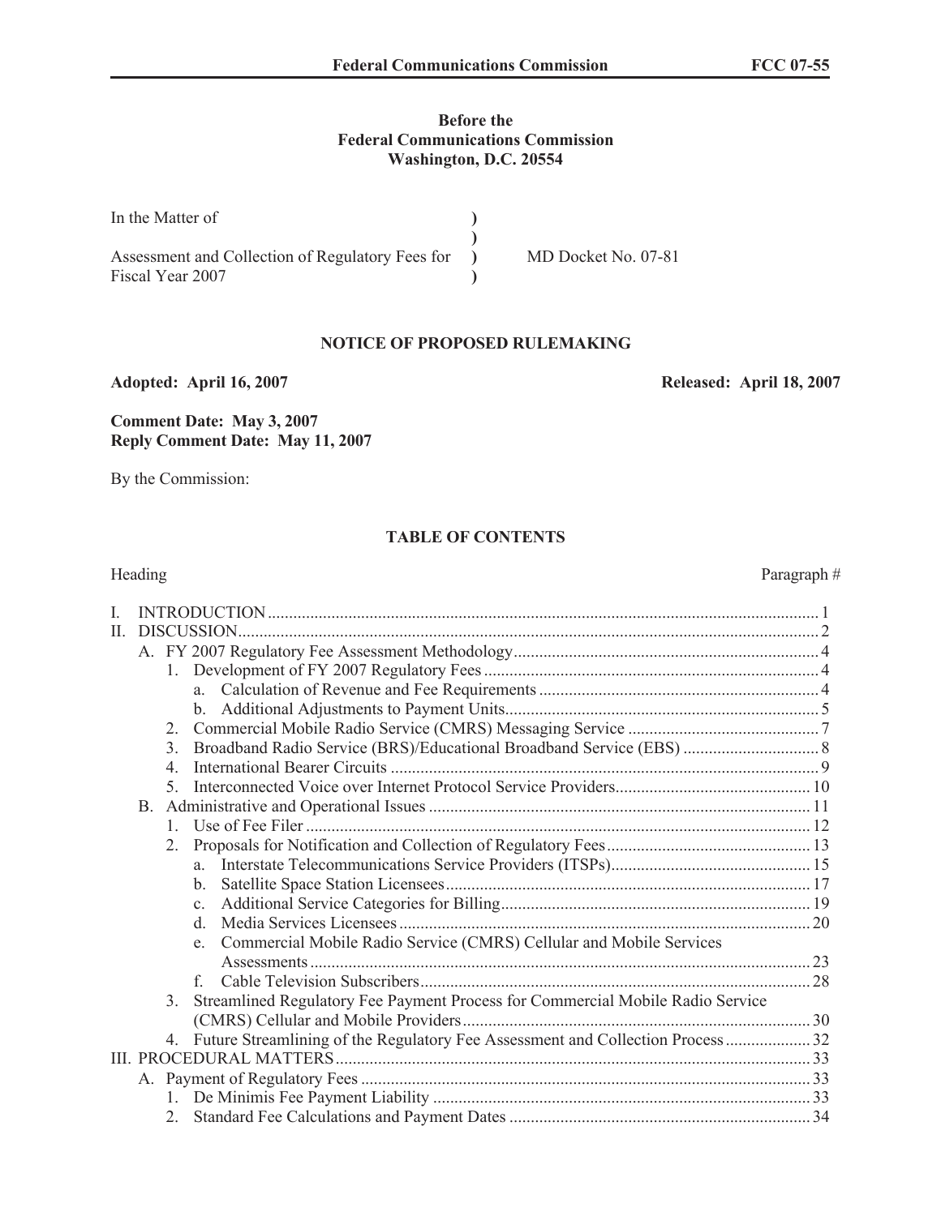**Before the**
**Federal Communications Commission**
**Washington, D.C. 20554**

| | | |
|---|---|---|
| In the Matter of | ) | |
| | ) | |
| Assessment and Collection of Regulatory Fees for Fiscal Year 2007 | ) | MD Docket No. 07-81 |
| | ) | |

## NOTICE OF PROPOSED RULEMAKING

**Adopted: April 16, 2007** **Released: April 18, 2007**

**Comment Date: May 3, 2007**
**Reply Comment Date: May 11, 2007**

By the Commission:

## TABLE OF CONTENTS

| Heading | Paragraph # |
|---|---|
| I. INTRODUCTION | 1 |
| II. DISCUSSION | 2 |
| A. FY 2007 Regulatory Fee Assessment Methodology | 4 |
| 1. Development of FY 2007 Regulatory Fees | 4 |
| a. Calculation of Revenue and Fee Requirements | 4 |
| b. Additional Adjustments to Payment Units | 5 |
| 2. Commercial Mobile Radio Service (CMRS) Messaging Service | 7 |
| 3. Broadband Radio Service (BRS)/Educational Broadband Service (EBS) | 8 |
| 4. International Bearer Circuits | 9 |
| 5. Interconnected Voice over Internet Protocol Service Providers | 10 |
| B. Administrative and Operational Issues | 11 |
| 1. Use of Fee Filer | 12 |
| 2. Proposals for Notification and Collection of Regulatory Fees | 13 |
| a. Interstate Telecommunications Service Providers (ITSPs) | 15 |
| b. Satellite Space Station Licensees | 17 |
| c. Additional Service Categories for Billing | 19 |
| d. Media Services Licensees | 20 |
| e. Commercial Mobile Radio Service (CMRS) Cellular and Mobile Services Assessments | 23 |
| f. Cable Television Subscribers | 28 |
| 3. Streamlined Regulatory Fee Payment Process for Commercial Mobile Radio Service (CMRS) Cellular and Mobile Providers | 30 |
| 4. Future Streamlining of the Regulatory Fee Assessment and Collection Process | 32 |
| III. PROCEDURAL MATTERS | 33 |
| A. Payment of Regulatory Fees | 33 |
| 1. De Minimis Fee Payment Liability | 33 |
| 2. Standard Fee Calculations and Payment Dates | 34 |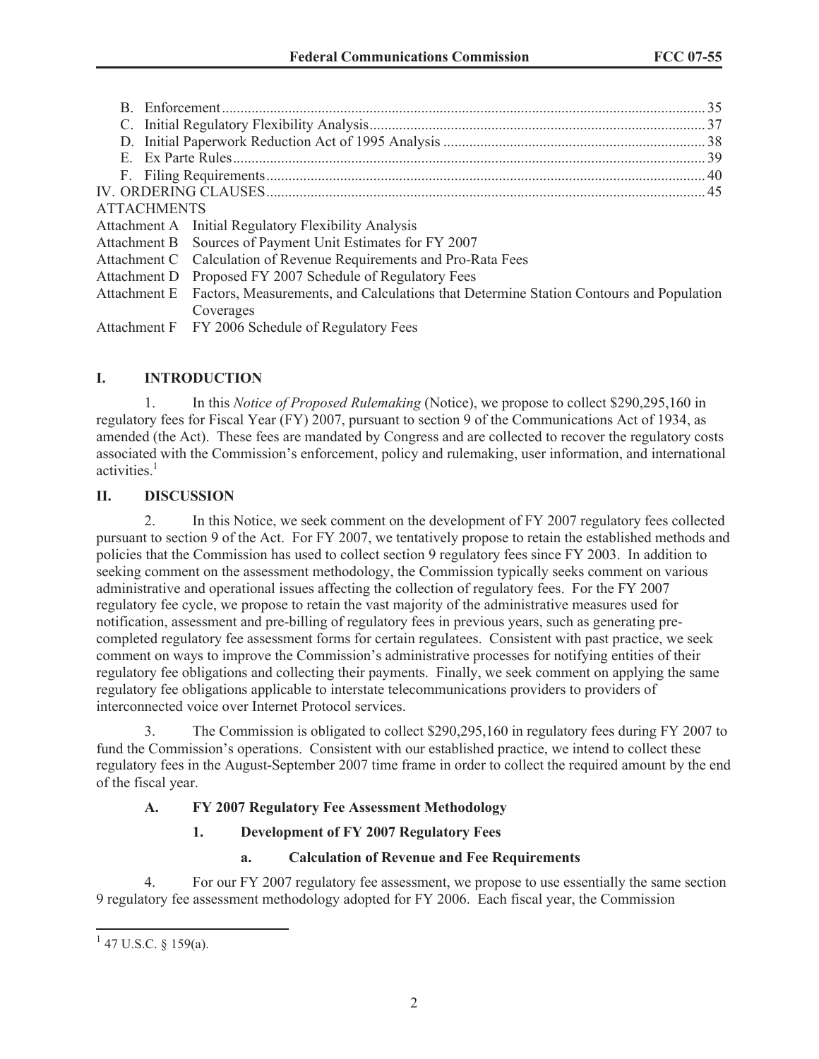B. Enforcement ........................................................................................................................ 35
C. Initial Regulatory Flexibility Analysis ................................................................................. 37
D. Initial Paperwork Reduction Act of 1995 Analysis ............................................................. 38
E. Ex Parte Rules ..................................................................................................................... 39
F. Filing Requirements ............................................................................................................ 40
IV. ORDERING CLAUSES ............................................................................................................ 45

ATTACHMENTS

Attachment A Initial Regulatory Flexibility Analysis
Attachment B Sources of Payment Unit Estimates for FY 2007
Attachment C Calculation of Revenue Requirements and Pro-Rata Fees
Attachment D Proposed FY 2007 Schedule of Regulatory Fees
Attachment E Factors, Measurements, and Calculations that Determine Station Contours and Population Coverages
Attachment F FY 2006 Schedule of Regulatory Fees

# I. INTRODUCTION

1. In this *Notice of Proposed Rulemaking* (Notice), we propose to collect $290,295,160 in regulatory fees for Fiscal Year (FY) 2007, pursuant to section 9 of the Communications Act of 1934, as amended (the Act). These fees are mandated by Congress and are collected to recover the regulatory costs associated with the Commission's enforcement, policy and rulemaking, user information, and international activities.[1]

# II. DISCUSSION

2. In this Notice, we seek comment on the development of FY 2007 regulatory fees collected pursuant to section 9 of the Act. For FY 2007, we tentatively propose to retain the established methods and policies that the Commission has used to collect section 9 regulatory fees since FY 2003. In addition to seeking comment on the assessment methodology, the Commission typically seeks comment on various administrative and operational issues affecting the collection of regulatory fees. For the FY 2007 regulatory fee cycle, we propose to retain the vast majority of the administrative measures used for notification, assessment and pre-billing of regulatory fees in previous years, such as generating pre-completed regulatory fee assessment forms for certain regulatees. Consistent with past practice, we seek comment on ways to improve the Commission's administrative processes for notifying entities of their regulatory fee obligations and collecting their payments. Finally, we seek comment on applying the same regulatory fee obligations applicable to interstate telecommunications providers to providers of interconnected voice over Internet Protocol services.

3. The Commission is obligated to collect $290,295,160 in regulatory fees during FY 2007 to fund the Commission's operations. Consistent with our established practice, we intend to collect these regulatory fees in the August-September 2007 time frame in order to collect the required amount by the end of the fiscal year.

## A. FY 2007 Regulatory Fee Assessment Methodology

### 1. Development of FY 2007 Regulatory Fees

#### a. Calculation of Revenue and Fee Requirements

4. For our FY 2007 regulatory fee assessment, we propose to use essentially the same section 9 regulatory fee assessment methodology adopted for FY 2006. Each fiscal year, the Commission

---

[1] 47 U.S.C. § 159(a).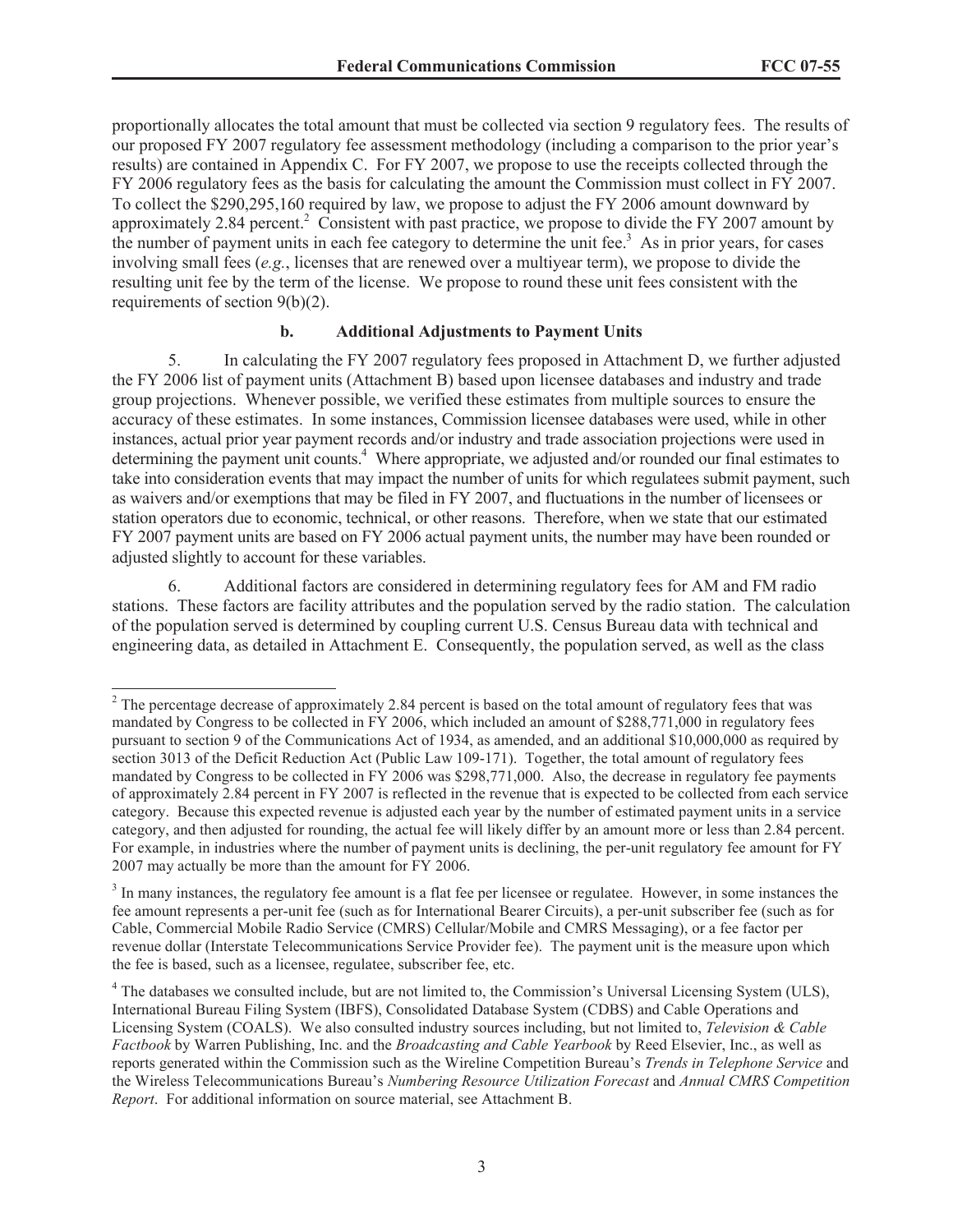proportionally allocates the total amount that must be collected via section 9 regulatory fees. The results of our proposed FY 2007 regulatory fee assessment methodology (including a comparison to the prior year's results) are contained in Appendix C. For FY 2007, we propose to use the receipts collected through the FY 2006 regulatory fees as the basis for calculating the amount the Commission must collect in FY 2007. To collect the $290,295,160 required by law, we propose to adjust the FY 2006 amount downward by approximately 2.84 percent.[2] Consistent with past practice, we propose to divide the FY 2007 amount by the number of payment units in each fee category to determine the unit fee.[3] As in prior years, for cases involving small fees (*e.g.*, licenses that are renewed over a multiyear term), we propose to divide the resulting unit fee by the term of the license. We propose to round these unit fees consistent with the requirements of section 9(b)(2).

**b. Additional Adjustments to Payment Units**

5. In calculating the FY 2007 regulatory fees proposed in Attachment D, we further adjusted the FY 2006 list of payment units (Attachment B) based upon licensee databases and industry and trade group projections. Whenever possible, we verified these estimates from multiple sources to ensure the accuracy of these estimates. In some instances, Commission licensee databases were used, while in other instances, actual prior year payment records and/or industry and trade association projections were used in determining the payment unit counts.[4] Where appropriate, we adjusted and/or rounded our final estimates to take into consideration events that may impact the number of units for which regulatees submit payment, such as waivers and/or exemptions that may be filed in FY 2007, and fluctuations in the number of licensees or station operators due to economic, technical, or other reasons. Therefore, when we state that our estimated FY 2007 payment units are based on FY 2006 actual payment units, the number may have been rounded or adjusted slightly to account for these variables.

6. Additional factors are considered in determining regulatory fees for AM and FM radio stations. These factors are facility attributes and the population served by the radio station. The calculation of the population served is determined by coupling current U.S. Census Bureau data with technical and engineering data, as detailed in Attachment E. Consequently, the population served, as well as the class

---

[2] The percentage decrease of approximately 2.84 percent is based on the total amount of regulatory fees that was mandated by Congress to be collected in FY 2006, which included an amount of $288,771,000 in regulatory fees pursuant to section 9 of the Communications Act of 1934, as amended, and an additional $10,000,000 as required by section 3013 of the Deficit Reduction Act (Public Law 109-171). Together, the total amount of regulatory fees mandated by Congress to be collected in FY 2006 was $298,771,000. Also, the decrease in regulatory fee payments of approximately 2.84 percent in FY 2007 is reflected in the revenue that is expected to be collected from each service category. Because this expected revenue is adjusted each year by the number of estimated payment units in a service category, and then adjusted for rounding, the actual fee will likely differ by an amount more or less than 2.84 percent. For example, in industries where the number of payment units is declining, the per-unit regulatory fee amount for FY 2007 may actually be more than the amount for FY 2006.

[3] In many instances, the regulatory fee amount is a flat fee per licensee or regulatee. However, in some instances the fee amount represents a per-unit fee (such as for International Bearer Circuits), a per-unit subscriber fee (such as for Cable, Commercial Mobile Radio Service (CMRS) Cellular/Mobile and CMRS Messaging), or a fee factor per revenue dollar (Interstate Telecommunications Service Provider fee). The payment unit is the measure upon which the fee is based, such as a licensee, regulatee, subscriber fee, etc.

[4] The databases we consulted include, but are not limited to, the Commission's Universal Licensing System (ULS), International Bureau Filing System (IBFS), Consolidated Database System (CDBS) and Cable Operations and Licensing System (COALS). We also consulted industry sources including, but not limited to, *Television & Cable Factbook* by Warren Publishing, Inc. and the *Broadcasting and Cable Yearbook* by Reed Elsevier, Inc., as well as reports generated within the Commission such as the Wireline Competition Bureau's *Trends in Telephone Service* and the Wireless Telecommunications Bureau's *Numbering Resource Utilization Forecast* and *Annual CMRS Competition Report*. For additional information on source material, see Attachment B.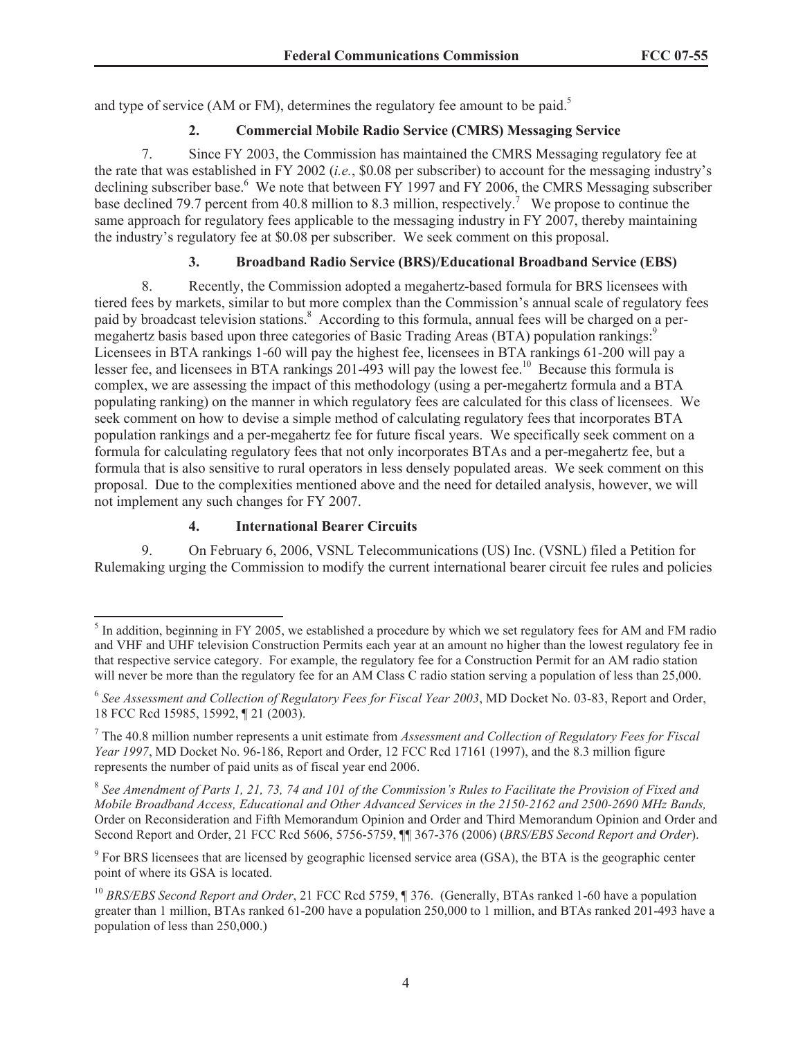and type of service (AM or FM), determines the regulatory fee amount to be paid.[5]

### 2. Commercial Mobile Radio Service (CMRS) Messaging Service

7. Since FY 2003, the Commission has maintained the CMRS Messaging regulatory fee at the rate that was established in FY 2002 (*i.e.*, \$0.08 per subscriber) to account for the messaging industry's declining subscriber base.[6] We note that between FY 1997 and FY 2006, the CMRS Messaging subscriber base declined 79.7 percent from 40.8 million to 8.3 million, respectively.[7] We propose to continue the same approach for regulatory fees applicable to the messaging industry in FY 2007, thereby maintaining the industry's regulatory fee at \$0.08 per subscriber. We seek comment on this proposal.

### 3. Broadband Radio Service (BRS)/Educational Broadband Service (EBS)

8. Recently, the Commission adopted a megahertz-based formula for BRS licensees with tiered fees by markets, similar to but more complex than the Commission's annual scale of regulatory fees paid by broadcast television stations.[8] According to this formula, annual fees will be charged on a per-megahertz basis based upon three categories of Basic Trading Areas (BTA) population rankings:[9] Licensees in BTA rankings 1-60 will pay the highest fee, licensees in BTA rankings 61-200 will pay a lesser fee, and licensees in BTA rankings 201-493 will pay the lowest fee.[10] Because this formula is complex, we are assessing the impact of this methodology (using a per-megahertz formula and a BTA populating ranking) on the manner in which regulatory fees are calculated for this class of licensees. We seek comment on how to devise a simple method of calculating regulatory fees that incorporates BTA population rankings and a per-megahertz fee for future fiscal years. We specifically seek comment on a formula for calculating regulatory fees that not only incorporates BTAs and a per-megahertz fee, but a formula that is also sensitive to rural operators in less densely populated areas. We seek comment on this proposal. Due to the complexities mentioned above and the need for detailed analysis, however, we will not implement any such changes for FY 2007.

### 4. International Bearer Circuits

9. On February 6, 2006, VSNL Telecommunications (US) Inc. (VSNL) filed a Petition for Rulemaking urging the Commission to modify the current international bearer circuit fee rules and policies

---

[5] In addition, beginning in FY 2005, we established a procedure by which we set regulatory fees for AM and FM radio and VHF and UHF television Construction Permits each year at an amount no higher than the lowest regulatory fee in that respective service category. For example, the regulatory fee for a Construction Permit for an AM radio station will never be more than the regulatory fee for an AM Class C radio station serving a population of less than 25,000.

[6] *See Assessment and Collection of Regulatory Fees for Fiscal Year 2003*, MD Docket No. 03-83, Report and Order, 18 FCC Rcd 15985, 15992, ¶ 21 (2003).

[7] The 40.8 million number represents a unit estimate from *Assessment and Collection of Regulatory Fees for Fiscal Year 1997*, MD Docket No. 96-186, Report and Order, 12 FCC Rcd 17161 (1997), and the 8.3 million figure represents the number of paid units as of fiscal year end 2006.

[8] *See Amendment of Parts 1, 21, 73, 74 and 101 of the Commission's Rules to Facilitate the Provision of Fixed and Mobile Broadband Access, Educational and Other Advanced Services in the 2150-2162 and 2500-2690 MHz Bands,* Order on Reconsideration and Fifth Memorandum Opinion and Order and Third Memorandum Opinion and Order and Second Report and Order, 21 FCC Rcd 5606, 5756-5759, ¶¶ 367-376 (2006) (*BRS/EBS Second Report and Order*).

[9] For BRS licensees that are licensed by geographic licensed service area (GSA), the BTA is the geographic center point of where its GSA is located.

[10] *BRS/EBS Second Report and Order*, 21 FCC Rcd 5759, ¶ 376. (Generally, BTAs ranked 1-60 have a population greater than 1 million, BTAs ranked 61-200 have a population 250,000 to 1 million, and BTAs ranked 201-493 have a population of less than 250,000.)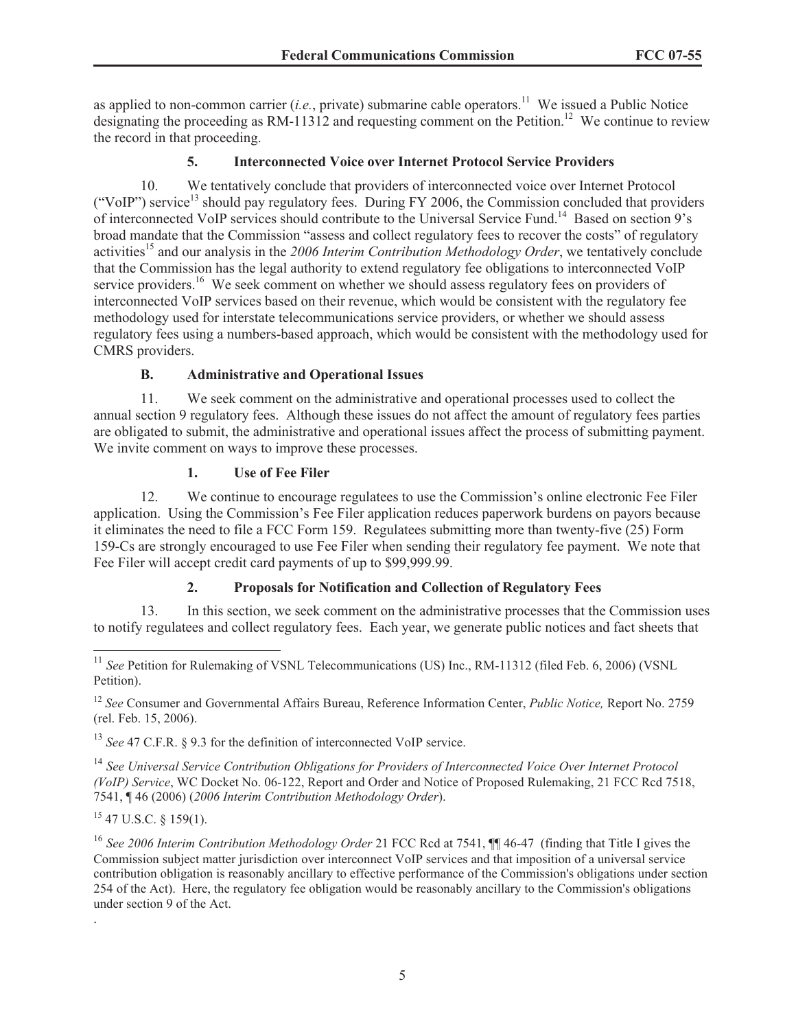as applied to non-common carrier (*i.e.*, private) submarine cable operators.[11] We issued a Public Notice designating the proceeding as RM-11312 and requesting comment on the Petition.[12] We continue to review the record in that proceeding.

#### 5. Interconnected Voice over Internet Protocol Service Providers

10. We tentatively conclude that providers of interconnected voice over Internet Protocol ("VoIP") service[13] should pay regulatory fees. During FY 2006, the Commission concluded that providers of interconnected VoIP services should contribute to the Universal Service Fund.[14] Based on section 9's broad mandate that the Commission "assess and collect regulatory fees to recover the costs" of regulatory activities[15] and our analysis in the *2006 Interim Contribution Methodology Order*, we tentatively conclude that the Commission has the legal authority to extend regulatory fee obligations to interconnected VoIP service providers.[16] We seek comment on whether we should assess regulatory fees on providers of interconnected VoIP services based on their revenue, which would be consistent with the regulatory fee methodology used for interstate telecommunications service providers, or whether we should assess regulatory fees using a numbers-based approach, which would be consistent with the methodology used for CMRS providers.

### B. Administrative and Operational Issues

11. We seek comment on the administrative and operational processes used to collect the annual section 9 regulatory fees. Although these issues do not affect the amount of regulatory fees parties are obligated to submit, the administrative and operational issues affect the process of submitting payment. We invite comment on ways to improve these processes.

#### 1. Use of Fee Filer

12. We continue to encourage regulatees to use the Commission's online electronic Fee Filer application. Using the Commission's Fee Filer application reduces paperwork burdens on payors because it eliminates the need to file a FCC Form 159. Regulatees submitting more than twenty-five (25) Form 159-Cs are strongly encouraged to use Fee Filer when sending their regulatory fee payment. We note that Fee Filer will accept credit card payments of up to $99,999.99.

#### 2. Proposals for Notification and Collection of Regulatory Fees

13. In this section, we seek comment on the administrative processes that the Commission uses to notify regulatees and collect regulatory fees. Each year, we generate public notices and fact sheets that

---

[11] *See* Petition for Rulemaking of VSNL Telecommunications (US) Inc., RM-11312 (filed Feb. 6, 2006) (VSNL Petition).

[12] *See* Consumer and Governmental Affairs Bureau, Reference Information Center, *Public Notice,* Report No. 2759 (rel. Feb. 15, 2006).

[13] *See* 47 C.F.R. § 9.3 for the definition of interconnected VoIP service.

[14] *See Universal Service Contribution Obligations for Providers of Interconnected Voice Over Internet Protocol (VoIP) Service*, WC Docket No. 06-122, Report and Order and Notice of Proposed Rulemaking, 21 FCC Rcd 7518, 7541, ¶ 46 (2006) (*2006 Interim Contribution Methodology Order*).

[15] 47 U.S.C. § 159(1).

[16] *See 2006 Interim Contribution Methodology Order* 21 FCC Rcd at 7541, ¶¶ 46-47 (finding that Title I gives the Commission subject matter jurisdiction over interconnect VoIP services and that imposition of a universal service contribution obligation is reasonably ancillary to effective performance of the Commission's obligations under section 254 of the Act). Here, the regulatory fee obligation would be reasonably ancillary to the Commission's obligations under section 9 of the Act.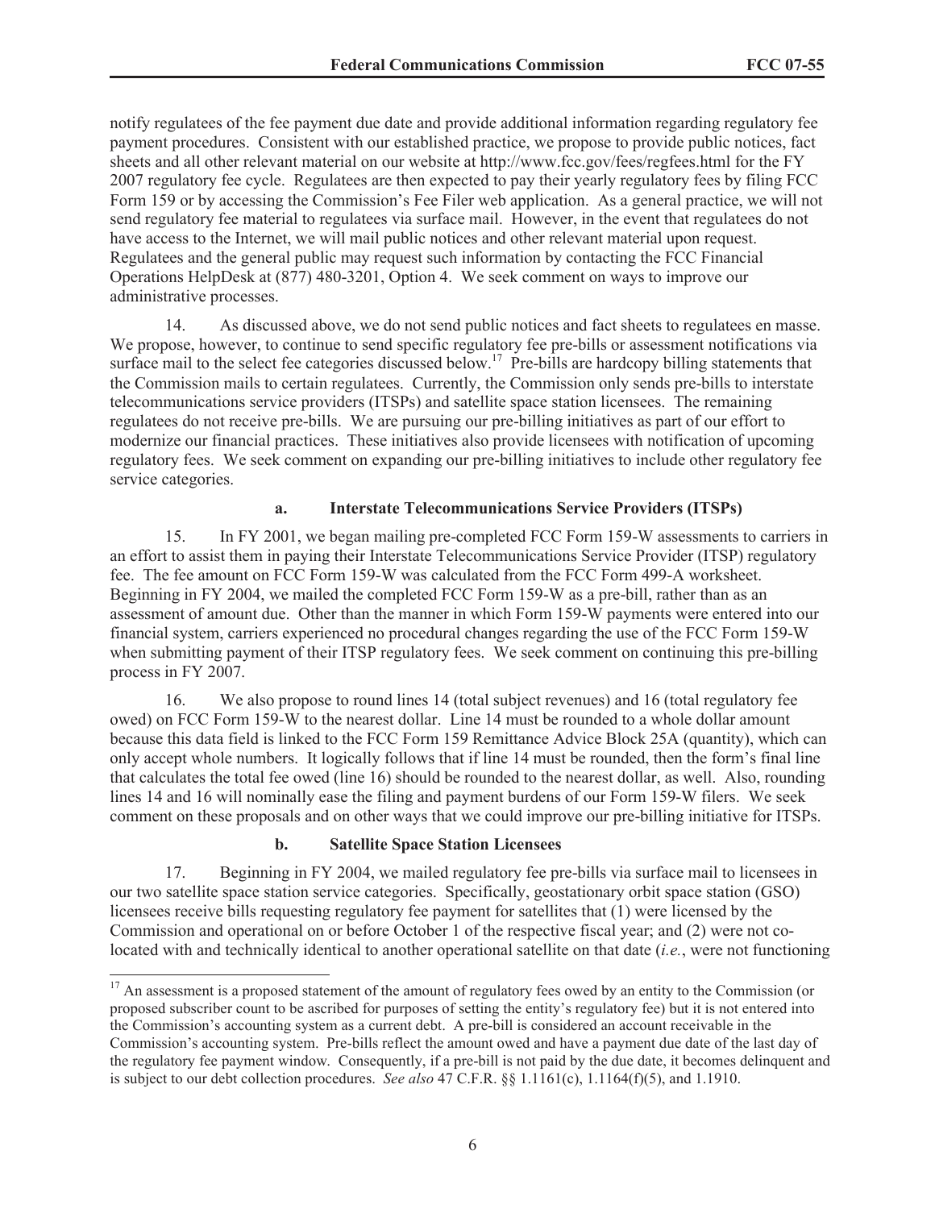notify regulatees of the fee payment due date and provide additional information regarding regulatory fee payment procedures. Consistent with our established practice, we propose to provide public notices, fact sheets and all other relevant material on our website at http://www.fcc.gov/fees/regfees.html for the FY 2007 regulatory fee cycle. Regulatees are then expected to pay their yearly regulatory fees by filing FCC Form 159 or by accessing the Commission's Fee Filer web application. As a general practice, we will not send regulatory fee material to regulatees via surface mail. However, in the event that regulatees do not have access to the Internet, we will mail public notices and other relevant material upon request. Regulatees and the general public may request such information by contacting the FCC Financial Operations HelpDesk at (877) 480-3201, Option 4. We seek comment on ways to improve our administrative processes.

14. As discussed above, we do not send public notices and fact sheets to regulatees en masse. We propose, however, to continue to send specific regulatory fee pre-bills or assessment notifications via surface mail to the select fee categories discussed below.[17] Pre-bills are hardcopy billing statements that the Commission mails to certain regulatees. Currently, the Commission only sends pre-bills to interstate telecommunications service providers (ITSPs) and satellite space station licensees. The remaining regulatees do not receive pre-bills. We are pursuing our pre-billing initiatives as part of our effort to modernize our financial practices. These initiatives also provide licensees with notification of upcoming regulatory fees. We seek comment on expanding our pre-billing initiatives to include other regulatory fee service categories.

#### a. Interstate Telecommunications Service Providers (ITSPs)

15. In FY 2001, we began mailing pre-completed FCC Form 159-W assessments to carriers in an effort to assist them in paying their Interstate Telecommunications Service Provider (ITSP) regulatory fee. The fee amount on FCC Form 159-W was calculated from the FCC Form 499-A worksheet. Beginning in FY 2004, we mailed the completed FCC Form 159-W as a pre-bill, rather than as an assessment of amount due. Other than the manner in which Form 159-W payments were entered into our financial system, carriers experienced no procedural changes regarding the use of the FCC Form 159-W when submitting payment of their ITSP regulatory fees. We seek comment on continuing this pre-billing process in FY 2007.

16. We also propose to round lines 14 (total subject revenues) and 16 (total regulatory fee owed) on FCC Form 159-W to the nearest dollar. Line 14 must be rounded to a whole dollar amount because this data field is linked to the FCC Form 159 Remittance Advice Block 25A (quantity), which can only accept whole numbers. It logically follows that if line 14 must be rounded, then the form's final line that calculates the total fee owed (line 16) should be rounded to the nearest dollar, as well. Also, rounding lines 14 and 16 will nominally ease the filing and payment burdens of our Form 159-W filers. We seek comment on these proposals and on other ways that we could improve our pre-billing initiative for ITSPs.

#### b. Satellite Space Station Licensees

17. Beginning in FY 2004, we mailed regulatory fee pre-bills via surface mail to licensees in our two satellite space station service categories. Specifically, geostationary orbit space station (GSO) licensees receive bills requesting regulatory fee payment for satellites that (1) were licensed by the Commission and operational on or before October 1 of the respective fiscal year; and (2) were not co-located with and technically identical to another operational satellite on that date (*i.e.*, were not functioning

---

[17] An assessment is a proposed statement of the amount of regulatory fees owed by an entity to the Commission (or proposed subscriber count to be ascribed for purposes of setting the entity's regulatory fee) but it is not entered into the Commission's accounting system as a current debt. A pre-bill is considered an account receivable in the Commission's accounting system. Pre-bills reflect the amount owed and have a payment due date of the last day of the regulatory fee payment window. Consequently, if a pre-bill is not paid by the due date, it becomes delinquent and is subject to our debt collection procedures. *See also* 47 C.F.R. §§ 1.1161(c), 1.1164(f)(5), and 1.1910.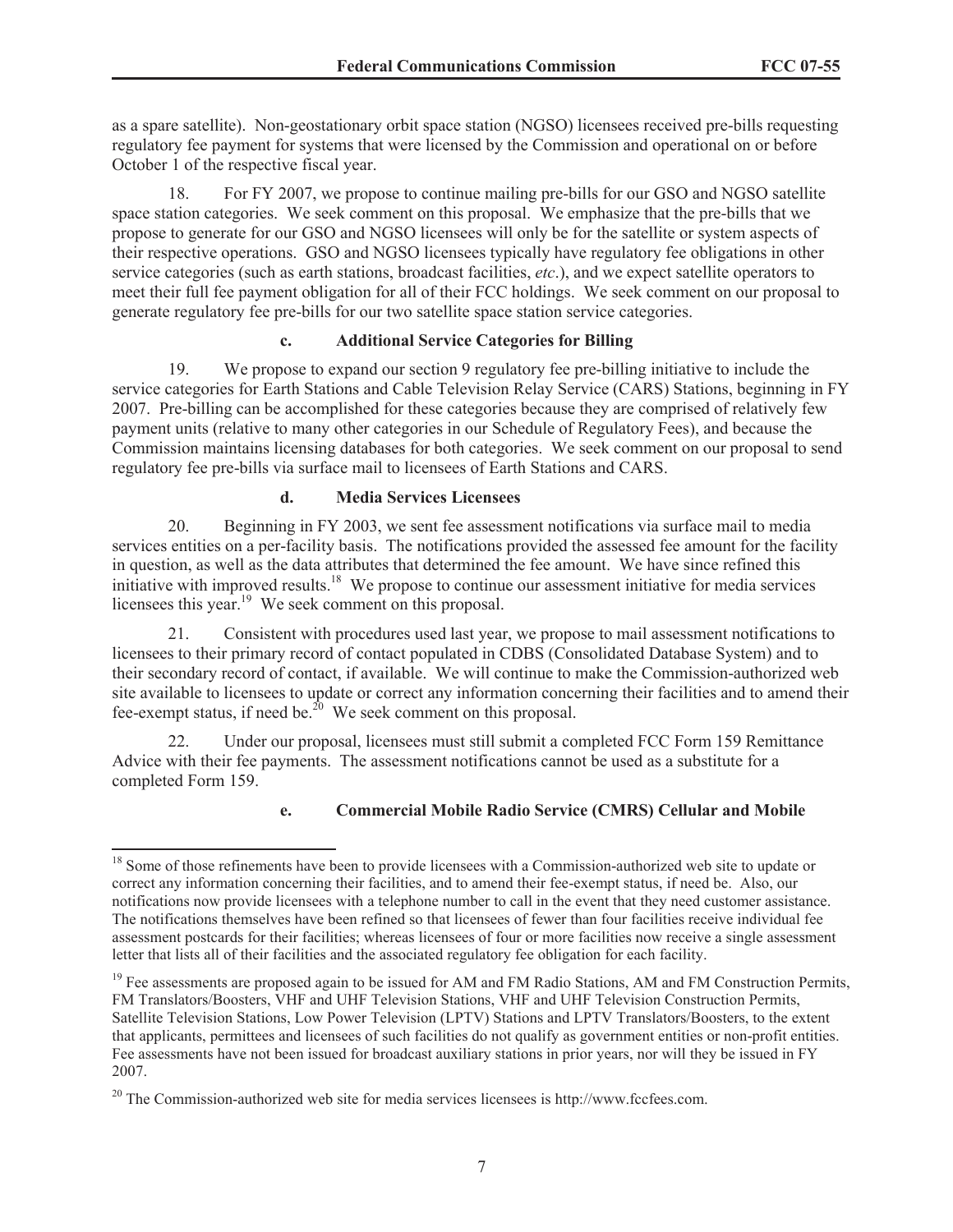as a spare satellite). Non-geostationary orbit space station (NGSO) licensees received pre-bills requesting regulatory fee payment for systems that were licensed by the Commission and operational on or before October 1 of the respective fiscal year.

18. For FY 2007, we propose to continue mailing pre-bills for our GSO and NGSO satellite space station categories. We seek comment on this proposal. We emphasize that the pre-bills that we propose to generate for our GSO and NGSO licensees will only be for the satellite or system aspects of their respective operations. GSO and NGSO licensees typically have regulatory fee obligations in other service categories (such as earth stations, broadcast facilities, *etc*.), and we expect satellite operators to meet their full fee payment obligation for all of their FCC holdings. We seek comment on our proposal to generate regulatory fee pre-bills for our two satellite space station service categories.

#### c. Additional Service Categories for Billing

19. We propose to expand our section 9 regulatory fee pre-billing initiative to include the service categories for Earth Stations and Cable Television Relay Service (CARS) Stations, beginning in FY 2007. Pre-billing can be accomplished for these categories because they are comprised of relatively few payment units (relative to many other categories in our Schedule of Regulatory Fees), and because the Commission maintains licensing databases for both categories. We seek comment on our proposal to send regulatory fee pre-bills via surface mail to licensees of Earth Stations and CARS.

#### d. Media Services Licensees

20. Beginning in FY 2003, we sent fee assessment notifications via surface mail to media services entities on a per-facility basis. The notifications provided the assessed fee amount for the facility in question, as well as the data attributes that determined the fee amount. We have since refined this initiative with improved results.[18] We propose to continue our assessment initiative for media services licensees this year.[19] We seek comment on this proposal.

21. Consistent with procedures used last year, we propose to mail assessment notifications to licensees to their primary record of contact populated in CDBS (Consolidated Database System) and to their secondary record of contact, if available. We will continue to make the Commission-authorized web site available to licensees to update or correct any information concerning their facilities and to amend their fee-exempt status, if need be.[20] We seek comment on this proposal.

22. Under our proposal, licensees must still submit a completed FCC Form 159 Remittance Advice with their fee payments. The assessment notifications cannot be used as a substitute for a completed Form 159.

#### e. Commercial Mobile Radio Service (CMRS) Cellular and Mobile

[18] Some of those refinements have been to provide licensees with a Commission-authorized web site to update or correct any information concerning their facilities, and to amend their fee-exempt status, if need be. Also, our notifications now provide licensees with a telephone number to call in the event that they need customer assistance. The notifications themselves have been refined so that licensees of fewer than four facilities receive individual fee assessment postcards for their facilities; whereas licensees of four or more facilities now receive a single assessment letter that lists all of their facilities and the associated regulatory fee obligation for each facility.

[19] Fee assessments are proposed again to be issued for AM and FM Radio Stations, AM and FM Construction Permits, FM Translators/Boosters, VHF and UHF Television Stations, VHF and UHF Television Construction Permits, Satellite Television Stations, Low Power Television (LPTV) Stations and LPTV Translators/Boosters, to the extent that applicants, permittees and licensees of such facilities do not qualify as government entities or non-profit entities. Fee assessments have not been issued for broadcast auxiliary stations in prior years, nor will they be issued in FY 2007.

[20] The Commission-authorized web site for media services licensees is http://www.fccfees.com.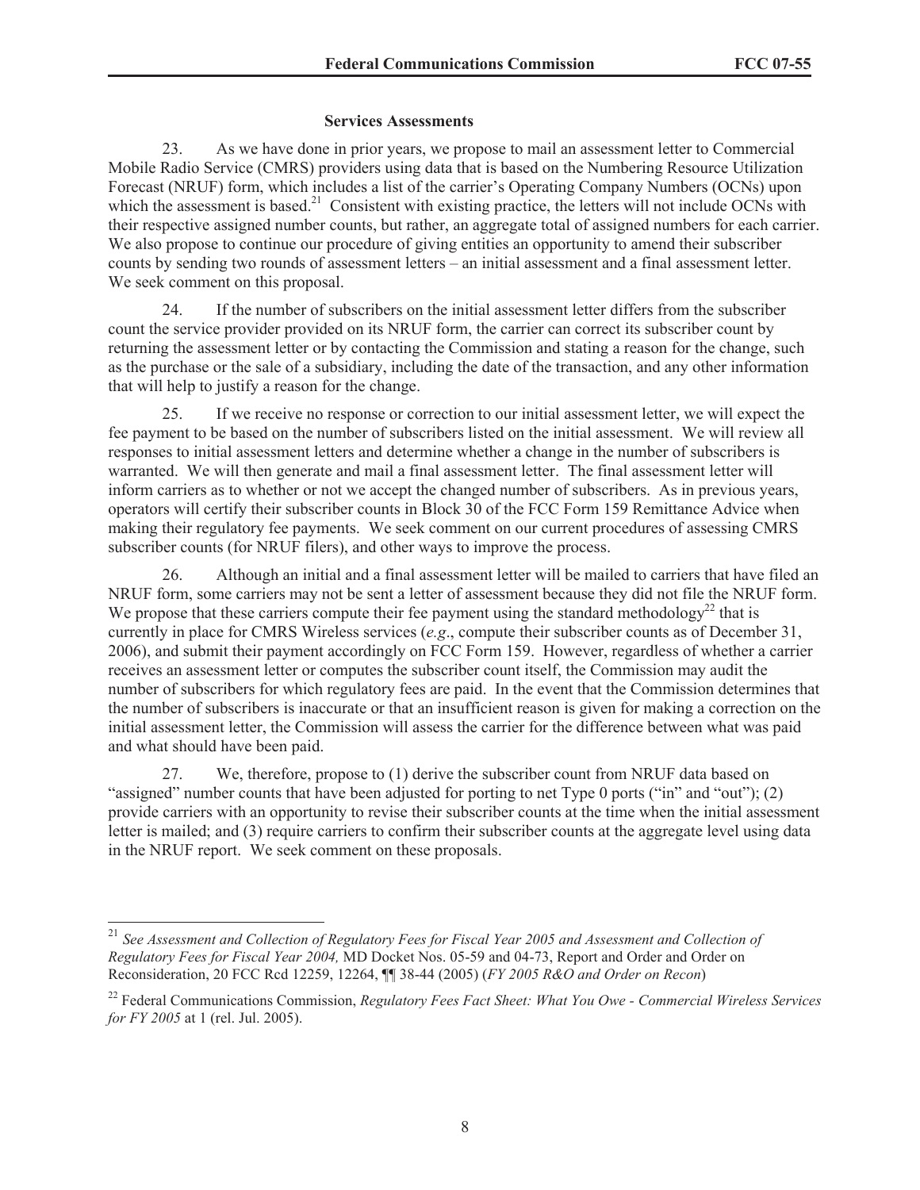### Services Assessments

23. As we have done in prior years, we propose to mail an assessment letter to Commercial Mobile Radio Service (CMRS) providers using data that is based on the Numbering Resource Utilization Forecast (NRUF) form, which includes a list of the carrier's Operating Company Numbers (OCNs) upon which the assessment is based.[21] Consistent with existing practice, the letters will not include OCNs with their respective assigned number counts, but rather, an aggregate total of assigned numbers for each carrier. We also propose to continue our procedure of giving entities an opportunity to amend their subscriber counts by sending two rounds of assessment letters – an initial assessment and a final assessment letter. We seek comment on this proposal.

24. If the number of subscribers on the initial assessment letter differs from the subscriber count the service provider provided on its NRUF form, the carrier can correct its subscriber count by returning the assessment letter or by contacting the Commission and stating a reason for the change, such as the purchase or the sale of a subsidiary, including the date of the transaction, and any other information that will help to justify a reason for the change.

25. If we receive no response or correction to our initial assessment letter, we will expect the fee payment to be based on the number of subscribers listed on the initial assessment. We will review all responses to initial assessment letters and determine whether a change in the number of subscribers is warranted. We will then generate and mail a final assessment letter. The final assessment letter will inform carriers as to whether or not we accept the changed number of subscribers. As in previous years, operators will certify their subscriber counts in Block 30 of the FCC Form 159 Remittance Advice when making their regulatory fee payments. We seek comment on our current procedures of assessing CMRS subscriber counts (for NRUF filers), and other ways to improve the process.

26. Although an initial and a final assessment letter will be mailed to carriers that have filed an NRUF form, some carriers may not be sent a letter of assessment because they did not file the NRUF form. We propose that these carriers compute their fee payment using the standard methodology[22] that is currently in place for CMRS Wireless services (*e.g*., compute their subscriber counts as of December 31, 2006), and submit their payment accordingly on FCC Form 159. However, regardless of whether a carrier receives an assessment letter or computes the subscriber count itself, the Commission may audit the number of subscribers for which regulatory fees are paid. In the event that the Commission determines that the number of subscribers is inaccurate or that an insufficient reason is given for making a correction on the initial assessment letter, the Commission will assess the carrier for the difference between what was paid and what should have been paid.

27. We, therefore, propose to (1) derive the subscriber count from NRUF data based on "assigned" number counts that have been adjusted for porting to net Type 0 ports ("in" and "out"); (2) provide carriers with an opportunity to revise their subscriber counts at the time when the initial assessment letter is mailed; and (3) require carriers to confirm their subscriber counts at the aggregate level using data in the NRUF report. We seek comment on these proposals.

---

[21] *See Assessment and Collection of Regulatory Fees for Fiscal Year 2005 and Assessment and Collection of Regulatory Fees for Fiscal Year 2004,* MD Docket Nos. 05-59 and 04-73, Report and Order and Order on Reconsideration, 20 FCC Rcd 12259, 12264, ¶¶ 38-44 (2005) (*FY 2005 R&O and Order on Recon*)

[22] Federal Communications Commission, *Regulatory Fees Fact Sheet: What You Owe - Commercial Wireless Services for FY 2005* at 1 (rel. Jul. 2005).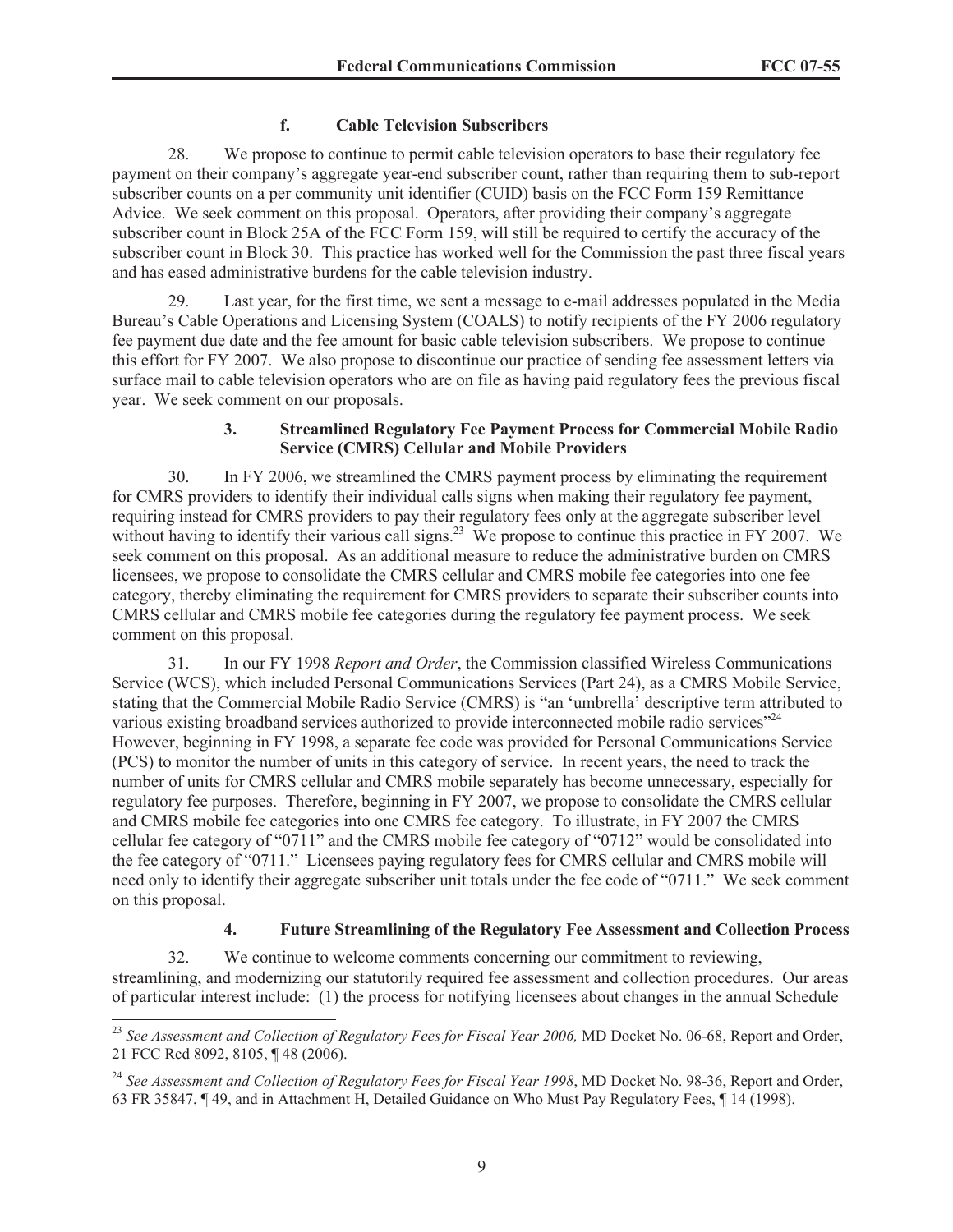#### f. Cable Television Subscribers

28. We propose to continue to permit cable television operators to base their regulatory fee payment on their company's aggregate year-end subscriber count, rather than requiring them to sub-report subscriber counts on a per community unit identifier (CUID) basis on the FCC Form 159 Remittance Advice. We seek comment on this proposal. Operators, after providing their company's aggregate subscriber count in Block 25A of the FCC Form 159, will still be required to certify the accuracy of the subscriber count in Block 30. This practice has worked well for the Commission the past three fiscal years and has eased administrative burdens for the cable television industry.

29. Last year, for the first time, we sent a message to e-mail addresses populated in the Media Bureau's Cable Operations and Licensing System (COALS) to notify recipients of the FY 2006 regulatory fee payment due date and the fee amount for basic cable television subscribers. We propose to continue this effort for FY 2007. We also propose to discontinue our practice of sending fee assessment letters via surface mail to cable television operators who are on file as having paid regulatory fees the previous fiscal year. We seek comment on our proposals.

### 3. Streamlined Regulatory Fee Payment Process for Commercial Mobile Radio Service (CMRS) Cellular and Mobile Providers

30. In FY 2006, we streamlined the CMRS payment process by eliminating the requirement for CMRS providers to identify their individual calls signs when making their regulatory fee payment, requiring instead for CMRS providers to pay their regulatory fees only at the aggregate subscriber level without having to identify their various call signs.[23] We propose to continue this practice in FY 2007. We seek comment on this proposal. As an additional measure to reduce the administrative burden on CMRS licensees, we propose to consolidate the CMRS cellular and CMRS mobile fee categories into one fee category, thereby eliminating the requirement for CMRS providers to separate their subscriber counts into CMRS cellular and CMRS mobile fee categories during the regulatory fee payment process. We seek comment on this proposal.

31. In our FY 1998 *Report and Order*, the Commission classified Wireless Communications Service (WCS), which included Personal Communications Services (Part 24), as a CMRS Mobile Service, stating that the Commercial Mobile Radio Service (CMRS) is "an 'umbrella' descriptive term attributed to various existing broadband services authorized to provide interconnected mobile radio services"[24] However, beginning in FY 1998, a separate fee code was provided for Personal Communications Service (PCS) to monitor the number of units in this category of service. In recent years, the need to track the number of units for CMRS cellular and CMRS mobile separately has become unnecessary, especially for regulatory fee purposes. Therefore, beginning in FY 2007, we propose to consolidate the CMRS cellular and CMRS mobile fee categories into one CMRS fee category. To illustrate, in FY 2007 the CMRS cellular fee category of "0711" and the CMRS mobile fee category of "0712" would be consolidated into the fee category of "0711." Licensees paying regulatory fees for CMRS cellular and CMRS mobile will need only to identify their aggregate subscriber unit totals under the fee code of "0711." We seek comment on this proposal.

### 4. Future Streamlining of the Regulatory Fee Assessment and Collection Process

32. We continue to welcome comments concerning our commitment to reviewing, streamlining, and modernizing our statutorily required fee assessment and collection procedures. Our areas of particular interest include: (1) the process for notifying licensees about changes in the annual Schedule

---

[23] *See Assessment and Collection of Regulatory Fees for Fiscal Year 2006,* MD Docket No. 06-68, Report and Order, 21 FCC Rcd 8092, 8105, ¶ 48 (2006).

[24] *See Assessment and Collection of Regulatory Fees for Fiscal Year 1998*, MD Docket No. 98-36, Report and Order, 63 FR 35847, ¶ 49, and in Attachment H, Detailed Guidance on Who Must Pay Regulatory Fees, ¶ 14 (1998).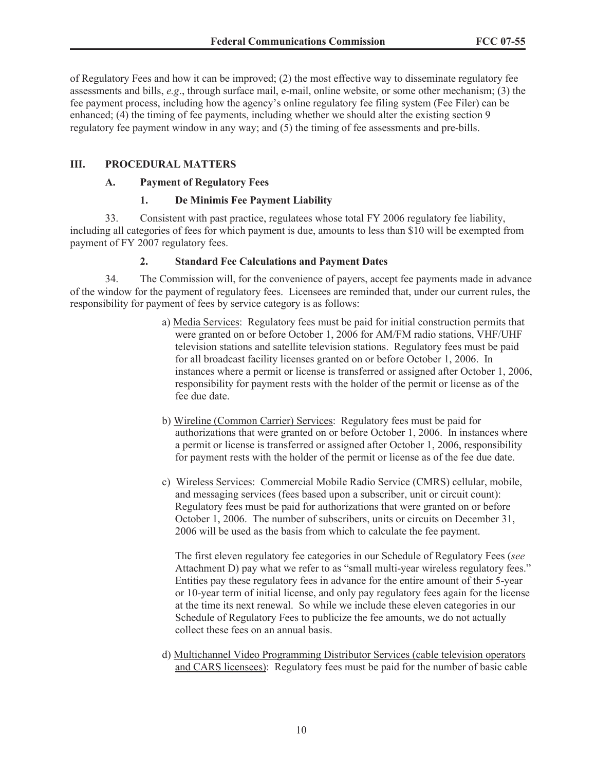of Regulatory Fees and how it can be improved; (2) the most effective way to disseminate regulatory fee assessments and bills, *e.g*., through surface mail, e-mail, online website, or some other mechanism; (3) the fee payment process, including how the agency's online regulatory fee filing system (Fee Filer) can be enhanced; (4) the timing of fee payments, including whether we should alter the existing section 9 regulatory fee payment window in any way; and (5) the timing of fee assessments and pre-bills.

## III. PROCEDURAL MATTERS

### A. Payment of Regulatory Fees

#### 1. De Minimis Fee Payment Liability

33. Consistent with past practice, regulatees whose total FY 2006 regulatory fee liability, including all categories of fees for which payment is due, amounts to less than $10 will be exempted from payment of FY 2007 regulatory fees.

#### 2. Standard Fee Calculations and Payment Dates

34. The Commission will, for the convenience of payers, accept fee payments made in advance of the window for the payment of regulatory fees. Licensees are reminded that, under our current rules, the responsibility for payment of fees by service category is as follows:

a) Media Services: Regulatory fees must be paid for initial construction permits that were granted on or before October 1, 2006 for AM/FM radio stations, VHF/UHF television stations and satellite television stations. Regulatory fees must be paid for all broadcast facility licenses granted on or before October 1, 2006. In instances where a permit or license is transferred or assigned after October 1, 2006, responsibility for payment rests with the holder of the permit or license as of the fee due date.

b) Wireline (Common Carrier) Services: Regulatory fees must be paid for authorizations that were granted on or before October 1, 2006. In instances where a permit or license is transferred or assigned after October 1, 2006, responsibility for payment rests with the holder of the permit or license as of the fee due date.

c) Wireless Services: Commercial Mobile Radio Service (CMRS) cellular, mobile, and messaging services (fees based upon a subscriber, unit or circuit count): Regulatory fees must be paid for authorizations that were granted on or before October 1, 2006. The number of subscribers, units or circuits on December 31, 2006 will be used as the basis from which to calculate the fee payment.

The first eleven regulatory fee categories in our Schedule of Regulatory Fees (*see* Attachment D) pay what we refer to as "small multi-year wireless regulatory fees." Entities pay these regulatory fees in advance for the entire amount of their 5-year or 10-year term of initial license, and only pay regulatory fees again for the license at the time its next renewal. So while we include these eleven categories in our Schedule of Regulatory Fees to publicize the fee amounts, we do not actually collect these fees on an annual basis.

d) Multichannel Video Programming Distributor Services (cable television operators and CARS licensees): Regulatory fees must be paid for the number of basic cable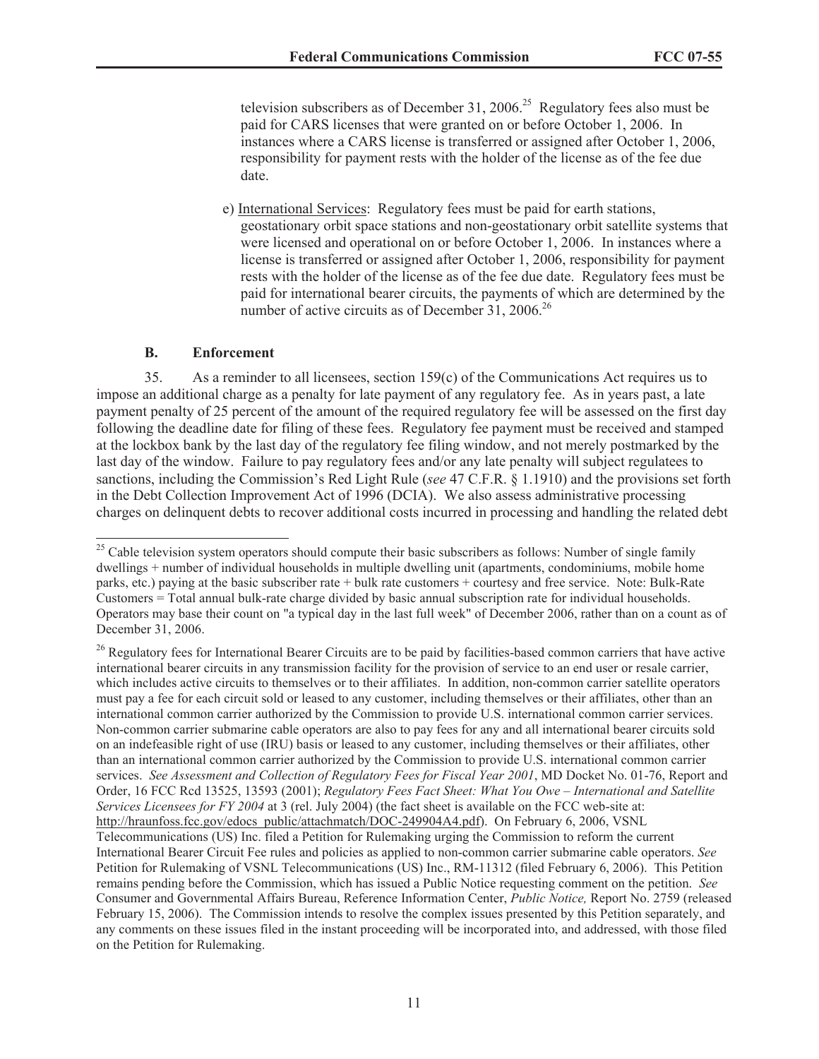television subscribers as of December 31, 2006.[25] Regulatory fees also must be paid for CARS licenses that were granted on or before October 1, 2006. In instances where a CARS license is transferred or assigned after October 1, 2006, responsibility for payment rests with the holder of the license as of the fee due date.

e) International Services: Regulatory fees must be paid for earth stations, geostationary orbit space stations and non-geostationary orbit satellite systems that were licensed and operational on or before October 1, 2006. In instances where a license is transferred or assigned after October 1, 2006, responsibility for payment rests with the holder of the license as of the fee due date. Regulatory fees must be paid for international bearer circuits, the payments of which are determined by the number of active circuits as of December 31, 2006.[26]

### B. Enforcement

35. As a reminder to all licensees, section 159(c) of the Communications Act requires us to impose an additional charge as a penalty for late payment of any regulatory fee. As in years past, a late payment penalty of 25 percent of the amount of the required regulatory fee will be assessed on the first day following the deadline date for filing of these fees. Regulatory fee payment must be received and stamped at the lockbox bank by the last day of the regulatory fee filing window, and not merely postmarked by the last day of the window. Failure to pay regulatory fees and/or any late penalty will subject regulatees to sanctions, including the Commission's Red Light Rule (*see* 47 C.F.R. § 1.1910) and the provisions set forth in the Debt Collection Improvement Act of 1996 (DCIA). We also assess administrative processing charges on delinquent debts to recover additional costs incurred in processing and handling the related debt

---

[25] Cable television system operators should compute their basic subscribers as follows: Number of single family dwellings + number of individual households in multiple dwelling unit (apartments, condominiums, mobile home parks, etc.) paying at the basic subscriber rate + bulk rate customers + courtesy and free service. Note: Bulk-Rate Customers = Total annual bulk-rate charge divided by basic annual subscription rate for individual households. Operators may base their count on "a typical day in the last full week" of December 2006, rather than on a count as of December 31, 2006.

[26] Regulatory fees for International Bearer Circuits are to be paid by facilities-based common carriers that have active international bearer circuits in any transmission facility for the provision of service to an end user or resale carrier, which includes active circuits to themselves or to their affiliates. In addition, non-common carrier satellite operators must pay a fee for each circuit sold or leased to any customer, including themselves or their affiliates, other than an international common carrier authorized by the Commission to provide U.S. international common carrier services. Non-common carrier submarine cable operators are also to pay fees for any and all international bearer circuits sold on an indefeasible right of use (IRU) basis or leased to any customer, including themselves or their affiliates, other than an international common carrier authorized by the Commission to provide U.S. international common carrier services. *See Assessment and Collection of Regulatory Fees for Fiscal Year 2001*, MD Docket No. 01-76, Report and Order, 16 FCC Rcd 13525, 13593 (2001); *Regulatory Fees Fact Sheet: What You Owe – International and Satellite Services Licensees for FY 2004* at 3 (rel. July 2004) (the fact sheet is available on the FCC web-site at: http://hraunfoss.fcc.gov/edocs_public/attachmatch/DOC-249904A4.pdf). On February 6, 2006, VSNL Telecommunications (US) Inc. filed a Petition for Rulemaking urging the Commission to reform the current International Bearer Circuit Fee rules and policies as applied to non-common carrier submarine cable operators. *See* Petition for Rulemaking of VSNL Telecommunications (US) Inc., RM-11312 (filed February 6, 2006). This Petition remains pending before the Commission, which has issued a Public Notice requesting comment on the petition. *See* Consumer and Governmental Affairs Bureau, Reference Information Center, *Public Notice,* Report No. 2759 (released February 15, 2006). The Commission intends to resolve the complex issues presented by this Petition separately, and any comments on these issues filed in the instant proceeding will be incorporated into, and addressed, with those filed on the Petition for Rulemaking.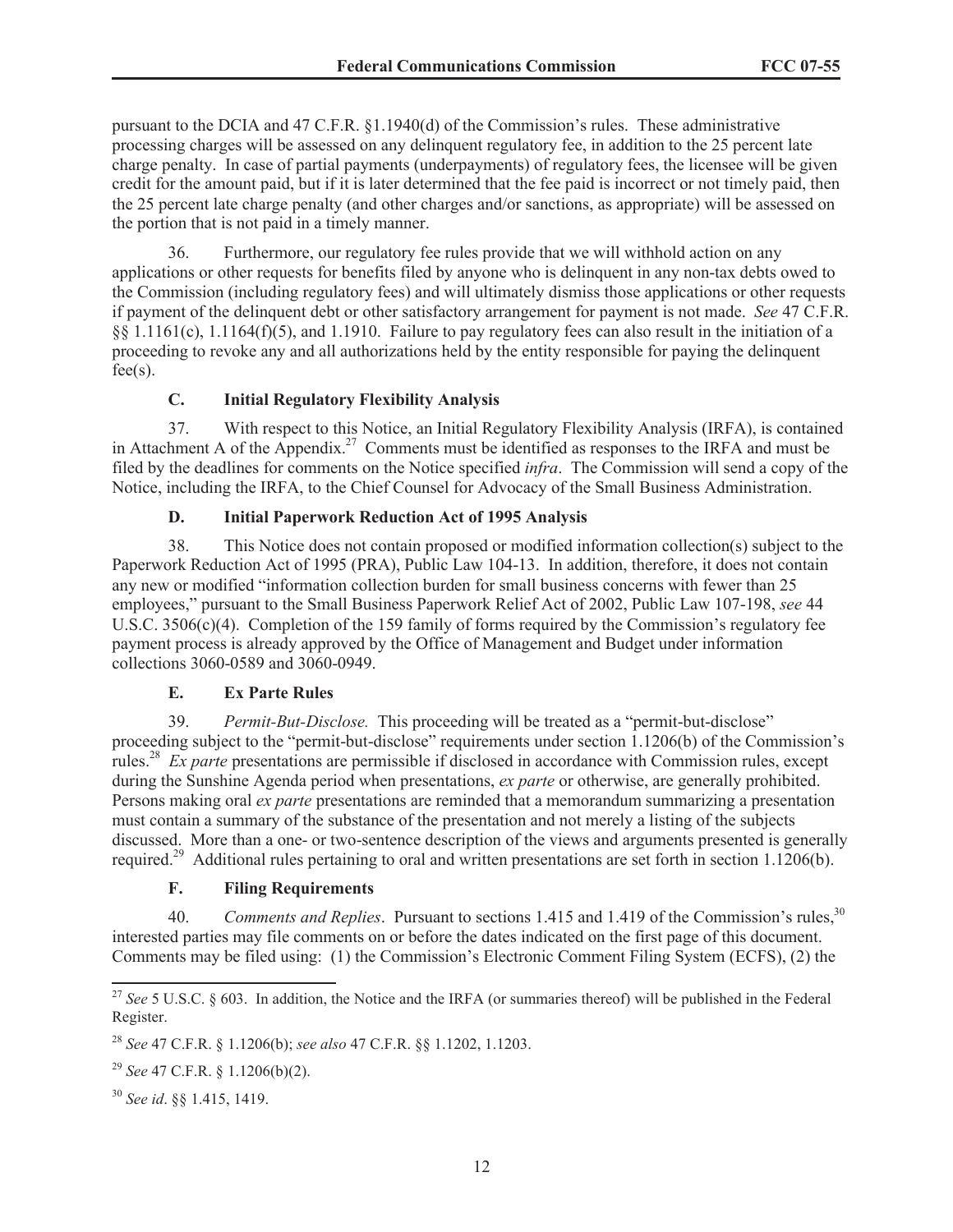pursuant to the DCIA and 47 C.F.R. §1.1940(d) of the Commission's rules. These administrative processing charges will be assessed on any delinquent regulatory fee, in addition to the 25 percent late charge penalty. In case of partial payments (underpayments) of regulatory fees, the licensee will be given credit for the amount paid, but if it is later determined that the fee paid is incorrect or not timely paid, then the 25 percent late charge penalty (and other charges and/or sanctions, as appropriate) will be assessed on the portion that is not paid in a timely manner.

36. Furthermore, our regulatory fee rules provide that we will withhold action on any applications or other requests for benefits filed by anyone who is delinquent in any non-tax debts owed to the Commission (including regulatory fees) and will ultimately dismiss those applications or other requests if payment of the delinquent debt or other satisfactory arrangement for payment is not made. *See* 47 C.F.R. §§ 1.1161(c), 1.1164(f)(5), and 1.1910. Failure to pay regulatory fees can also result in the initiation of a proceeding to revoke any and all authorizations held by the entity responsible for paying the delinquent fee(s).

### C. Initial Regulatory Flexibility Analysis

37. With respect to this Notice, an Initial Regulatory Flexibility Analysis (IRFA), is contained in Attachment A of the Appendix.[27] Comments must be identified as responses to the IRFA and must be filed by the deadlines for comments on the Notice specified *infra*. The Commission will send a copy of the Notice, including the IRFA, to the Chief Counsel for Advocacy of the Small Business Administration.

### D. Initial Paperwork Reduction Act of 1995 Analysis

38. This Notice does not contain proposed or modified information collection(s) subject to the Paperwork Reduction Act of 1995 (PRA), Public Law 104-13. In addition, therefore, it does not contain any new or modified "information collection burden for small business concerns with fewer than 25 employees," pursuant to the Small Business Paperwork Relief Act of 2002, Public Law 107-198, *see* 44 U.S.C. 3506(c)(4). Completion of the 159 family of forms required by the Commission's regulatory fee payment process is already approved by the Office of Management and Budget under information collections 3060-0589 and 3060-0949.

### E. Ex Parte Rules

39. *Permit-But-Disclose.* This proceeding will be treated as a "permit-but-disclose" proceeding subject to the "permit-but-disclose" requirements under section 1.1206(b) of the Commission's rules.[28] *Ex parte* presentations are permissible if disclosed in accordance with Commission rules, except during the Sunshine Agenda period when presentations, *ex parte* or otherwise, are generally prohibited. Persons making oral *ex parte* presentations are reminded that a memorandum summarizing a presentation must contain a summary of the substance of the presentation and not merely a listing of the subjects discussed. More than a one- or two-sentence description of the views and arguments presented is generally required.[29] Additional rules pertaining to oral and written presentations are set forth in section 1.1206(b).

### F. Filing Requirements

40. *Comments and Replies*. Pursuant to sections 1.415 and 1.419 of the Commission's rules,[30] interested parties may file comments on or before the dates indicated on the first page of this document. Comments may be filed using: (1) the Commission's Electronic Comment Filing System (ECFS), (2) the

---

[27] *See* 5 U.S.C. § 603. In addition, the Notice and the IRFA (or summaries thereof) will be published in the Federal Register.

[28] *See* 47 C.F.R. § 1.1206(b); *see also* 47 C.F.R. §§ 1.1202, 1.1203.

[29] *See* 47 C.F.R. § 1.1206(b)(2).

[30] *See id*. §§ 1.415, 1419.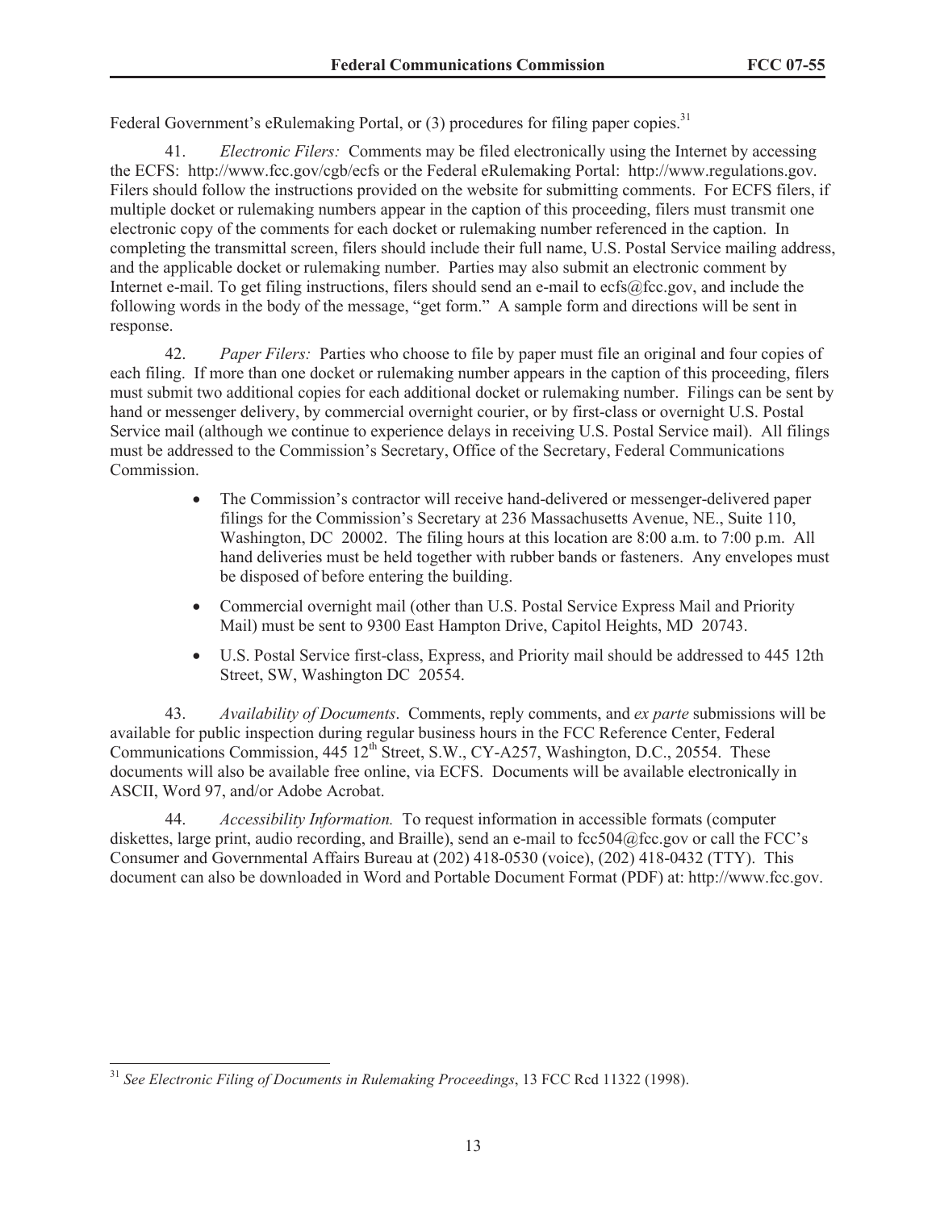Federal Government's eRulemaking Portal, or (3) procedures for filing paper copies.[31]

41. *Electronic Filers:* Comments may be filed electronically using the Internet by accessing the ECFS: http://www.fcc.gov/cgb/ecfs or the Federal eRulemaking Portal: http://www.regulations.gov. Filers should follow the instructions provided on the website for submitting comments. For ECFS filers, if multiple docket or rulemaking numbers appear in the caption of this proceeding, filers must transmit one electronic copy of the comments for each docket or rulemaking number referenced in the caption. In completing the transmittal screen, filers should include their full name, U.S. Postal Service mailing address, and the applicable docket or rulemaking number. Parties may also submit an electronic comment by Internet e-mail. To get filing instructions, filers should send an e-mail to ecfs@fcc.gov, and include the following words in the body of the message, "get form." A sample form and directions will be sent in response.

42. *Paper Filers:* Parties who choose to file by paper must file an original and four copies of each filing. If more than one docket or rulemaking number appears in the caption of this proceeding, filers must submit two additional copies for each additional docket or rulemaking number. Filings can be sent by hand or messenger delivery, by commercial overnight courier, or by first-class or overnight U.S. Postal Service mail (although we continue to experience delays in receiving U.S. Postal Service mail). All filings must be addressed to the Commission's Secretary, Office of the Secretary, Federal Communications Commission.

- The Commission's contractor will receive hand-delivered or messenger-delivered paper filings for the Commission's Secretary at 236 Massachusetts Avenue, NE., Suite 110, Washington, DC 20002. The filing hours at this location are 8:00 a.m. to 7:00 p.m. All hand deliveries must be held together with rubber bands or fasteners. Any envelopes must be disposed of before entering the building.
- Commercial overnight mail (other than U.S. Postal Service Express Mail and Priority Mail) must be sent to 9300 East Hampton Drive, Capitol Heights, MD 20743.
- U.S. Postal Service first-class, Express, and Priority mail should be addressed to 445 12th Street, SW, Washington DC 20554.

43. *Availability of Documents*. Comments, reply comments, and *ex parte* submissions will be available for public inspection during regular business hours in the FCC Reference Center, Federal Communications Commission, 445 12th Street, S.W., CY-A257, Washington, D.C., 20554. These documents will also be available free online, via ECFS. Documents will be available electronically in ASCII, Word 97, and/or Adobe Acrobat.

44. *Accessibility Information.* To request information in accessible formats (computer diskettes, large print, audio recording, and Braille), send an e-mail to fcc504@fcc.gov or call the FCC's Consumer and Governmental Affairs Bureau at (202) 418-0530 (voice), (202) 418-0432 (TTY). This document can also be downloaded in Word and Portable Document Format (PDF) at: http://www.fcc.gov.

---

[31] *See Electronic Filing of Documents in Rulemaking Proceedings*, 13 FCC Rcd 11322 (1998).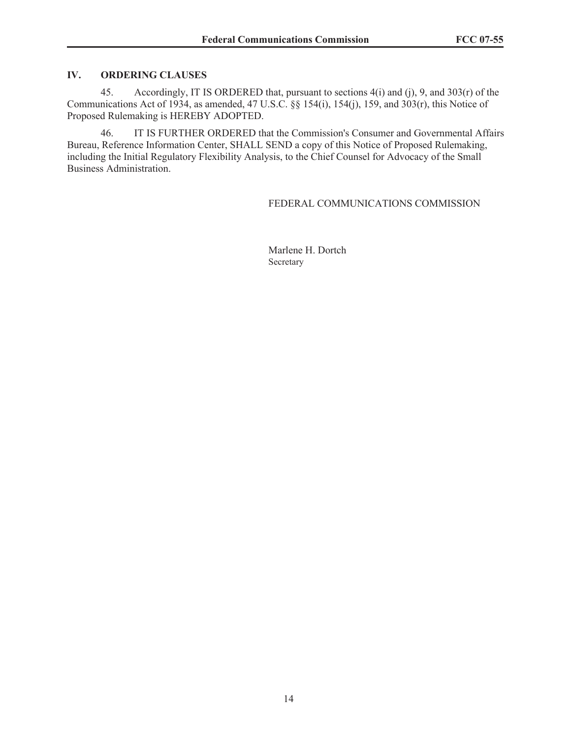## IV. ORDERING CLAUSES

45. Accordingly, IT IS ORDERED that, pursuant to sections 4(i) and (j), 9, and 303(r) of the Communications Act of 1934, as amended, 47 U.S.C. §§ 154(i), 154(j), 159, and 303(r), this Notice of Proposed Rulemaking is HEREBY ADOPTED.

46. IT IS FURTHER ORDERED that the Commission's Consumer and Governmental Affairs Bureau, Reference Information Center, SHALL SEND a copy of this Notice of Proposed Rulemaking, including the Initial Regulatory Flexibility Analysis, to the Chief Counsel for Advocacy of the Small Business Administration.

FEDERAL COMMUNICATIONS COMMISSION

Marlene H. Dortch
Secretary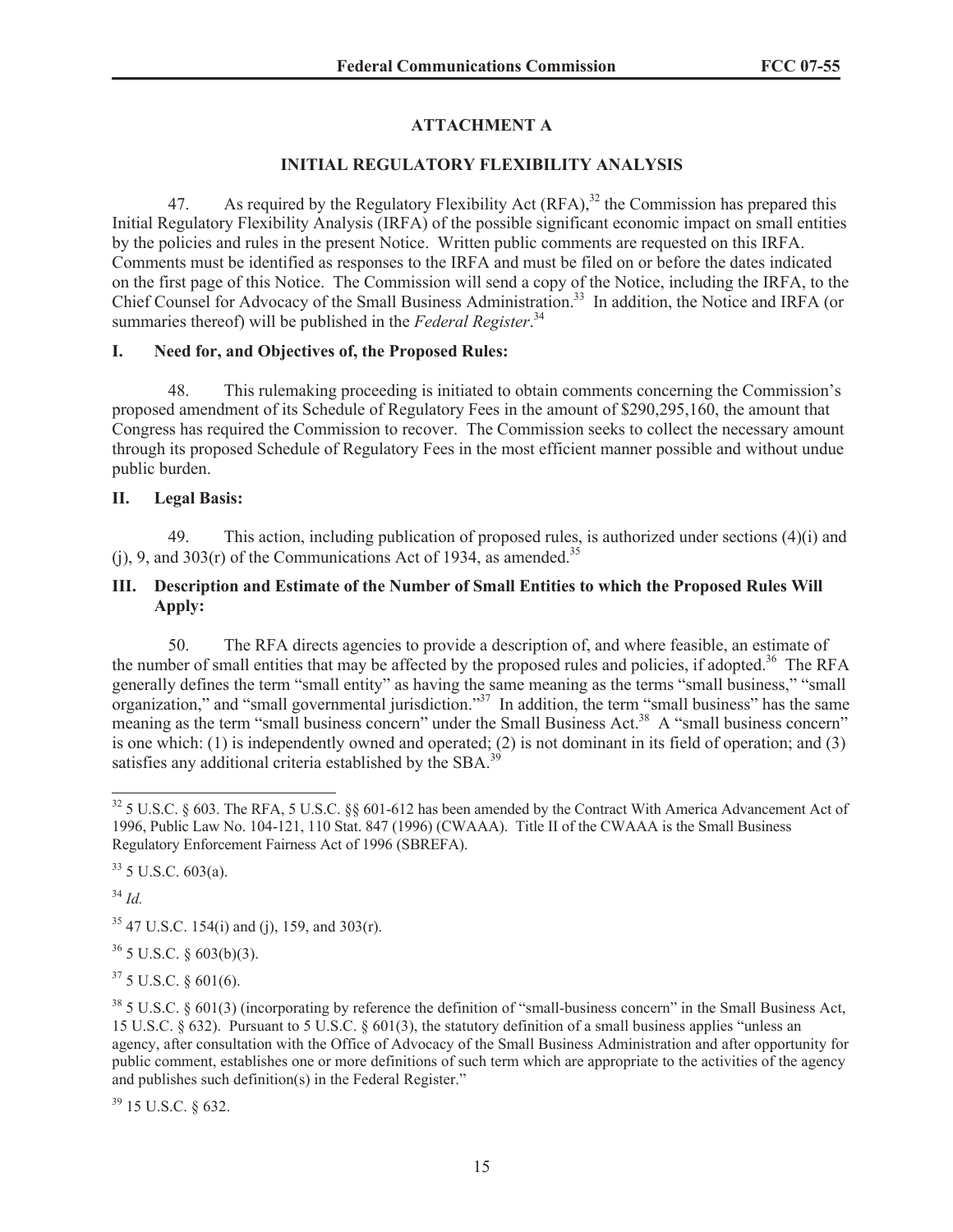## ATTACHMENT A

## INITIAL REGULATORY FLEXIBILITY ANALYSIS

47. As required by the Regulatory Flexibility Act (RFA),[32] the Commission has prepared this Initial Regulatory Flexibility Analysis (IRFA) of the possible significant economic impact on small entities by the policies and rules in the present Notice. Written public comments are requested on this IRFA. Comments must be identified as responses to the IRFA and must be filed on or before the dates indicated on the first page of this Notice. The Commission will send a copy of the Notice, including the IRFA, to the Chief Counsel for Advocacy of the Small Business Administration.[33] In addition, the Notice and IRFA (or summaries thereof) will be published in the *Federal Register*.[34]

### I. Need for, and Objectives of, the Proposed Rules:

48. This rulemaking proceeding is initiated to obtain comments concerning the Commission's proposed amendment of its Schedule of Regulatory Fees in the amount of $290,295,160, the amount that Congress has required the Commission to recover. The Commission seeks to collect the necessary amount through its proposed Schedule of Regulatory Fees in the most efficient manner possible and without undue public burden.

### II. Legal Basis:

49. This action, including publication of proposed rules, is authorized under sections (4)(i) and (j), 9, and 303(r) of the Communications Act of 1934, as amended.[35]

### III. Description and Estimate of the Number of Small Entities to which the Proposed Rules Will Apply:

50. The RFA directs agencies to provide a description of, and where feasible, an estimate of the number of small entities that may be affected by the proposed rules and policies, if adopted.[36] The RFA generally defines the term "small entity" as having the same meaning as the terms "small business," "small organization," and "small governmental jurisdiction."[37] In addition, the term "small business" has the same meaning as the term "small business concern" under the Small Business Act.[38] A "small business concern" is one which: (1) is independently owned and operated; (2) is not dominant in its field of operation; and (3) satisfies any additional criteria established by the SBA.[39]

---

[32] 5 U.S.C. § 603. The RFA, 5 U.S.C. §§ 601-612 has been amended by the Contract With America Advancement Act of 1996, Public Law No. 104-121, 110 Stat. 847 (1996) (CWAAA). Title II of the CWAAA is the Small Business Regulatory Enforcement Fairness Act of 1996 (SBREFA).

[33] 5 U.S.C. 603(a).

[34] *Id.*

[35] 47 U.S.C. 154(i) and (j), 159, and 303(r).

[36] 5 U.S.C. § 603(b)(3).

[37] 5 U.S.C. § 601(6).

[38] 5 U.S.C. § 601(3) (incorporating by reference the definition of "small-business concern" in the Small Business Act, 15 U.S.C. § 632). Pursuant to 5 U.S.C. § 601(3), the statutory definition of a small business applies "unless an agency, after consultation with the Office of Advocacy of the Small Business Administration and after opportunity for public comment, establishes one or more definitions of such term which are appropriate to the activities of the agency and publishes such definition(s) in the Federal Register."

[39] 15 U.S.C. § 632.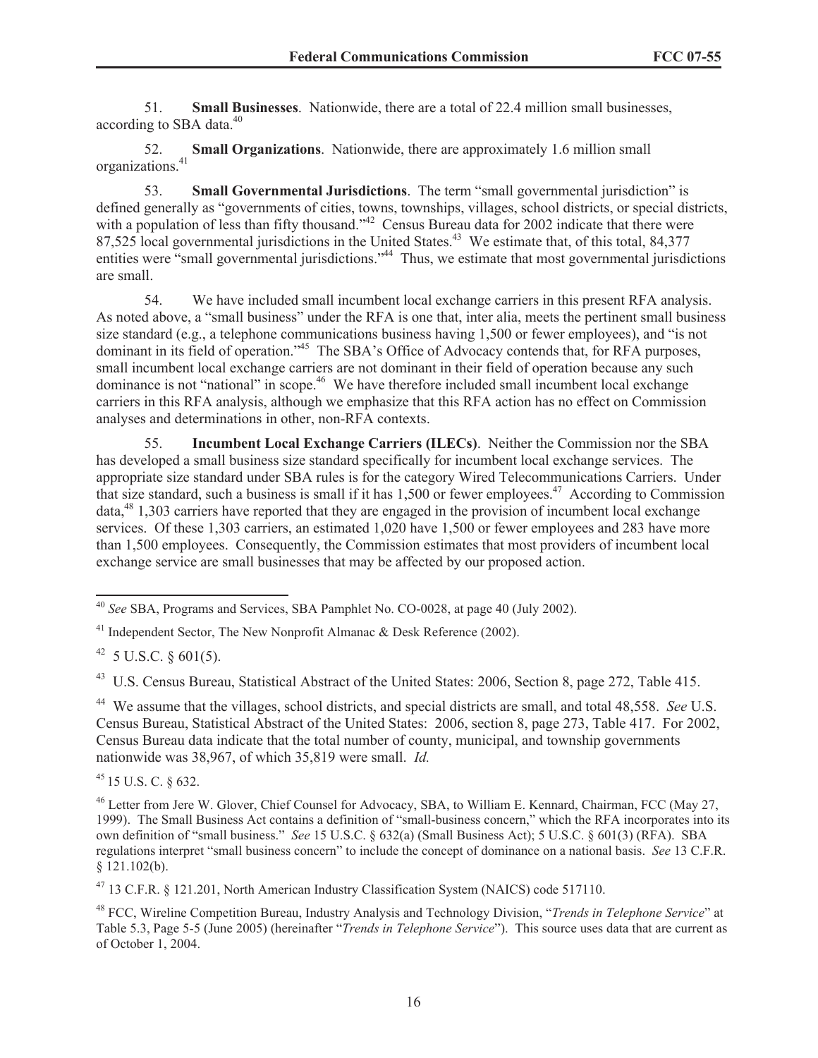51. **Small Businesses**. Nationwide, there are a total of 22.4 million small businesses, according to SBA data.[40]

52. **Small Organizations**. Nationwide, there are approximately 1.6 million small organizations.[41]

53. **Small Governmental Jurisdictions**. The term "small governmental jurisdiction" is defined generally as "governments of cities, towns, townships, villages, school districts, or special districts, with a population of less than fifty thousand."[42] Census Bureau data for 2002 indicate that there were 87,525 local governmental jurisdictions in the United States.[43] We estimate that, of this total, 84,377 entities were "small governmental jurisdictions."[44] Thus, we estimate that most governmental jurisdictions are small.

54. We have included small incumbent local exchange carriers in this present RFA analysis. As noted above, a "small business" under the RFA is one that, inter alia, meets the pertinent small business size standard (e.g., a telephone communications business having 1,500 or fewer employees), and "is not dominant in its field of operation."[45] The SBA's Office of Advocacy contends that, for RFA purposes, small incumbent local exchange carriers are not dominant in their field of operation because any such dominance is not "national" in scope.[46] We have therefore included small incumbent local exchange carriers in this RFA analysis, although we emphasize that this RFA action has no effect on Commission analyses and determinations in other, non-RFA contexts.

55. **Incumbent Local Exchange Carriers (ILECs)**. Neither the Commission nor the SBA has developed a small business size standard specifically for incumbent local exchange services. The appropriate size standard under SBA rules is for the category Wired Telecommunications Carriers. Under that size standard, such a business is small if it has 1,500 or fewer employees.[47] According to Commission data,[48] 1,303 carriers have reported that they are engaged in the provision of incumbent local exchange services. Of these 1,303 carriers, an estimated 1,020 have 1,500 or fewer employees and 283 have more than 1,500 employees. Consequently, the Commission estimates that most providers of incumbent local exchange service are small businesses that may be affected by our proposed action.

---

[40] *See* SBA, Programs and Services, SBA Pamphlet No. CO-0028, at page 40 (July 2002).

[41] Independent Sector, The New Nonprofit Almanac & Desk Reference (2002).

[42] 5 U.S.C. § 601(5).

[43] U.S. Census Bureau, Statistical Abstract of the United States: 2006, Section 8, page 272, Table 415.

[44] We assume that the villages, school districts, and special districts are small, and total 48,558. *See* U.S. Census Bureau, Statistical Abstract of the United States: 2006, section 8, page 273, Table 417. For 2002, Census Bureau data indicate that the total number of county, municipal, and township governments nationwide was 38,967, of which 35,819 were small. *Id.*

[45] 15 U.S. C. § 632.

[46] Letter from Jere W. Glover, Chief Counsel for Advocacy, SBA, to William E. Kennard, Chairman, FCC (May 27, 1999). The Small Business Act contains a definition of "small-business concern," which the RFA incorporates into its own definition of "small business." *See* 15 U.S.C. § 632(a) (Small Business Act); 5 U.S.C. § 601(3) (RFA). SBA regulations interpret "small business concern" to include the concept of dominance on a national basis. *See* 13 C.F.R. § 121.102(b).

[47] 13 C.F.R. § 121.201, North American Industry Classification System (NAICS) code 517110.

[48] FCC, Wireline Competition Bureau, Industry Analysis and Technology Division, "*Trends in Telephone Service*" at Table 5.3, Page 5-5 (June 2005) (hereinafter "*Trends in Telephone Service*"). This source uses data that are current as of October 1, 2004.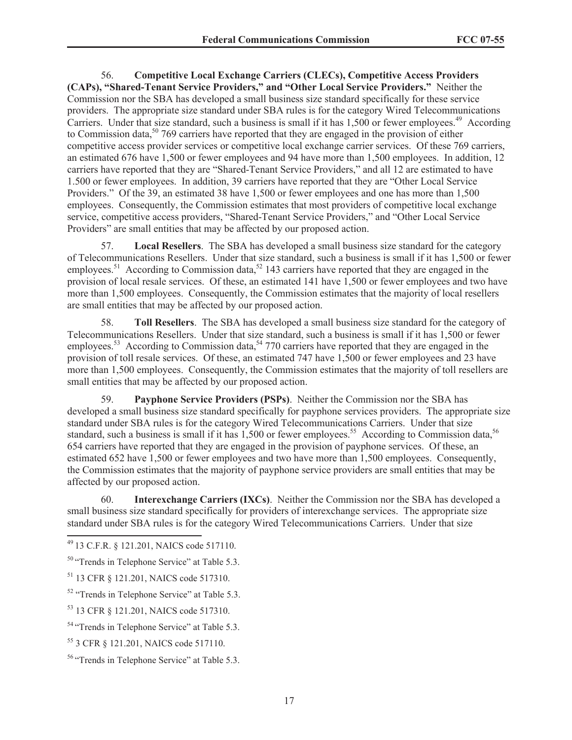56. **Competitive Local Exchange Carriers (CLECs), Competitive Access Providers (CAPs), "Shared-Tenant Service Providers," and "Other Local Service Providers."** Neither the Commission nor the SBA has developed a small business size standard specifically for these service providers. The appropriate size standard under SBA rules is for the category Wired Telecommunications Carriers. Under that size standard, such a business is small if it has 1,500 or fewer employees.[49] According to Commission data,[50] 769 carriers have reported that they are engaged in the provision of either competitive access provider services or competitive local exchange carrier services. Of these 769 carriers, an estimated 676 have 1,500 or fewer employees and 94 have more than 1,500 employees. In addition, 12 carriers have reported that they are "Shared-Tenant Service Providers," and all 12 are estimated to have 1.500 or fewer employees. In addition, 39 carriers have reported that they are "Other Local Service Providers." Of the 39, an estimated 38 have 1,500 or fewer employees and one has more than 1,500 employees. Consequently, the Commission estimates that most providers of competitive local exchange service, competitive access providers, "Shared-Tenant Service Providers," and "Other Local Service Providers" are small entities that may be affected by our proposed action.

57. **Local Resellers**. The SBA has developed a small business size standard for the category of Telecommunications Resellers. Under that size standard, such a business is small if it has 1,500 or fewer employees.[51] According to Commission data,[52] 143 carriers have reported that they are engaged in the provision of local resale services. Of these, an estimated 141 have 1,500 or fewer employees and two have more than 1,500 employees. Consequently, the Commission estimates that the majority of local resellers are small entities that may be affected by our proposed action.

58. **Toll Resellers**. The SBA has developed a small business size standard for the category of Telecommunications Resellers. Under that size standard, such a business is small if it has 1,500 or fewer employees.[53] According to Commission data,[54] 770 carriers have reported that they are engaged in the provision of toll resale services. Of these, an estimated 747 have 1,500 or fewer employees and 23 have more than 1,500 employees. Consequently, the Commission estimates that the majority of toll resellers are small entities that may be affected by our proposed action.

59. **Payphone Service Providers (PSPs)**. Neither the Commission nor the SBA has developed a small business size standard specifically for payphone services providers. The appropriate size standard under SBA rules is for the category Wired Telecommunications Carriers. Under that size standard, such a business is small if it has 1,500 or fewer employees.[55] According to Commission data,[56] 654 carriers have reported that they are engaged in the provision of payphone services. Of these, an estimated 652 have 1,500 or fewer employees and two have more than 1,500 employees. Consequently, the Commission estimates that the majority of payphone service providers are small entities that may be affected by our proposed action.

60. **Interexchange Carriers (IXCs)**. Neither the Commission nor the SBA has developed a small business size standard specifically for providers of interexchange services. The appropriate size standard under SBA rules is for the category Wired Telecommunications Carriers. Under that size

---

[49] 13 C.F.R. § 121.201, NAICS code 517110.

[50] "Trends in Telephone Service" at Table 5.3.

[51] 13 CFR § 121.201, NAICS code 517310.

[52] "Trends in Telephone Service" at Table 5.3.

[53] 13 CFR § 121.201, NAICS code 517310.

[54] "Trends in Telephone Service" at Table 5.3.

[55] 3 CFR § 121.201, NAICS code 517110.

[56] "Trends in Telephone Service" at Table 5.3.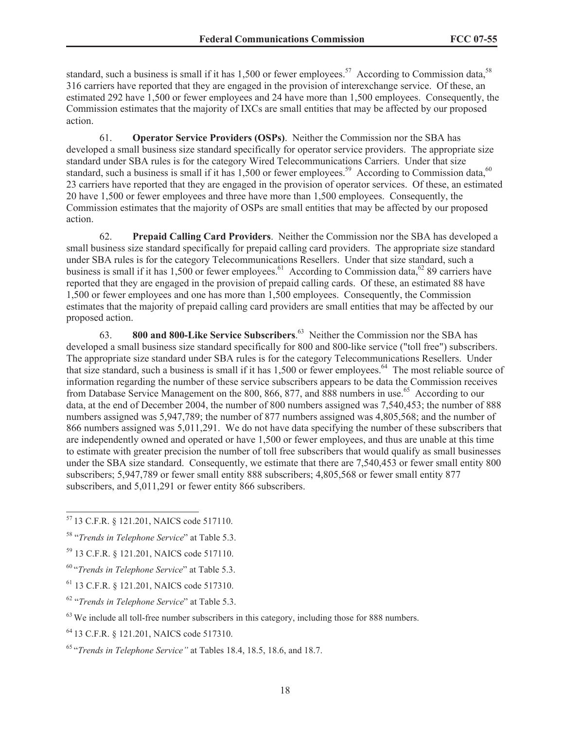standard, such a business is small if it has 1,500 or fewer employees.[57] According to Commission data,[58] 316 carriers have reported that they are engaged in the provision of interexchange service. Of these, an estimated 292 have 1,500 or fewer employees and 24 have more than 1,500 employees. Consequently, the Commission estimates that the majority of IXCs are small entities that may be affected by our proposed action.

61. **Operator Service Providers (OSPs)**. Neither the Commission nor the SBA has developed a small business size standard specifically for operator service providers. The appropriate size standard under SBA rules is for the category Wired Telecommunications Carriers. Under that size standard, such a business is small if it has 1,500 or fewer employees.[59] According to Commission data,[60] 23 carriers have reported that they are engaged in the provision of operator services. Of these, an estimated 20 have 1,500 or fewer employees and three have more than 1,500 employees. Consequently, the Commission estimates that the majority of OSPs are small entities that may be affected by our proposed action.

62. **Prepaid Calling Card Providers**. Neither the Commission nor the SBA has developed a small business size standard specifically for prepaid calling card providers. The appropriate size standard under SBA rules is for the category Telecommunications Resellers. Under that size standard, such a business is small if it has 1,500 or fewer employees.[61] According to Commission data,[62] 89 carriers have reported that they are engaged in the provision of prepaid calling cards. Of these, an estimated 88 have 1,500 or fewer employees and one has more than 1,500 employees. Consequently, the Commission estimates that the majority of prepaid calling card providers are small entities that may be affected by our proposed action.

63. **800 and 800-Like Service Subscribers**.[63] Neither the Commission nor the SBA has developed a small business size standard specifically for 800 and 800-like service ("toll free") subscribers. The appropriate size standard under SBA rules is for the category Telecommunications Resellers. Under that size standard, such a business is small if it has 1,500 or fewer employees.[64] The most reliable source of information regarding the number of these service subscribers appears to be data the Commission receives from Database Service Management on the 800, 866, 877, and 888 numbers in use.[65] According to our data, at the end of December 2004, the number of 800 numbers assigned was 7,540,453; the number of 888 numbers assigned was 5,947,789; the number of 877 numbers assigned was 4,805,568; and the number of 866 numbers assigned was 5,011,291. We do not have data specifying the number of these subscribers that are independently owned and operated or have 1,500 or fewer employees, and thus are unable at this time to estimate with greater precision the number of toll free subscribers that would qualify as small businesses under the SBA size standard. Consequently, we estimate that there are 7,540,453 or fewer small entity 800 subscribers; 5,947,789 or fewer small entity 888 subscribers; 4,805,568 or fewer small entity 877 subscribers, and 5,011,291 or fewer entity 866 subscribers.

---

[57] 13 C.F.R. § 121.201, NAICS code 517110.

[58] "*Trends in Telephone Service*" at Table 5.3.

[59] 13 C.F.R. § 121.201, NAICS code 517110.

[60] "*Trends in Telephone Service*" at Table 5.3.

[61] 13 C.F.R. § 121.201, NAICS code 517310.

[62] "*Trends in Telephone Service*" at Table 5.3.

[63] We include all toll-free number subscribers in this category, including those for 888 numbers.

[64] 13 C.F.R. § 121.201, NAICS code 517310.

[65] "*Trends in Telephone Service"* at Tables 18.4, 18.5, 18.6, and 18.7.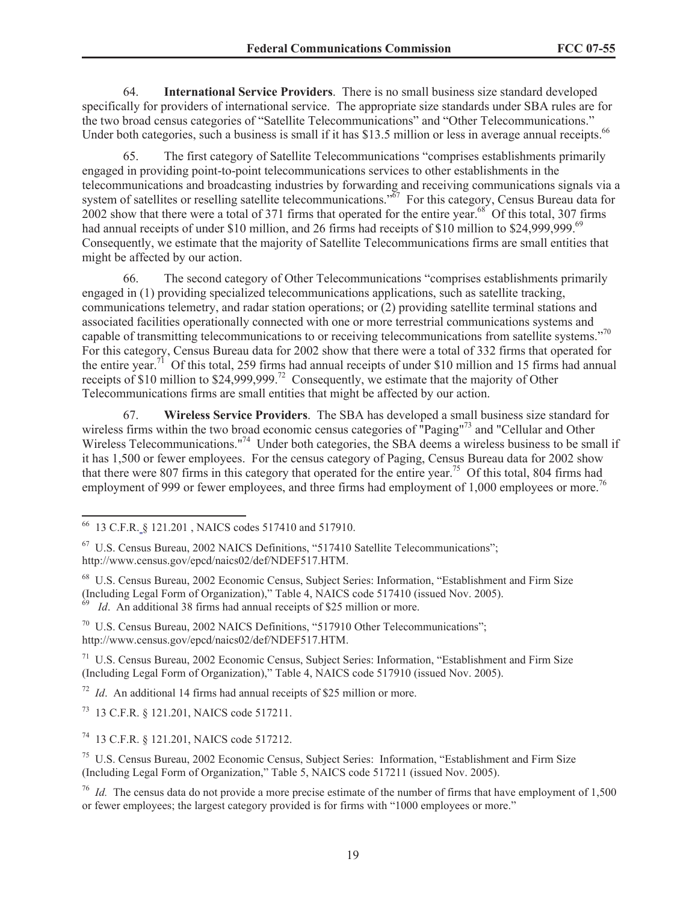64. **International Service Providers**. There is no small business size standard developed specifically for providers of international service. The appropriate size standards under SBA rules are for the two broad census categories of "Satellite Telecommunications" and "Other Telecommunications." Under both categories, such a business is small if it has $13.5 million or less in average annual receipts.[66]

65. The first category of Satellite Telecommunications "comprises establishments primarily engaged in providing point-to-point telecommunications services to other establishments in the telecommunications and broadcasting industries by forwarding and receiving communications signals via a system of satellites or reselling satellite telecommunications."[67] For this category, Census Bureau data for 2002 show that there were a total of 371 firms that operated for the entire year.[68] Of this total, 307 firms had annual receipts of under $10 million, and 26 firms had receipts of $10 million to $24,999,999.[69] Consequently, we estimate that the majority of Satellite Telecommunications firms are small entities that might be affected by our action.

66. The second category of Other Telecommunications "comprises establishments primarily engaged in (1) providing specialized telecommunications applications, such as satellite tracking, communications telemetry, and radar station operations; or (2) providing satellite terminal stations and associated facilities operationally connected with one or more terrestrial communications systems and capable of transmitting telecommunications to or receiving telecommunications from satellite systems."[70] For this category, Census Bureau data for 2002 show that there were a total of 332 firms that operated for the entire year.[71] Of this total, 259 firms had annual receipts of under $10 million and 15 firms had annual receipts of $10 million to $24,999,999.[72] Consequently, we estimate that the majority of Other Telecommunications firms are small entities that might be affected by our action.

67. **Wireless Service Providers**. The SBA has developed a small business size standard for wireless firms within the two broad economic census categories of "Paging"[73] and "Cellular and Other Wireless Telecommunications."[74] Under both categories, the SBA deems a wireless business to be small if it has 1,500 or fewer employees. For the census category of Paging, Census Bureau data for 2002 show that there were 807 firms in this category that operated for the entire year.[75] Of this total, 804 firms had employment of 999 or fewer employees, and three firms had employment of 1,000 employees or more.[76]

---

[66] 13 C.F.R. § 121.201 , NAICS codes 517410 and 517910.

[67] U.S. Census Bureau, 2002 NAICS Definitions, "517410 Satellite Telecommunications"; http://www.census.gov/epcd/naics02/def/NDEF517.HTM.

[68] U.S. Census Bureau, 2002 Economic Census, Subject Series: Information, "Establishment and Firm Size (Including Legal Form of Organization)," Table 4, NAICS code 517410 (issued Nov. 2005).

[69] *Id*. An additional 38 firms had annual receipts of $25 million or more.

[70] U.S. Census Bureau, 2002 NAICS Definitions, "517910 Other Telecommunications"; http://www.census.gov/epcd/naics02/def/NDEF517.HTM.

[71] U.S. Census Bureau, 2002 Economic Census, Subject Series: Information, "Establishment and Firm Size (Including Legal Form of Organization)," Table 4, NAICS code 517910 (issued Nov. 2005).

[72] *Id*. An additional 14 firms had annual receipts of $25 million or more.

[73] 13 C.F.R. § 121.201, NAICS code 517211.

[74] 13 C.F.R. § 121.201, NAICS code 517212.

[75] U.S. Census Bureau, 2002 Economic Census, Subject Series: Information, "Establishment and Firm Size (Including Legal Form of Organization," Table 5, NAICS code 517211 (issued Nov. 2005).

[76] *Id.* The census data do not provide a more precise estimate of the number of firms that have employment of 1,500 or fewer employees; the largest category provided is for firms with "1000 employees or more."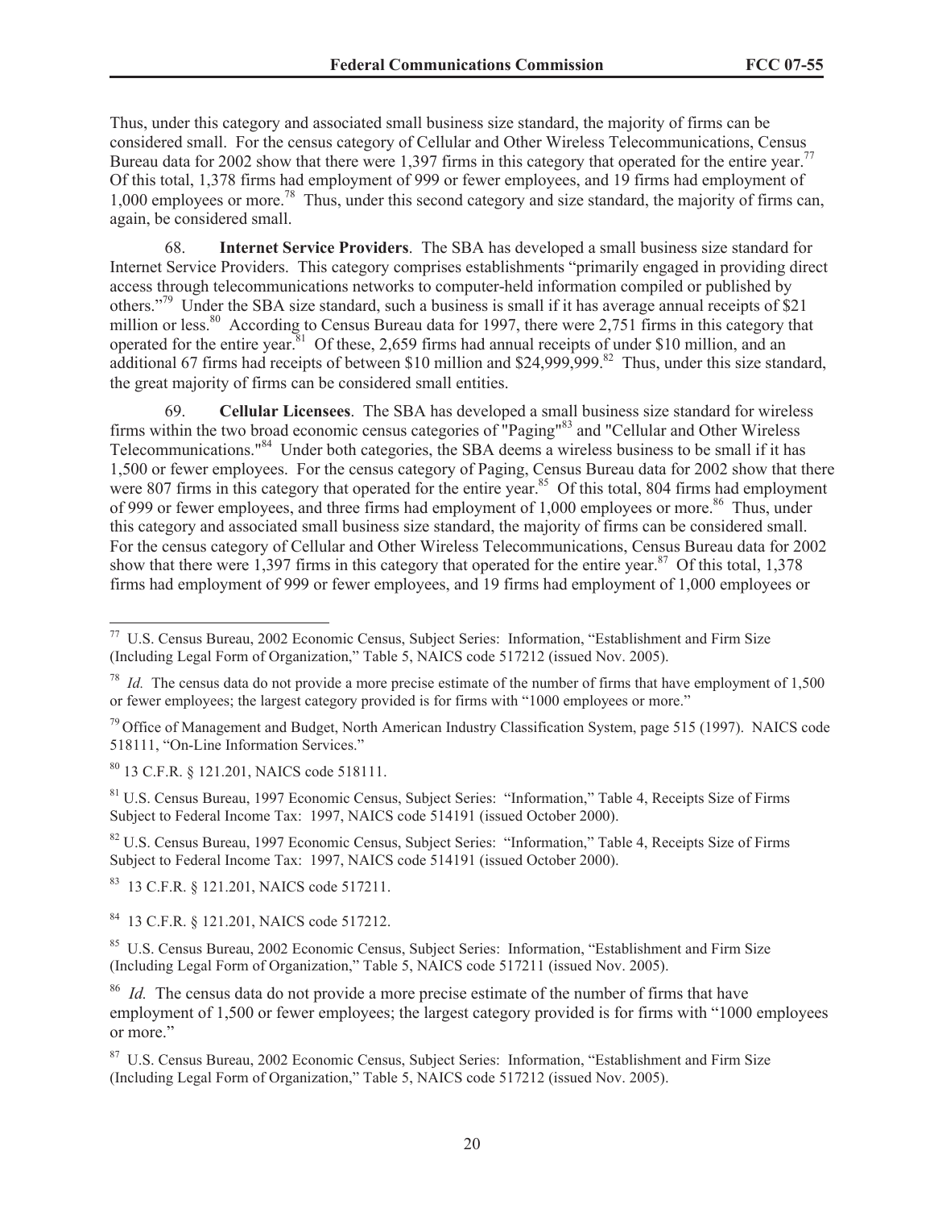Thus, under this category and associated small business size standard, the majority of firms can be considered small. For the census category of Cellular and Other Wireless Telecommunications, Census Bureau data for 2002 show that there were 1,397 firms in this category that operated for the entire year.[77] Of this total, 1,378 firms had employment of 999 or fewer employees, and 19 firms had employment of 1,000 employees or more.[78] Thus, under this second category and size standard, the majority of firms can, again, be considered small.

68. **Internet Service Providers**. The SBA has developed a small business size standard for Internet Service Providers. This category comprises establishments "primarily engaged in providing direct access through telecommunications networks to computer-held information compiled or published by others."[79] Under the SBA size standard, such a business is small if it has average annual receipts of $21 million or less.[80] According to Census Bureau data for 1997, there were 2,751 firms in this category that operated for the entire year.[81] Of these, 2,659 firms had annual receipts of under $10 million, and an additional 67 firms had receipts of between $10 million and $24,999,999.[82] Thus, under this size standard, the great majority of firms can be considered small entities.

69. **Cellular Licensees**. The SBA has developed a small business size standard for wireless firms within the two broad economic census categories of "Paging"[83] and "Cellular and Other Wireless Telecommunications."[84] Under both categories, the SBA deems a wireless business to be small if it has 1,500 or fewer employees. For the census category of Paging, Census Bureau data for 2002 show that there were 807 firms in this category that operated for the entire year.[85] Of this total, 804 firms had employment of 999 or fewer employees, and three firms had employment of 1,000 employees or more.[86] Thus, under this category and associated small business size standard, the majority of firms can be considered small. For the census category of Cellular and Other Wireless Telecommunications, Census Bureau data for 2002 show that there were 1,397 firms in this category that operated for the entire year.[87] Of this total, 1,378 firms had employment of 999 or fewer employees, and 19 firms had employment of 1,000 employees or

---

[77] U.S. Census Bureau, 2002 Economic Census, Subject Series: Information, "Establishment and Firm Size (Including Legal Form of Organization," Table 5, NAICS code 517212 (issued Nov. 2005).

[78] *Id.* The census data do not provide a more precise estimate of the number of firms that have employment of 1,500 or fewer employees; the largest category provided is for firms with "1000 employees or more."

[79] Office of Management and Budget, North American Industry Classification System, page 515 (1997). NAICS code 518111, "On-Line Information Services."

[80] 13 C.F.R. § 121.201, NAICS code 518111.

[81] U.S. Census Bureau, 1997 Economic Census, Subject Series: "Information," Table 4, Receipts Size of Firms Subject to Federal Income Tax: 1997, NAICS code 514191 (issued October 2000).

[82] U.S. Census Bureau, 1997 Economic Census, Subject Series: "Information," Table 4, Receipts Size of Firms Subject to Federal Income Tax: 1997, NAICS code 514191 (issued October 2000).

[83] 13 C.F.R. § 121.201, NAICS code 517211.

[84] 13 C.F.R. § 121.201, NAICS code 517212.

[85] U.S. Census Bureau, 2002 Economic Census, Subject Series: Information, "Establishment and Firm Size (Including Legal Form of Organization," Table 5, NAICS code 517211 (issued Nov. 2005).

[86] *Id.* The census data do not provide a more precise estimate of the number of firms that have employment of 1,500 or fewer employees; the largest category provided is for firms with "1000 employees or more."

[87] U.S. Census Bureau, 2002 Economic Census, Subject Series: Information, "Establishment and Firm Size (Including Legal Form of Organization," Table 5, NAICS code 517212 (issued Nov. 2005).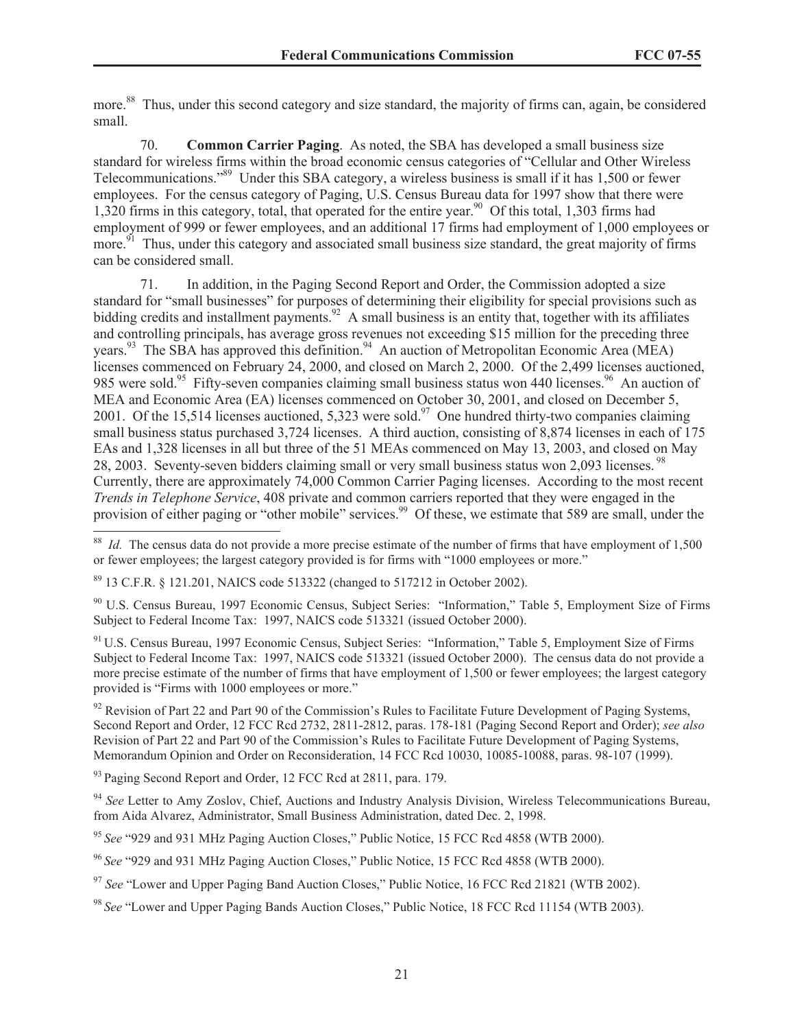more.[88] Thus, under this second category and size standard, the majority of firms can, again, be considered small.

70. **Common Carrier Paging**. As noted, the SBA has developed a small business size standard for wireless firms within the broad economic census categories of "Cellular and Other Wireless Telecommunications."[89] Under this SBA category, a wireless business is small if it has 1,500 or fewer employees. For the census category of Paging, U.S. Census Bureau data for 1997 show that there were 1,320 firms in this category, total, that operated for the entire year.[90] Of this total, 1,303 firms had employment of 999 or fewer employees, and an additional 17 firms had employment of 1,000 employees or more.[91] Thus, under this category and associated small business size standard, the great majority of firms can be considered small.

71. In addition, in the Paging Second Report and Order, the Commission adopted a size standard for "small businesses" for purposes of determining their eligibility for special provisions such as bidding credits and installment payments.[92] A small business is an entity that, together with its affiliates and controlling principals, has average gross revenues not exceeding $15 million for the preceding three years.[93] The SBA has approved this definition.[94] An auction of Metropolitan Economic Area (MEA) licenses commenced on February 24, 2000, and closed on March 2, 2000. Of the 2,499 licenses auctioned, 985 were sold.[95] Fifty-seven companies claiming small business status won 440 licenses.[96] An auction of MEA and Economic Area (EA) licenses commenced on October 30, 2001, and closed on December 5, 2001. Of the 15,514 licenses auctioned, 5,323 were sold.[97] One hundred thirty-two companies claiming small business status purchased 3,724 licenses. A third auction, consisting of 8,874 licenses in each of 175 EAs and 1,328 licenses in all but three of the 51 MEAs commenced on May 13, 2003, and closed on May 28, 2003. Seventy-seven bidders claiming small or very small business status won 2,093 licenses.[98] Currently, there are approximately 74,000 Common Carrier Paging licenses. According to the most recent *Trends in Telephone Service*, 408 private and common carriers reported that they were engaged in the provision of either paging or "other mobile" services.[99] Of these, we estimate that 589 are small, under the

---

[88] *Id.* The census data do not provide a more precise estimate of the number of firms that have employment of 1,500 or fewer employees; the largest category provided is for firms with "1000 employees or more."

[89] 13 C.F.R. § 121.201, NAICS code 513322 (changed to 517212 in October 2002).

[90] U.S. Census Bureau, 1997 Economic Census, Subject Series: "Information," Table 5, Employment Size of Firms Subject to Federal Income Tax: 1997, NAICS code 513321 (issued October 2000).

[91] U.S. Census Bureau, 1997 Economic Census, Subject Series: "Information," Table 5, Employment Size of Firms Subject to Federal Income Tax: 1997, NAICS code 513321 (issued October 2000). The census data do not provide a more precise estimate of the number of firms that have employment of 1,500 or fewer employees; the largest category provided is "Firms with 1000 employees or more."

[92] Revision of Part 22 and Part 90 of the Commission's Rules to Facilitate Future Development of Paging Systems, Second Report and Order, 12 FCC Rcd 2732, 2811-2812, paras. 178-181 (Paging Second Report and Order); *see also* Revision of Part 22 and Part 90 of the Commission's Rules to Facilitate Future Development of Paging Systems, Memorandum Opinion and Order on Reconsideration, 14 FCC Rcd 10030, 10085-10088, paras. 98-107 (1999).

[93] Paging Second Report and Order, 12 FCC Rcd at 2811, para. 179.

[94] *See* Letter to Amy Zoslov, Chief, Auctions and Industry Analysis Division, Wireless Telecommunications Bureau, from Aida Alvarez, Administrator, Small Business Administration, dated Dec. 2, 1998.

[95] *See* "929 and 931 MHz Paging Auction Closes," Public Notice, 15 FCC Rcd 4858 (WTB 2000).

[96] *See* "929 and 931 MHz Paging Auction Closes," Public Notice, 15 FCC Rcd 4858 (WTB 2000).

[97] *See* "Lower and Upper Paging Band Auction Closes," Public Notice, 16 FCC Rcd 21821 (WTB 2002).

[98] *See* "Lower and Upper Paging Bands Auction Closes," Public Notice, 18 FCC Rcd 11154 (WTB 2003).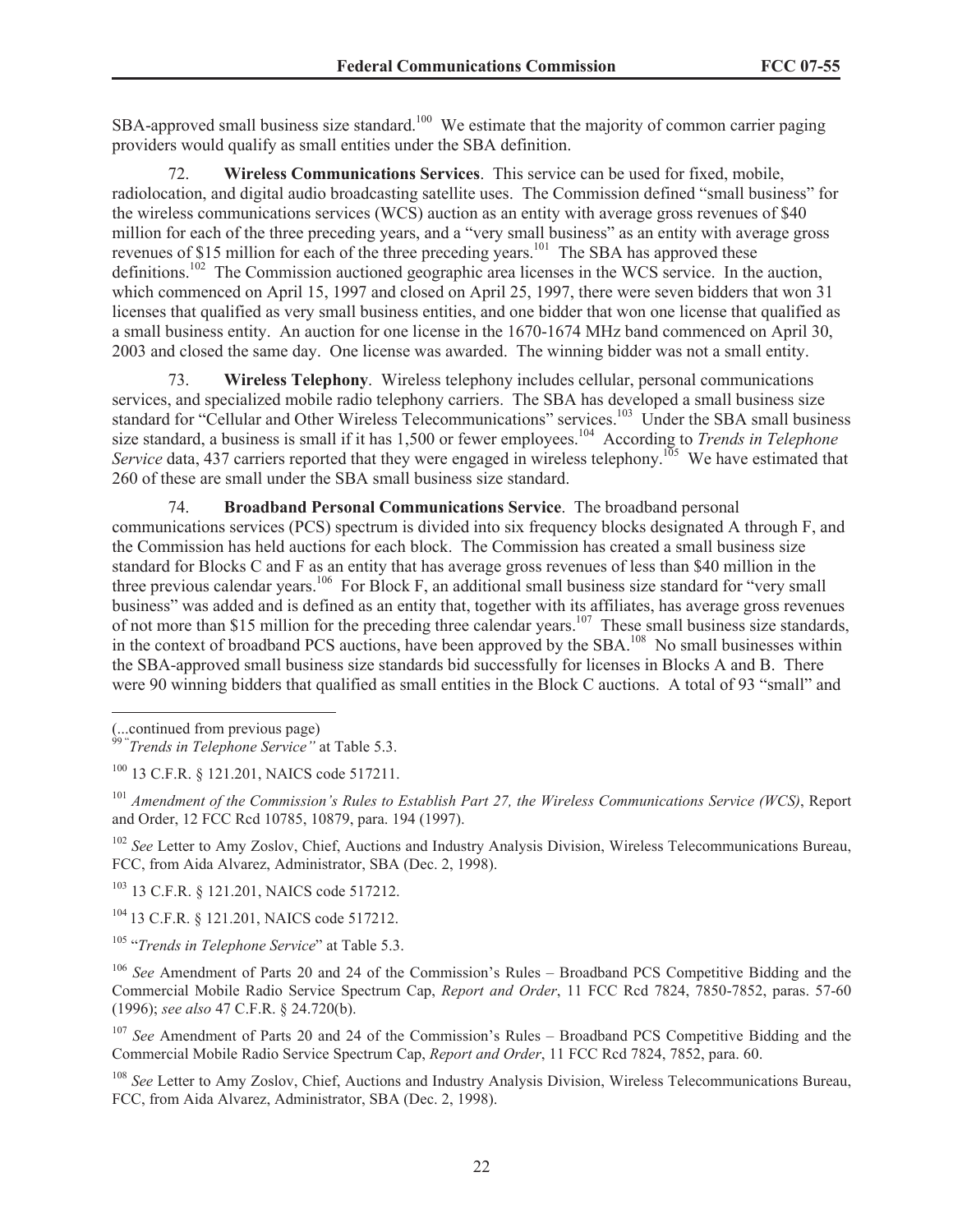SBA-approved small business size standard.[100] We estimate that the majority of common carrier paging providers would qualify as small entities under the SBA definition.

72. **Wireless Communications Services**. This service can be used for fixed, mobile, radiolocation, and digital audio broadcasting satellite uses. The Commission defined "small business" for the wireless communications services (WCS) auction as an entity with average gross revenues of $40 million for each of the three preceding years, and a "very small business" as an entity with average gross revenues of $15 million for each of the three preceding years.[101] The SBA has approved these definitions.[102] The Commission auctioned geographic area licenses in the WCS service. In the auction, which commenced on April 15, 1997 and closed on April 25, 1997, there were seven bidders that won 31 licenses that qualified as very small business entities, and one bidder that won one license that qualified as a small business entity. An auction for one license in the 1670-1674 MHz band commenced on April 30, 2003 and closed the same day. One license was awarded. The winning bidder was not a small entity.

73. **Wireless Telephony**. Wireless telephony includes cellular, personal communications services, and specialized mobile radio telephony carriers. The SBA has developed a small business size standard for "Cellular and Other Wireless Telecommunications" services.[103] Under the SBA small business size standard, a business is small if it has 1,500 or fewer employees.[104] According to *Trends in Telephone Service* data, 437 carriers reported that they were engaged in wireless telephony.[105] We have estimated that 260 of these are small under the SBA small business size standard.

74. **Broadband Personal Communications Service**. The broadband personal communications services (PCS) spectrum is divided into six frequency blocks designated A through F, and the Commission has held auctions for each block. The Commission has created a small business size standard for Blocks C and F as an entity that has average gross revenues of less than $40 million in the three previous calendar years.[106] For Block F, an additional small business size standard for "very small business" was added and is defined as an entity that, together with its affiliates, has average gross revenues of not more than $15 million for the preceding three calendar years.[107] These small business size standards, in the context of broadband PCS auctions, have been approved by the SBA.[108] No small businesses within the SBA-approved small business size standards bid successfully for licenses in Blocks A and B. There were 90 winning bidders that qualified as small entities in the Block C auctions. A total of 93 "small" and

---

(...continued from previous page)

[99] "*Trends in Telephone Service"* at Table 5.3.

[100] 13 C.F.R. § 121.201, NAICS code 517211.

[101] *Amendment of the Commission's Rules to Establish Part 27, the Wireless Communications Service (WCS)*, Report and Order, 12 FCC Rcd 10785, 10879, para. 194 (1997).

[102] *See* Letter to Amy Zoslov, Chief, Auctions and Industry Analysis Division, Wireless Telecommunications Bureau, FCC, from Aida Alvarez, Administrator, SBA (Dec. 2, 1998).

[103] 13 C.F.R. § 121.201, NAICS code 517212.

[104] 13 C.F.R. § 121.201, NAICS code 517212.

[105] "*Trends in Telephone Service*" at Table 5.3.

[106] *See* Amendment of Parts 20 and 24 of the Commission's Rules – Broadband PCS Competitive Bidding and the Commercial Mobile Radio Service Spectrum Cap, *Report and Order*, 11 FCC Rcd 7824, 7850-7852, paras. 57-60 (1996); *see also* 47 C.F.R. § 24.720(b).

[107] *See* Amendment of Parts 20 and 24 of the Commission's Rules – Broadband PCS Competitive Bidding and the Commercial Mobile Radio Service Spectrum Cap, *Report and Order*, 11 FCC Rcd 7824, 7852, para. 60.

[108] *See* Letter to Amy Zoslov, Chief, Auctions and Industry Analysis Division, Wireless Telecommunications Bureau, FCC, from Aida Alvarez, Administrator, SBA (Dec. 2, 1998).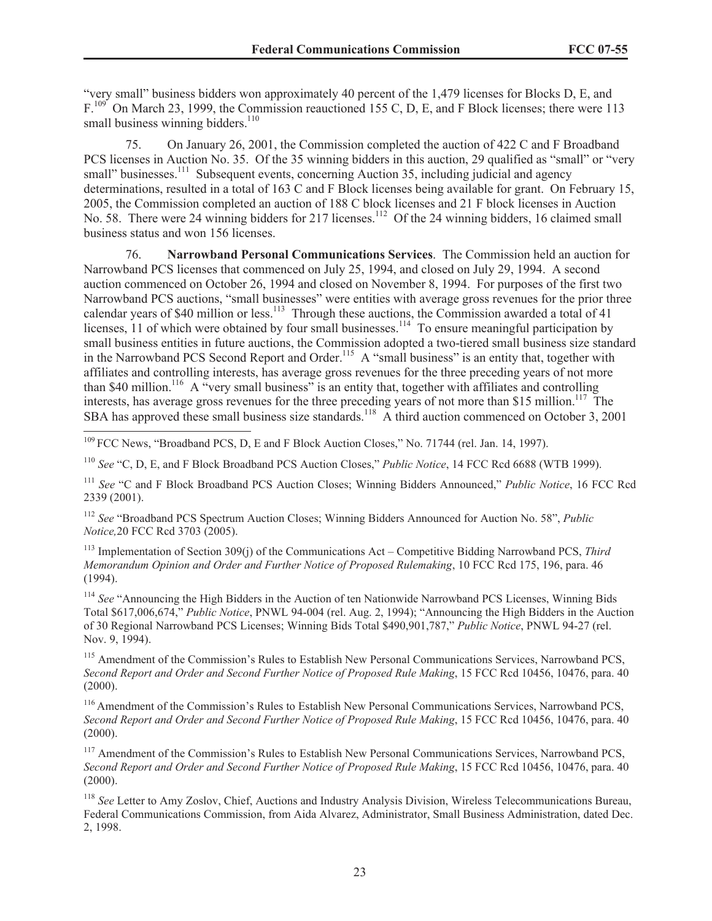"very small" business bidders won approximately 40 percent of the 1,479 licenses for Blocks D, E, and F.[109] On March 23, 1999, the Commission reauctioned 155 C, D, E, and F Block licenses; there were 113 small business winning bidders.[110]

75. On January 26, 2001, the Commission completed the auction of 422 C and F Broadband PCS licenses in Auction No. 35. Of the 35 winning bidders in this auction, 29 qualified as "small" or "very small" businesses.[111] Subsequent events, concerning Auction 35, including judicial and agency determinations, resulted in a total of 163 C and F Block licenses being available for grant. On February 15, 2005, the Commission completed an auction of 188 C block licenses and 21 F block licenses in Auction No. 58. There were 24 winning bidders for 217 licenses.[112] Of the 24 winning bidders, 16 claimed small business status and won 156 licenses.

76. **Narrowband Personal Communications Services**. The Commission held an auction for Narrowband PCS licenses that commenced on July 25, 1994, and closed on July 29, 1994. A second auction commenced on October 26, 1994 and closed on November 8, 1994. For purposes of the first two Narrowband PCS auctions, "small businesses" were entities with average gross revenues for the prior three calendar years of $40 million or less.[113] Through these auctions, the Commission awarded a total of 41 licenses, 11 of which were obtained by four small businesses.[114] To ensure meaningful participation by small business entities in future auctions, the Commission adopted a two-tiered small business size standard in the Narrowband PCS Second Report and Order.[115] A "small business" is an entity that, together with affiliates and controlling interests, has average gross revenues for the three preceding years of not more than $40 million.[116] A "very small business" is an entity that, together with affiliates and controlling interests, has average gross revenues for the three preceding years of not more than $15 million.[117] The SBA has approved these small business size standards.[118] A third auction commenced on October 3, 2001

---

[109] FCC News, "Broadband PCS, D, E and F Block Auction Closes," No. 71744 (rel. Jan. 14, 1997).

[110] *See* "C, D, E, and F Block Broadband PCS Auction Closes," *Public Notice*, 14 FCC Rcd 6688 (WTB 1999).

[111] *See* "C and F Block Broadband PCS Auction Closes; Winning Bidders Announced," *Public Notice*, 16 FCC Rcd 2339 (2001).

[112] *See* "Broadband PCS Spectrum Auction Closes; Winning Bidders Announced for Auction No. 58", *Public Notice,*20 FCC Rcd 3703 (2005).

[113] Implementation of Section 309(j) of the Communications Act – Competitive Bidding Narrowband PCS, *Third Memorandum Opinion and Order and Further Notice of Proposed Rulemaking*, 10 FCC Rcd 175, 196, para. 46 (1994).

[114] *See* "Announcing the High Bidders in the Auction of ten Nationwide Narrowband PCS Licenses, Winning Bids Total $617,006,674," *Public Notice*, PNWL 94-004 (rel. Aug. 2, 1994); "Announcing the High Bidders in the Auction of 30 Regional Narrowband PCS Licenses; Winning Bids Total $490,901,787," *Public Notice*, PNWL 94-27 (rel. Nov. 9, 1994).

[115] Amendment of the Commission's Rules to Establish New Personal Communications Services, Narrowband PCS, *Second Report and Order and Second Further Notice of Proposed Rule Making*, 15 FCC Rcd 10456, 10476, para. 40 (2000).

[116] Amendment of the Commission's Rules to Establish New Personal Communications Services, Narrowband PCS, *Second Report and Order and Second Further Notice of Proposed Rule Making*, 15 FCC Rcd 10456, 10476, para. 40 (2000).

[117] Amendment of the Commission's Rules to Establish New Personal Communications Services, Narrowband PCS, *Second Report and Order and Second Further Notice of Proposed Rule Making*, 15 FCC Rcd 10456, 10476, para. 40 (2000).

[118] *See* Letter to Amy Zoslov, Chief, Auctions and Industry Analysis Division, Wireless Telecommunications Bureau, Federal Communications Commission, from Aida Alvarez, Administrator, Small Business Administration, dated Dec. 2, 1998.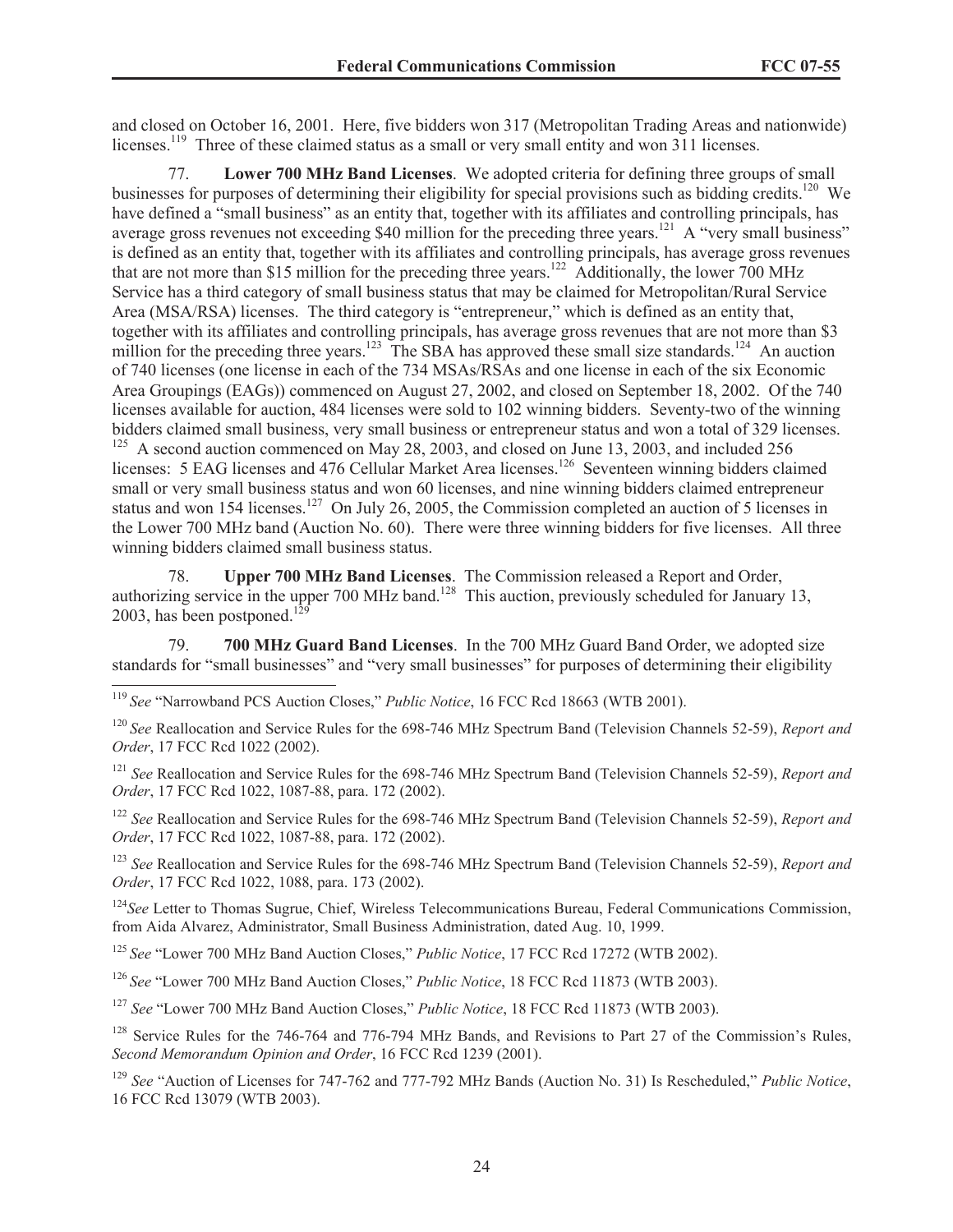and closed on October 16, 2001. Here, five bidders won 317 (Metropolitan Trading Areas and nationwide) licenses.[119] Three of these claimed status as a small or very small entity and won 311 licenses.

77. **Lower 700 MHz Band Licenses**. We adopted criteria for defining three groups of small businesses for purposes of determining their eligibility for special provisions such as bidding credits.[120] We have defined a "small business" as an entity that, together with its affiliates and controlling principals, has average gross revenues not exceeding $40 million for the preceding three years.[121] A "very small business" is defined as an entity that, together with its affiliates and controlling principals, has average gross revenues that are not more than $15 million for the preceding three years.[122] Additionally, the lower 700 MHz Service has a third category of small business status that may be claimed for Metropolitan/Rural Service Area (MSA/RSA) licenses. The third category is "entrepreneur," which is defined as an entity that, together with its affiliates and controlling principals, has average gross revenues that are not more than $3 million for the preceding three years.[123] The SBA has approved these small size standards.[124] An auction of 740 licenses (one license in each of the 734 MSAs/RSAs and one license in each of the six Economic Area Groupings (EAGs)) commenced on August 27, 2002, and closed on September 18, 2002. Of the 740 licenses available for auction, 484 licenses were sold to 102 winning bidders. Seventy-two of the winning bidders claimed small business, very small business or entrepreneur status and won a total of 329 licenses.[125] A second auction commenced on May 28, 2003, and closed on June 13, 2003, and included 256 licenses: 5 EAG licenses and 476 Cellular Market Area licenses.[126] Seventeen winning bidders claimed small or very small business status and won 60 licenses, and nine winning bidders claimed entrepreneur status and won 154 licenses.[127] On July 26, 2005, the Commission completed an auction of 5 licenses in the Lower 700 MHz band (Auction No. 60). There were three winning bidders for five licenses. All three winning bidders claimed small business status.

78. **Upper 700 MHz Band Licenses**. The Commission released a Report and Order, authorizing service in the upper 700 MHz band.[128] This auction, previously scheduled for January 13, 2003, has been postponed.[129]

79. **700 MHz Guard Band Licenses**. In the 700 MHz Guard Band Order, we adopted size standards for "small businesses" and "very small businesses" for purposes of determining their eligibility

---

[119] *See* "Narrowband PCS Auction Closes," *Public Notice*, 16 FCC Rcd 18663 (WTB 2001).

[120] *See* Reallocation and Service Rules for the 698-746 MHz Spectrum Band (Television Channels 52-59), *Report and Order*, 17 FCC Rcd 1022 (2002).

[121] *See* Reallocation and Service Rules for the 698-746 MHz Spectrum Band (Television Channels 52-59), *Report and Order*, 17 FCC Rcd 1022, 1087-88, para. 172 (2002).

[122] *See* Reallocation and Service Rules for the 698-746 MHz Spectrum Band (Television Channels 52-59), *Report and Order*, 17 FCC Rcd 1022, 1087-88, para. 172 (2002).

[123] *See* Reallocation and Service Rules for the 698-746 MHz Spectrum Band (Television Channels 52-59), *Report and Order*, 17 FCC Rcd 1022, 1088, para. 173 (2002).

[124] *See* Letter to Thomas Sugrue, Chief, Wireless Telecommunications Bureau, Federal Communications Commission, from Aida Alvarez, Administrator, Small Business Administration, dated Aug. 10, 1999.

[125] *See* "Lower 700 MHz Band Auction Closes," *Public Notice*, 17 FCC Rcd 17272 (WTB 2002).

[126] *See* "Lower 700 MHz Band Auction Closes," *Public Notice*, 18 FCC Rcd 11873 (WTB 2003).

[127] *See* "Lower 700 MHz Band Auction Closes," *Public Notice*, 18 FCC Rcd 11873 (WTB 2003).

[128] Service Rules for the 746-764 and 776-794 MHz Bands, and Revisions to Part 27 of the Commission's Rules, *Second Memorandum Opinion and Order*, 16 FCC Rcd 1239 (2001).

[129] *See* "Auction of Licenses for 747-762 and 777-792 MHz Bands (Auction No. 31) Is Rescheduled," *Public Notice*, 16 FCC Rcd 13079 (WTB 2003).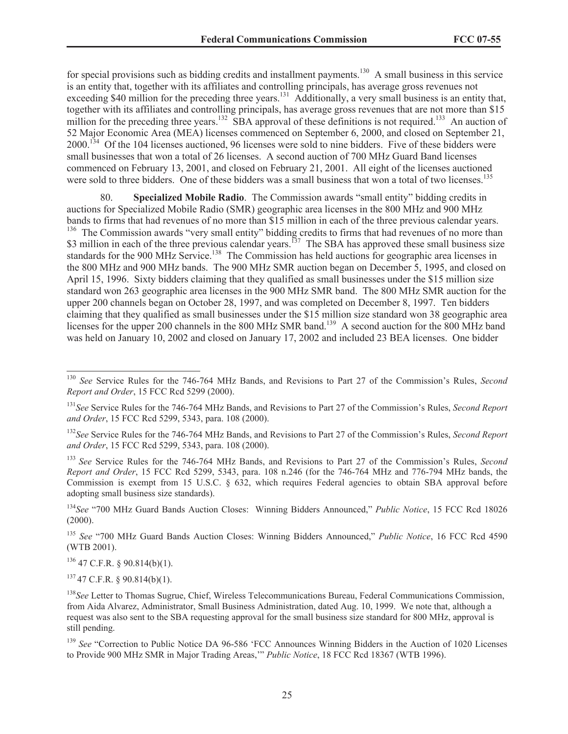for special provisions such as bidding credits and installment payments.[130] A small business in this service is an entity that, together with its affiliates and controlling principals, has average gross revenues not exceeding $40 million for the preceding three years.[131] Additionally, a very small business is an entity that, together with its affiliates and controlling principals, has average gross revenues that are not more than $15 million for the preceding three years.[132] SBA approval of these definitions is not required.[133] An auction of 52 Major Economic Area (MEA) licenses commenced on September 6, 2000, and closed on September 21, 2000.[134] Of the 104 licenses auctioned, 96 licenses were sold to nine bidders. Five of these bidders were small businesses that won a total of 26 licenses. A second auction of 700 MHz Guard Band licenses commenced on February 13, 2001, and closed on February 21, 2001. All eight of the licenses auctioned were sold to three bidders. One of these bidders was a small business that won a total of two licenses.[135]

80. **Specialized Mobile Radio**. The Commission awards "small entity" bidding credits in auctions for Specialized Mobile Radio (SMR) geographic area licenses in the 800 MHz and 900 MHz bands to firms that had revenues of no more than $15 million in each of the three previous calendar years.[136] The Commission awards "very small entity" bidding credits to firms that had revenues of no more than $3 million in each of the three previous calendar years.[137] The SBA has approved these small business size standards for the 900 MHz Service.[138] The Commission has held auctions for geographic area licenses in the 800 MHz and 900 MHz bands. The 900 MHz SMR auction began on December 5, 1995, and closed on April 15, 1996. Sixty bidders claiming that they qualified as small businesses under the $15 million size standard won 263 geographic area licenses in the 900 MHz SMR band. The 800 MHz SMR auction for the upper 200 channels began on October 28, 1997, and was completed on December 8, 1997. Ten bidders claiming that they qualified as small businesses under the $15 million size standard won 38 geographic area licenses for the upper 200 channels in the 800 MHz SMR band.[139] A second auction for the 800 MHz band was held on January 10, 2002 and closed on January 17, 2002 and included 23 BEA licenses. One bidder

---

[130] *See* Service Rules for the 746-764 MHz Bands, and Revisions to Part 27 of the Commission's Rules, *Second Report and Order*, 15 FCC Rcd 5299 (2000).

[131] *See* Service Rules for the 746-764 MHz Bands, and Revisions to Part 27 of the Commission's Rules, *Second Report and Order*, 15 FCC Rcd 5299, 5343, para. 108 (2000).

[132] *See* Service Rules for the 746-764 MHz Bands, and Revisions to Part 27 of the Commission's Rules, *Second Report and Order*, 15 FCC Rcd 5299, 5343, para. 108 (2000).

[133] *See* Service Rules for the 746-764 MHz Bands, and Revisions to Part 27 of the Commission's Rules, *Second Report and Order*, 15 FCC Rcd 5299, 5343, para. 108 n.246 (for the 746-764 MHz and 776-794 MHz bands, the Commission is exempt from 15 U.S.C. § 632, which requires Federal agencies to obtain SBA approval before adopting small business size standards).

[134] *See* "700 MHz Guard Bands Auction Closes: Winning Bidders Announced," *Public Notice*, 15 FCC Rcd 18026 (2000).

[135] *See* "700 MHz Guard Bands Auction Closes: Winning Bidders Announced," *Public Notice*, 16 FCC Rcd 4590 (WTB 2001).

[136] 47 C.F.R. § 90.814(b)(1).

[137] 47 C.F.R. § 90.814(b)(1).

[138] *See* Letter to Thomas Sugrue, Chief, Wireless Telecommunications Bureau, Federal Communications Commission, from Aida Alvarez, Administrator, Small Business Administration, dated Aug. 10, 1999. We note that, although a request was also sent to the SBA requesting approval for the small business size standard for 800 MHz, approval is still pending.

[139] *See* "Correction to Public Notice DA 96-586 'FCC Announces Winning Bidders in the Auction of 1020 Licenses to Provide 900 MHz SMR in Major Trading Areas,'" *Public Notice*, 18 FCC Rcd 18367 (WTB 1996).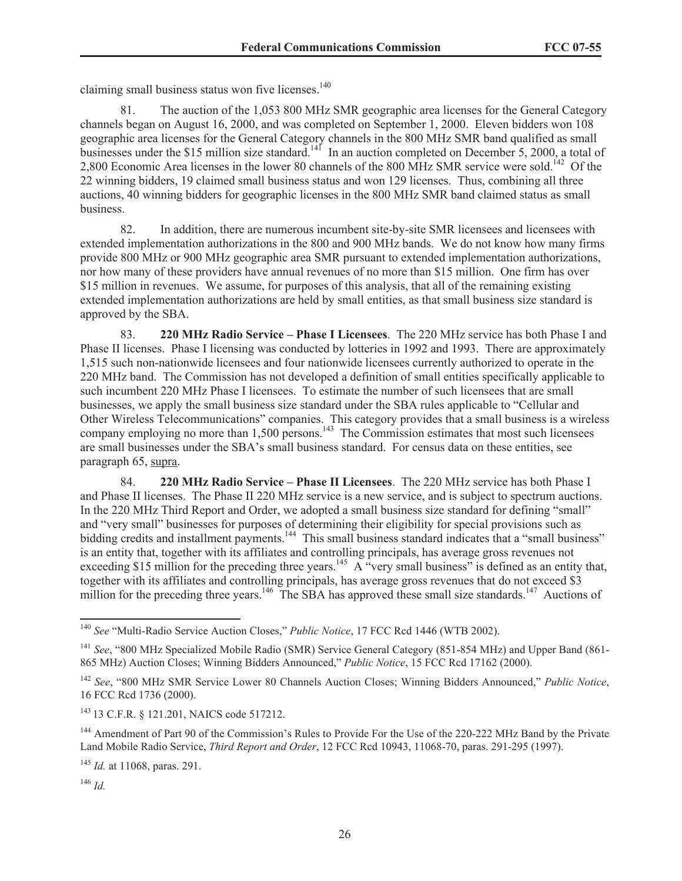claiming small business status won five licenses.[140]

81. The auction of the 1,053 800 MHz SMR geographic area licenses for the General Category channels began on August 16, 2000, and was completed on September 1, 2000. Eleven bidders won 108 geographic area licenses for the General Category channels in the 800 MHz SMR band qualified as small businesses under the $15 million size standard.[141] In an auction completed on December 5, 2000, a total of 2,800 Economic Area licenses in the lower 80 channels of the 800 MHz SMR service were sold.[142] Of the 22 winning bidders, 19 claimed small business status and won 129 licenses. Thus, combining all three auctions, 40 winning bidders for geographic licenses in the 800 MHz SMR band claimed status as small business.

82. In addition, there are numerous incumbent site-by-site SMR licensees and licensees with extended implementation authorizations in the 800 and 900 MHz bands. We do not know how many firms provide 800 MHz or 900 MHz geographic area SMR pursuant to extended implementation authorizations, nor how many of these providers have annual revenues of no more than $15 million. One firm has over $15 million in revenues. We assume, for purposes of this analysis, that all of the remaining existing extended implementation authorizations are held by small entities, as that small business size standard is approved by the SBA.

83. **220 MHz Radio Service – Phase I Licensees**. The 220 MHz service has both Phase I and Phase II licenses. Phase I licensing was conducted by lotteries in 1992 and 1993. There are approximately 1,515 such non-nationwide licensees and four nationwide licensees currently authorized to operate in the 220 MHz band. The Commission has not developed a definition of small entities specifically applicable to such incumbent 220 MHz Phase I licensees. To estimate the number of such licensees that are small businesses, we apply the small business size standard under the SBA rules applicable to "Cellular and Other Wireless Telecommunications" companies. This category provides that a small business is a wireless company employing no more than 1,500 persons.[143] The Commission estimates that most such licensees are small businesses under the SBA's small business standard. For census data on these entities, see paragraph 65, supra.

84. **220 MHz Radio Service – Phase II Licensees**. The 220 MHz service has both Phase I and Phase II licenses. The Phase II 220 MHz service is a new service, and is subject to spectrum auctions. In the 220 MHz Third Report and Order, we adopted a small business size standard for defining "small" and "very small" businesses for purposes of determining their eligibility for special provisions such as bidding credits and installment payments.[144] This small business standard indicates that a "small business" is an entity that, together with its affiliates and controlling principals, has average gross revenues not exceeding $15 million for the preceding three years.[145] A "very small business" is defined as an entity that, together with its affiliates and controlling principals, has average gross revenues that do not exceed $3 million for the preceding three years.[146] The SBA has approved these small size standards.[147] Auctions of

---

[140] *See* "Multi-Radio Service Auction Closes," *Public Notice*, 17 FCC Rcd 1446 (WTB 2002).

[141] *See*, "800 MHz Specialized Mobile Radio (SMR) Service General Category (851-854 MHz) and Upper Band (861-865 MHz) Auction Closes; Winning Bidders Announced," *Public Notice*, 15 FCC Rcd 17162 (2000).

[142] *See*, "800 MHz SMR Service Lower 80 Channels Auction Closes; Winning Bidders Announced," *Public Notice*, 16 FCC Rcd 1736 (2000).

[143] 13 C.F.R. § 121.201, NAICS code 517212.

[144] Amendment of Part 90 of the Commission's Rules to Provide For the Use of the 220-222 MHz Band by the Private Land Mobile Radio Service, *Third Report and Order*, 12 FCC Rcd 10943, 11068-70, paras. 291-295 (1997).

[145] *Id.* at 11068, paras. 291.

[146] *Id.*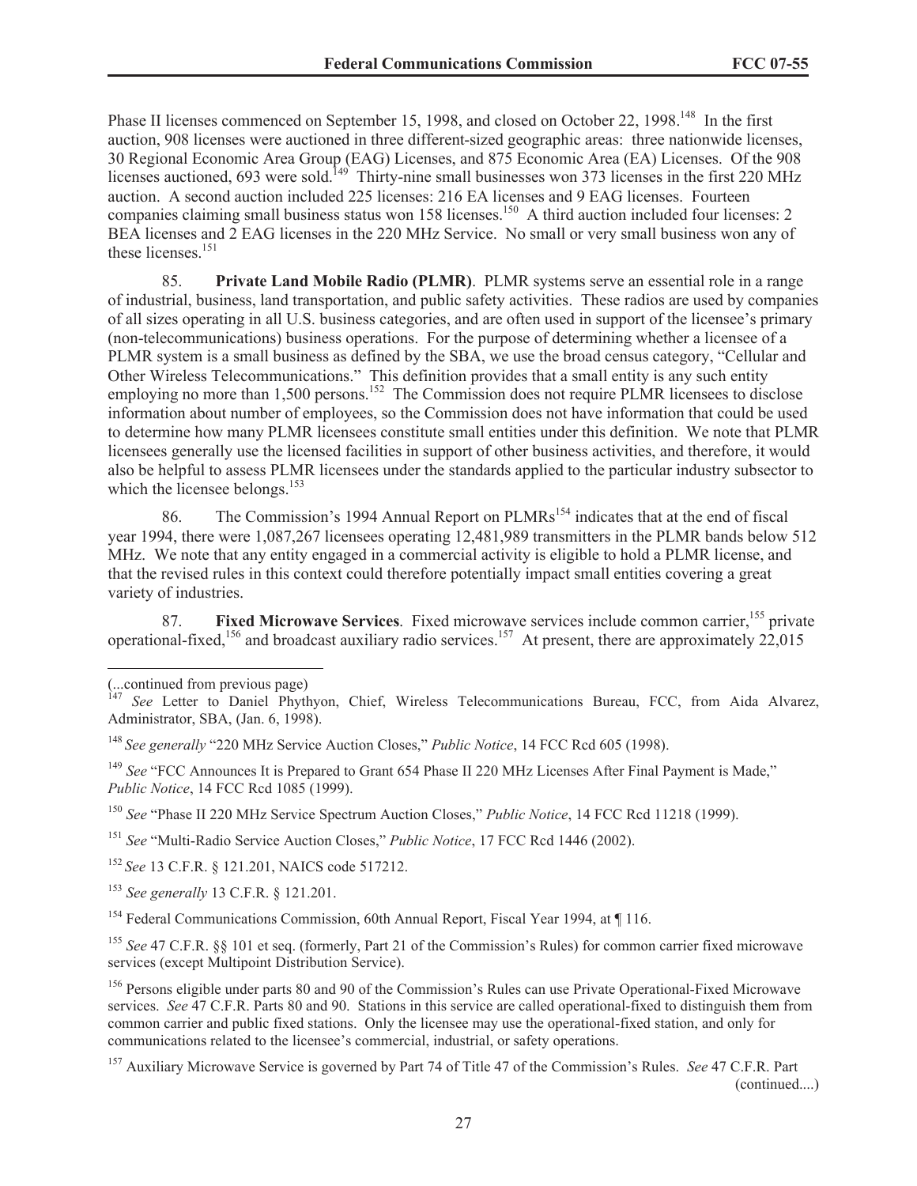Phase II licenses commenced on September 15, 1998, and closed on October 22, 1998.[148] In the first auction, 908 licenses were auctioned in three different-sized geographic areas: three nationwide licenses, 30 Regional Economic Area Group (EAG) Licenses, and 875 Economic Area (EA) Licenses. Of the 908 licenses auctioned, 693 were sold.[149] Thirty-nine small businesses won 373 licenses in the first 220 MHz auction. A second auction included 225 licenses: 216 EA licenses and 9 EAG licenses. Fourteen companies claiming small business status won 158 licenses.[150] A third auction included four licenses: 2 BEA licenses and 2 EAG licenses in the 220 MHz Service. No small or very small business won any of these licenses.[151]

85. **Private Land Mobile Radio (PLMR)**. PLMR systems serve an essential role in a range of industrial, business, land transportation, and public safety activities. These radios are used by companies of all sizes operating in all U.S. business categories, and are often used in support of the licensee's primary (non-telecommunications) business operations. For the purpose of determining whether a licensee of a PLMR system is a small business as defined by the SBA, we use the broad census category, "Cellular and Other Wireless Telecommunications." This definition provides that a small entity is any such entity employing no more than 1,500 persons.[152] The Commission does not require PLMR licensees to disclose information about number of employees, so the Commission does not have information that could be used to determine how many PLMR licensees constitute small entities under this definition. We note that PLMR licensees generally use the licensed facilities in support of other business activities, and therefore, it would also be helpful to assess PLMR licensees under the standards applied to the particular industry subsector to which the licensee belongs.[153]

86. The Commission's 1994 Annual Report on PLMRs[154] indicates that at the end of fiscal year 1994, there were 1,087,267 licensees operating 12,481,989 transmitters in the PLMR bands below 512 MHz. We note that any entity engaged in a commercial activity is eligible to hold a PLMR license, and that the revised rules in this context could therefore potentially impact small entities covering a great variety of industries.

87. **Fixed Microwave Services**. Fixed microwave services include common carrier,[155] private operational-fixed,[156] and broadcast auxiliary radio services.[157] At present, there are approximately 22,015

---

(...continued from previous page)

[147] *See* Letter to Daniel Phythyon, Chief, Wireless Telecommunications Bureau, FCC, from Aida Alvarez, Administrator, SBA, (Jan. 6, 1998).

[148] *See generally* "220 MHz Service Auction Closes," *Public Notice*, 14 FCC Rcd 605 (1998).

[149] *See* "FCC Announces It is Prepared to Grant 654 Phase II 220 MHz Licenses After Final Payment is Made," *Public Notice*, 14 FCC Rcd 1085 (1999).

[150] *See* "Phase II 220 MHz Service Spectrum Auction Closes," *Public Notice*, 14 FCC Rcd 11218 (1999).

[151] *See* "Multi-Radio Service Auction Closes," *Public Notice*, 17 FCC Rcd 1446 (2002).

[152] *See* 13 C.F.R. § 121.201, NAICS code 517212.

[153] *See generally* 13 C.F.R. § 121.201.

[154] Federal Communications Commission, 60th Annual Report, Fiscal Year 1994, at ¶ 116.

[155] *See* 47 C.F.R. §§ 101 et seq. (formerly, Part 21 of the Commission's Rules) for common carrier fixed microwave services (except Multipoint Distribution Service).

[156] Persons eligible under parts 80 and 90 of the Commission's Rules can use Private Operational-Fixed Microwave services. *See* 47 C.F.R. Parts 80 and 90. Stations in this service are called operational-fixed to distinguish them from common carrier and public fixed stations. Only the licensee may use the operational-fixed station, and only for communications related to the licensee's commercial, industrial, or safety operations.

[157] Auxiliary Microwave Service is governed by Part 74 of Title 47 of the Commission's Rules. *See* 47 C.F.R. Part (continued....)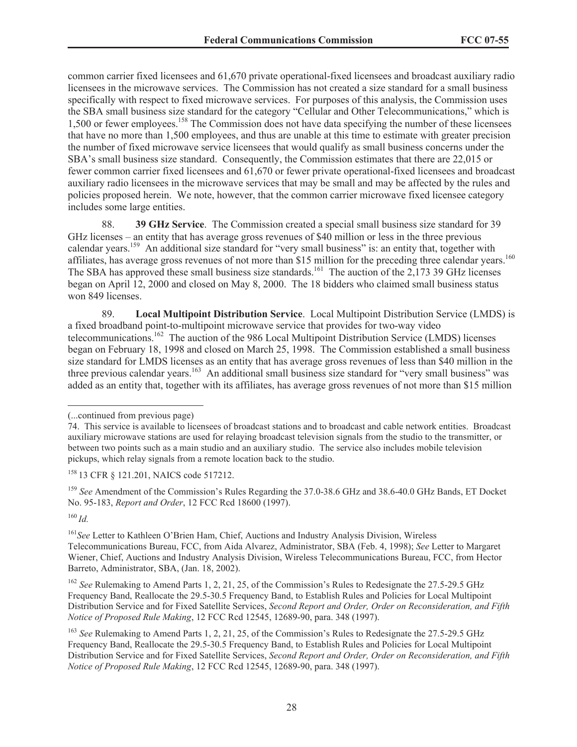common carrier fixed licensees and 61,670 private operational-fixed licensees and broadcast auxiliary radio licensees in the microwave services. The Commission has not created a size standard for a small business specifically with respect to fixed microwave services. For purposes of this analysis, the Commission uses the SBA small business size standard for the category "Cellular and Other Telecommunications," which is 1,500 or fewer employees.[158] The Commission does not have data specifying the number of these licensees that have no more than 1,500 employees, and thus are unable at this time to estimate with greater precision the number of fixed microwave service licensees that would qualify as small business concerns under the SBA's small business size standard. Consequently, the Commission estimates that there are 22,015 or fewer common carrier fixed licensees and 61,670 or fewer private operational-fixed licensees and broadcast auxiliary radio licensees in the microwave services that may be small and may be affected by the rules and policies proposed herein. We note, however, that the common carrier microwave fixed licensee category includes some large entities.

88. **39 GHz Service**. The Commission created a special small business size standard for 39 GHz licenses – an entity that has average gross revenues of $40 million or less in the three previous calendar years.[159] An additional size standard for "very small business" is: an entity that, together with affiliates, has average gross revenues of not more than $15 million for the preceding three calendar years.[160] The SBA has approved these small business size standards.[161] The auction of the 2,173 39 GHz licenses began on April 12, 2000 and closed on May 8, 2000. The 18 bidders who claimed small business status won 849 licenses.

89. **Local Multipoint Distribution Service**. Local Multipoint Distribution Service (LMDS) is a fixed broadband point-to-multipoint microwave service that provides for two-way video telecommunications.[162] The auction of the 986 Local Multipoint Distribution Service (LMDS) licenses began on February 18, 1998 and closed on March 25, 1998. The Commission established a small business size standard for LMDS licenses as an entity that has average gross revenues of less than $40 million in the three previous calendar years.[163] An additional small business size standard for "very small business" was added as an entity that, together with its affiliates, has average gross revenues of not more than $15 million

---

(...continued from previous page)

74. This service is available to licensees of broadcast stations and to broadcast and cable network entities. Broadcast auxiliary microwave stations are used for relaying broadcast television signals from the studio to the transmitter, or between two points such as a main studio and an auxiliary studio. The service also includes mobile television pickups, which relay signals from a remote location back to the studio.

[158] 13 CFR § 121.201, NAICS code 517212.

[159] *See* Amendment of the Commission's Rules Regarding the 37.0-38.6 GHz and 38.6-40.0 GHz Bands, ET Docket No. 95-183, *Report and Order*, 12 FCC Rcd 18600 (1997).

[160] *Id.*

[161] *See* Letter to Kathleen O'Brien Ham, Chief, Auctions and Industry Analysis Division, Wireless Telecommunications Bureau, FCC, from Aida Alvarez, Administrator, SBA (Feb. 4, 1998); *See* Letter to Margaret Wiener, Chief, Auctions and Industry Analysis Division, Wireless Telecommunications Bureau, FCC, from Hector Barreto, Administrator, SBA, (Jan. 18, 2002).

[162] *See* Rulemaking to Amend Parts 1, 2, 21, 25, of the Commission's Rules to Redesignate the 27.5-29.5 GHz Frequency Band, Reallocate the 29.5-30.5 Frequency Band, to Establish Rules and Policies for Local Multipoint Distribution Service and for Fixed Satellite Services, *Second Report and Order, Order on Reconsideration, and Fifth Notice of Proposed Rule Making*, 12 FCC Rcd 12545, 12689-90, para. 348 (1997).

[163] *See* Rulemaking to Amend Parts 1, 2, 21, 25, of the Commission's Rules to Redesignate the 27.5-29.5 GHz Frequency Band, Reallocate the 29.5-30.5 Frequency Band, to Establish Rules and Policies for Local Multipoint Distribution Service and for Fixed Satellite Services, *Second Report and Order, Order on Reconsideration, and Fifth Notice of Proposed Rule Making*, 12 FCC Rcd 12545, 12689-90, para. 348 (1997).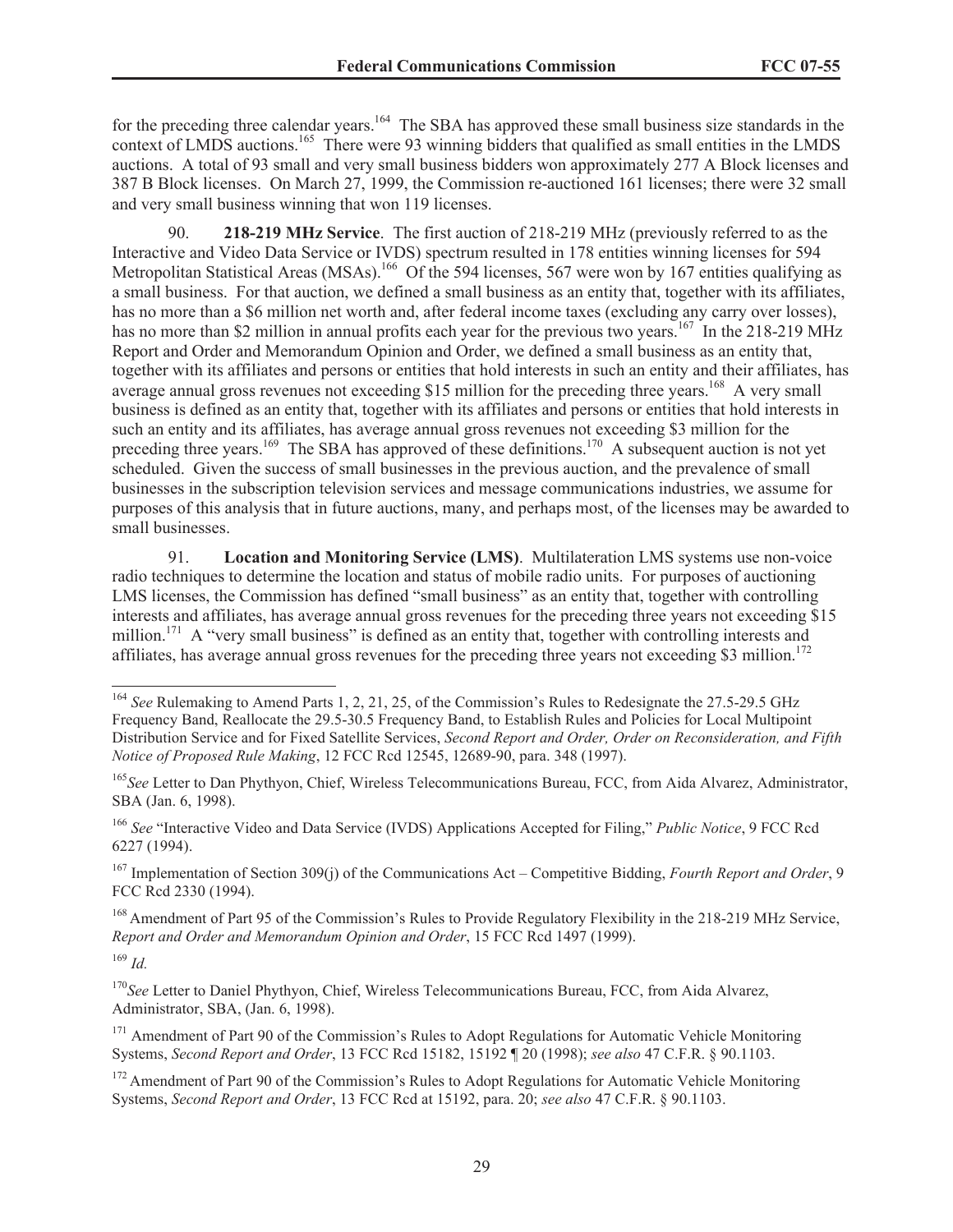for the preceding three calendar years.[164] The SBA has approved these small business size standards in the context of LMDS auctions.[165] There were 93 winning bidders that qualified as small entities in the LMDS auctions. A total of 93 small and very small business bidders won approximately 277 A Block licenses and 387 B Block licenses. On March 27, 1999, the Commission re-auctioned 161 licenses; there were 32 small and very small business winning that won 119 licenses.

90. **218-219 MHz Service**. The first auction of 218-219 MHz (previously referred to as the Interactive and Video Data Service or IVDS) spectrum resulted in 178 entities winning licenses for 594 Metropolitan Statistical Areas (MSAs).[166] Of the 594 licenses, 567 were won by 167 entities qualifying as a small business. For that auction, we defined a small business as an entity that, together with its affiliates, has no more than a $6 million net worth and, after federal income taxes (excluding any carry over losses), has no more than $2 million in annual profits each year for the previous two years.[167] In the 218-219 MHz Report and Order and Memorandum Opinion and Order, we defined a small business as an entity that, together with its affiliates and persons or entities that hold interests in such an entity and their affiliates, has average annual gross revenues not exceeding $15 million for the preceding three years.[168] A very small business is defined as an entity that, together with its affiliates and persons or entities that hold interests in such an entity and its affiliates, has average annual gross revenues not exceeding $3 million for the preceding three years.[169] The SBA has approved of these definitions.[170] A subsequent auction is not yet scheduled. Given the success of small businesses in the previous auction, and the prevalence of small businesses in the subscription television services and message communications industries, we assume for purposes of this analysis that in future auctions, many, and perhaps most, of the licenses may be awarded to small businesses.

91. **Location and Monitoring Service (LMS)**. Multilateration LMS systems use non-voice radio techniques to determine the location and status of mobile radio units. For purposes of auctioning LMS licenses, the Commission has defined "small business" as an entity that, together with controlling interests and affiliates, has average annual gross revenues for the preceding three years not exceeding $15 million.[171] A "very small business" is defined as an entity that, together with controlling interests and affiliates, has average annual gross revenues for the preceding three years not exceeding $3 million.[172]

---

[164] *See* Rulemaking to Amend Parts 1, 2, 21, 25, of the Commission's Rules to Redesignate the 27.5-29.5 GHz Frequency Band, Reallocate the 29.5-30.5 Frequency Band, to Establish Rules and Policies for Local Multipoint Distribution Service and for Fixed Satellite Services, *Second Report and Order, Order on Reconsideration, and Fifth Notice of Proposed Rule Making*, 12 FCC Rcd 12545, 12689-90, para. 348 (1997).

[165] *See* Letter to Dan Phythyon, Chief, Wireless Telecommunications Bureau, FCC, from Aida Alvarez, Administrator, SBA (Jan. 6, 1998).

[166] *See* "Interactive Video and Data Service (IVDS) Applications Accepted for Filing," *Public Notice*, 9 FCC Rcd 6227 (1994).

[167] Implementation of Section 309(j) of the Communications Act – Competitive Bidding, *Fourth Report and Order*, 9 FCC Rcd 2330 (1994).

[168] Amendment of Part 95 of the Commission's Rules to Provide Regulatory Flexibility in the 218-219 MHz Service, *Report and Order and Memorandum Opinion and Order*, 15 FCC Rcd 1497 (1999).

[169] *Id.*

[170] *See* Letter to Daniel Phythyon, Chief, Wireless Telecommunications Bureau, FCC, from Aida Alvarez, Administrator, SBA, (Jan. 6, 1998).

[171] Amendment of Part 90 of the Commission's Rules to Adopt Regulations for Automatic Vehicle Monitoring Systems, *Second Report and Order*, 13 FCC Rcd 15182, 15192 ¶ 20 (1998); *see also* 47 C.F.R. § 90.1103.

[172] Amendment of Part 90 of the Commission's Rules to Adopt Regulations for Automatic Vehicle Monitoring Systems, *Second Report and Order*, 13 FCC Rcd at 15192, para. 20; *see also* 47 C.F.R. § 90.1103.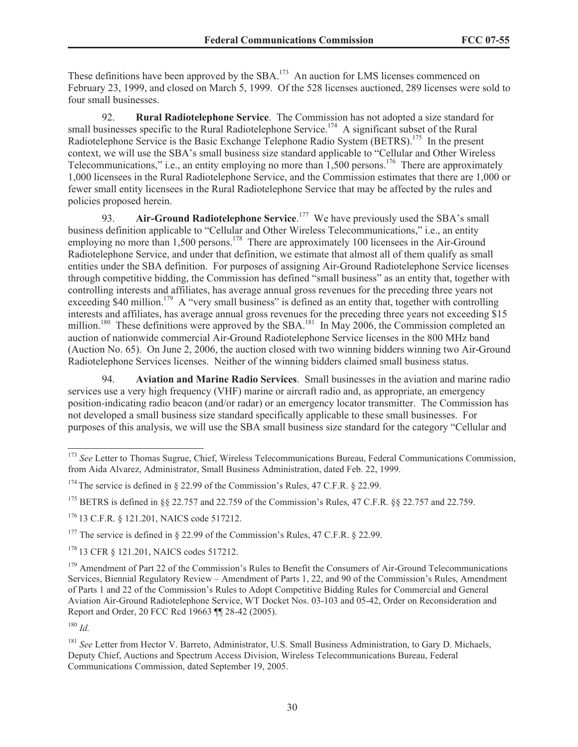These definitions have been approved by the SBA.[173] An auction for LMS licenses commenced on February 23, 1999, and closed on March 5, 1999. Of the 528 licenses auctioned, 289 licenses were sold to four small businesses.

92. **Rural Radiotelephone Service**. The Commission has not adopted a size standard for small businesses specific to the Rural Radiotelephone Service.[174] A significant subset of the Rural Radiotelephone Service is the Basic Exchange Telephone Radio System (BETRS).[175] In the present context, we will use the SBA's small business size standard applicable to "Cellular and Other Wireless Telecommunications," i.e., an entity employing no more than 1,500 persons.[176] There are approximately 1,000 licensees in the Rural Radiotelephone Service, and the Commission estimates that there are 1,000 or fewer small entity licensees in the Rural Radiotelephone Service that may be affected by the rules and policies proposed herein.

93. **Air-Ground Radiotelephone Service**.[177] We have previously used the SBA's small business definition applicable to "Cellular and Other Wireless Telecommunications," i.e., an entity employing no more than 1,500 persons.[178] There are approximately 100 licensees in the Air-Ground Radiotelephone Service, and under that definition, we estimate that almost all of them qualify as small entities under the SBA definition. For purposes of assigning Air-Ground Radiotelephone Service licenses through competitive bidding, the Commission has defined "small business" as an entity that, together with controlling interests and affiliates, has average annual gross revenues for the preceding three years not exceeding $40 million.[179] A "very small business" is defined as an entity that, together with controlling interests and affiliates, has average annual gross revenues for the preceding three years not exceeding $15 million.[180] These definitions were approved by the SBA.[181] In May 2006, the Commission completed an auction of nationwide commercial Air-Ground Radiotelephone Service licenses in the 800 MHz band (Auction No. 65). On June 2, 2006, the auction closed with two winning bidders winning two Air-Ground Radiotelephone Services licenses. Neither of the winning bidders claimed small business status.

94. **Aviation and Marine Radio Services**. Small businesses in the aviation and marine radio services use a very high frequency (VHF) marine or aircraft radio and, as appropriate, an emergency position-indicating radio beacon (and/or radar) or an emergency locator transmitter. The Commission has not developed a small business size standard specifically applicable to these small businesses. For purposes of this analysis, we will use the SBA small business size standard for the category "Cellular and

---

[173] *See* Letter to Thomas Sugrue, Chief, Wireless Telecommunications Bureau, Federal Communications Commission, from Aida Alvarez, Administrator, Small Business Administration, dated Feb. 22, 1999.

[174] The service is defined in § 22.99 of the Commission's Rules, 47 C.F.R. § 22.99.

[175] BETRS is defined in §§ 22.757 and 22.759 of the Commission's Rules, 47 C.F.R. §§ 22.757 and 22.759.

[176] 13 C.F.R. § 121.201, NAICS code 517212.

[177] The service is defined in § 22.99 of the Commission's Rules, 47 C.F.R. § 22.99.

[178] 13 CFR § 121.201, NAICS codes 517212.

[179] Amendment of Part 22 of the Commission's Rules to Benefit the Consumers of Air-Ground Telecommunications Services, Biennial Regulatory Review – Amendment of Parts 1, 22, and 90 of the Commission's Rules, Amendment of Parts 1 and 22 of the Commission's Rules to Adopt Competitive Bidding Rules for Commercial and General Aviation Air-Ground Radiotelephone Service, WT Docket Nos. 03-103 and 05-42, Order on Reconsideration and Report and Order, 20 FCC Rcd 19663 ¶¶ 28-42 (2005).

[180] *Id.*

[181] *See* Letter from Hector V. Barreto, Administrator, U.S. Small Business Administration, to Gary D. Michaels, Deputy Chief, Auctions and Spectrum Access Division, Wireless Telecommunications Bureau, Federal Communications Commission, dated September 19, 2005.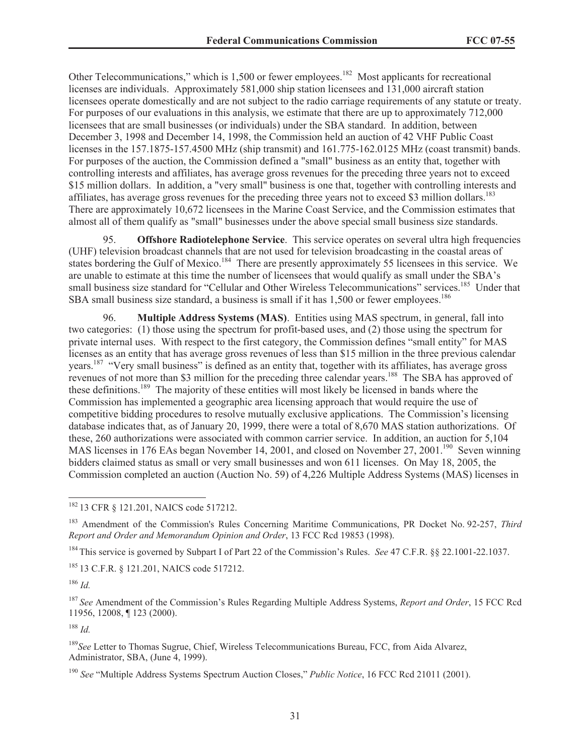Other Telecommunications," which is 1,500 or fewer employees.[182] Most applicants for recreational licenses are individuals. Approximately 581,000 ship station licensees and 131,000 aircraft station licensees operate domestically and are not subject to the radio carriage requirements of any statute or treaty. For purposes of our evaluations in this analysis, we estimate that there are up to approximately 712,000 licensees that are small businesses (or individuals) under the SBA standard. In addition, between December 3, 1998 and December 14, 1998, the Commission held an auction of 42 VHF Public Coast licenses in the 157.1875-157.4500 MHz (ship transmit) and 161.775-162.0125 MHz (coast transmit) bands. For purposes of the auction, the Commission defined a "small" business as an entity that, together with controlling interests and affiliates, has average gross revenues for the preceding three years not to exceed $15 million dollars. In addition, a "very small" business is one that, together with controlling interests and affiliates, has average gross revenues for the preceding three years not to exceed $3 million dollars.[183] There are approximately 10,672 licensees in the Marine Coast Service, and the Commission estimates that almost all of them qualify as "small" businesses under the above special small business size standards.

95. **Offshore Radiotelephone Service**. This service operates on several ultra high frequencies (UHF) television broadcast channels that are not used for television broadcasting in the coastal areas of states bordering the Gulf of Mexico.[184] There are presently approximately 55 licensees in this service. We are unable to estimate at this time the number of licensees that would qualify as small under the SBA's small business size standard for "Cellular and Other Wireless Telecommunications" services.[185] Under that SBA small business size standard, a business is small if it has 1,500 or fewer employees.[186]

96. **Multiple Address Systems (MAS)**. Entities using MAS spectrum, in general, fall into two categories: (1) those using the spectrum for profit-based uses, and (2) those using the spectrum for private internal uses. With respect to the first category, the Commission defines "small entity" for MAS licenses as an entity that has average gross revenues of less than $15 million in the three previous calendar years.[187] "Very small business" is defined as an entity that, together with its affiliates, has average gross revenues of not more than $3 million for the preceding three calendar years.[188] The SBA has approved of these definitions.[189] The majority of these entities will most likely be licensed in bands where the Commission has implemented a geographic area licensing approach that would require the use of competitive bidding procedures to resolve mutually exclusive applications. The Commission's licensing database indicates that, as of January 20, 1999, there were a total of 8,670 MAS station authorizations. Of these, 260 authorizations were associated with common carrier service. In addition, an auction for 5,104 MAS licenses in 176 EAs began November 14, 2001, and closed on November 27, 2001.[190] Seven winning bidders claimed status as small or very small businesses and won 611 licenses. On May 18, 2005, the Commission completed an auction (Auction No. 59) of 4,226 Multiple Address Systems (MAS) licenses in

---

[182] 13 CFR § 121.201, NAICS code 517212.

[183] Amendment of the Commission's Rules Concerning Maritime Communications, PR Docket No. 92-257, *Third Report and Order and Memorandum Opinion and Order*, 13 FCC Rcd 19853 (1998).

[184] This service is governed by Subpart I of Part 22 of the Commission's Rules. *See* 47 C.F.R. §§ 22.1001-22.1037.

[185] 13 C.F.R. § 121.201, NAICS code 517212.

[186] *Id.*

[187] *See* Amendment of the Commission's Rules Regarding Multiple Address Systems, *Report and Order*, 15 FCC Rcd 11956, 12008, ¶ 123 (2000).

[188] *Id.*

[189] *See* Letter to Thomas Sugrue, Chief, Wireless Telecommunications Bureau, FCC, from Aida Alvarez, Administrator, SBA, (June 4, 1999).

[190] *See* "Multiple Address Systems Spectrum Auction Closes," *Public Notice*, 16 FCC Rcd 21011 (2001).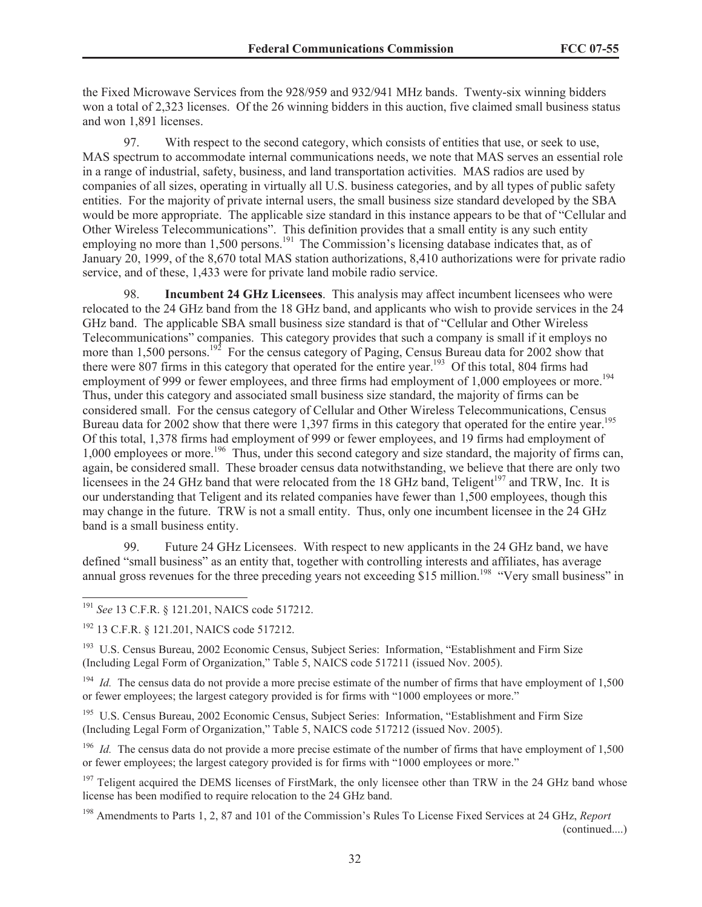the Fixed Microwave Services from the 928/959 and 932/941 MHz bands. Twenty-six winning bidders won a total of 2,323 licenses. Of the 26 winning bidders in this auction, five claimed small business status and won 1,891 licenses.

97. With respect to the second category, which consists of entities that use, or seek to use, MAS spectrum to accommodate internal communications needs, we note that MAS serves an essential role in a range of industrial, safety, business, and land transportation activities. MAS radios are used by companies of all sizes, operating in virtually all U.S. business categories, and by all types of public safety entities. For the majority of private internal users, the small business size standard developed by the SBA would be more appropriate. The applicable size standard in this instance appears to be that of "Cellular and Other Wireless Telecommunications". This definition provides that a small entity is any such entity employing no more than 1,500 persons.[191] The Commission's licensing database indicates that, as of January 20, 1999, of the 8,670 total MAS station authorizations, 8,410 authorizations were for private radio service, and of these, 1,433 were for private land mobile radio service.

98. **Incumbent 24 GHz Licensees**. This analysis may affect incumbent licensees who were relocated to the 24 GHz band from the 18 GHz band, and applicants who wish to provide services in the 24 GHz band. The applicable SBA small business size standard is that of "Cellular and Other Wireless Telecommunications" companies. This category provides that such a company is small if it employs no more than 1,500 persons.[192] For the census category of Paging, Census Bureau data for 2002 show that there were 807 firms in this category that operated for the entire year.[193] Of this total, 804 firms had employment of 999 or fewer employees, and three firms had employment of 1,000 employees or more.[194] Thus, under this category and associated small business size standard, the majority of firms can be considered small. For the census category of Cellular and Other Wireless Telecommunications, Census Bureau data for 2002 show that there were 1,397 firms in this category that operated for the entire year.[195] Of this total, 1,378 firms had employment of 999 or fewer employees, and 19 firms had employment of 1,000 employees or more.[196] Thus, under this second category and size standard, the majority of firms can, again, be considered small. These broader census data notwithstanding, we believe that there are only two licensees in the 24 GHz band that were relocated from the 18 GHz band, Teligent[197] and TRW, Inc. It is our understanding that Teligent and its related companies have fewer than 1,500 employees, though this may change in the future. TRW is not a small entity. Thus, only one incumbent licensee in the 24 GHz band is a small business entity.

99. Future 24 GHz Licensees. With respect to new applicants in the 24 GHz band, we have defined "small business" as an entity that, together with controlling interests and affiliates, has average annual gross revenues for the three preceding years not exceeding $15 million.[198] "Very small business" in

---

[191] *See* 13 C.F.R. § 121.201, NAICS code 517212.

[192] 13 C.F.R. § 121.201, NAICS code 517212.

[193] U.S. Census Bureau, 2002 Economic Census, Subject Series: Information, "Establishment and Firm Size (Including Legal Form of Organization," Table 5, NAICS code 517211 (issued Nov. 2005).

[194] *Id.* The census data do not provide a more precise estimate of the number of firms that have employment of 1,500 or fewer employees; the largest category provided is for firms with "1000 employees or more."

[195] U.S. Census Bureau, 2002 Economic Census, Subject Series: Information, "Establishment and Firm Size (Including Legal Form of Organization," Table 5, NAICS code 517212 (issued Nov. 2005).

[196] *Id.* The census data do not provide a more precise estimate of the number of firms that have employment of 1,500 or fewer employees; the largest category provided is for firms with "1000 employees or more."

[197] Teligent acquired the DEMS licenses of FirstMark, the only licensee other than TRW in the 24 GHz band whose license has been modified to require relocation to the 24 GHz band.

[198] Amendments to Parts 1, 2, 87 and 101 of the Commission's Rules To License Fixed Services at 24 GHz, *Report* (continued....)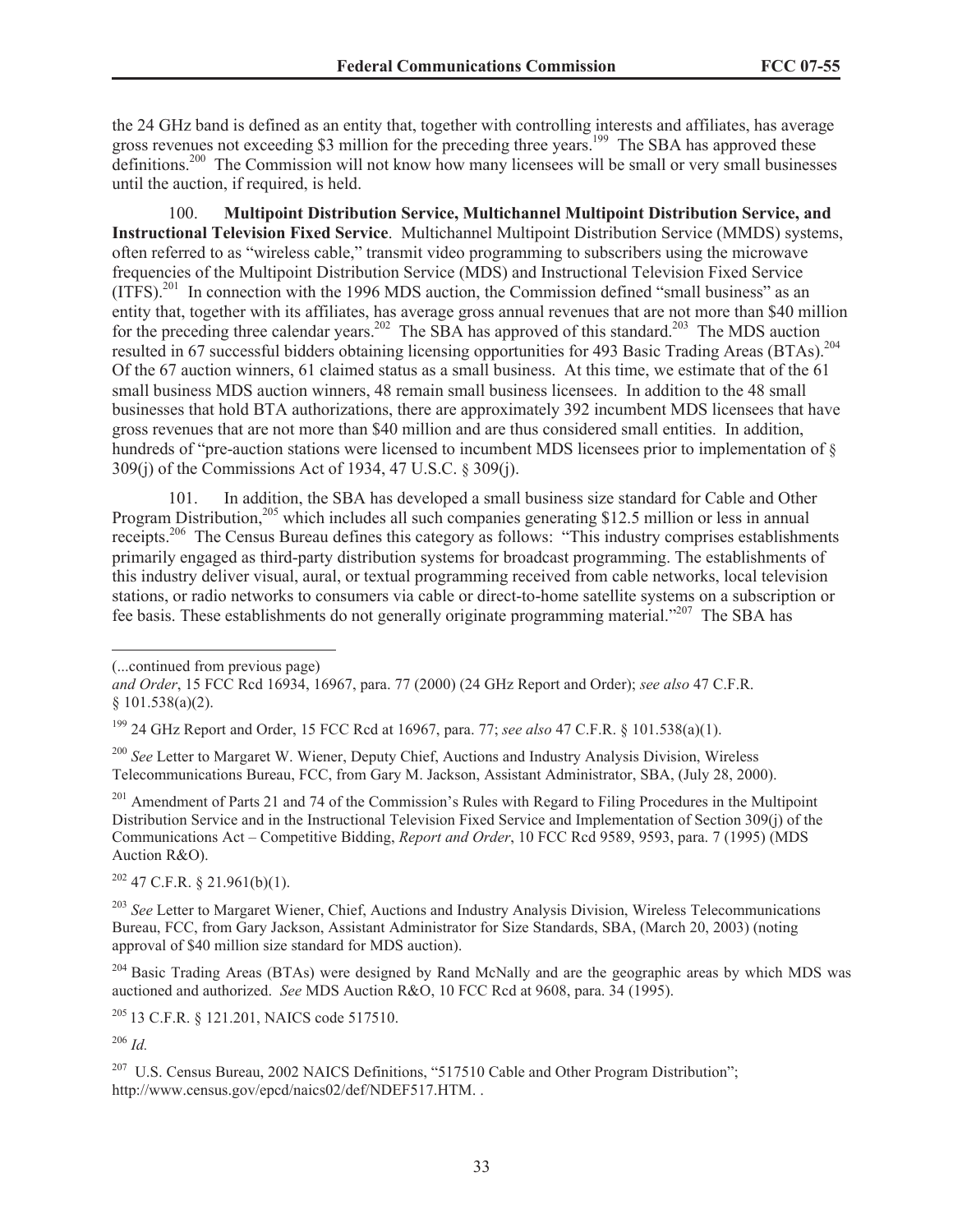the 24 GHz band is defined as an entity that, together with controlling interests and affiliates, has average gross revenues not exceeding $3 million for the preceding three years.[199] The SBA has approved these definitions.[200] The Commission will not know how many licensees will be small or very small businesses until the auction, if required, is held.

100. **Multipoint Distribution Service, Multichannel Multipoint Distribution Service, and Instructional Television Fixed Service**. Multichannel Multipoint Distribution Service (MMDS) systems, often referred to as "wireless cable," transmit video programming to subscribers using the microwave frequencies of the Multipoint Distribution Service (MDS) and Instructional Television Fixed Service (ITFS).[201] In connection with the 1996 MDS auction, the Commission defined "small business" as an entity that, together with its affiliates, has average gross annual revenues that are not more than $40 million for the preceding three calendar years.[202] The SBA has approved of this standard.[203] The MDS auction resulted in 67 successful bidders obtaining licensing opportunities for 493 Basic Trading Areas (BTAs).[204] Of the 67 auction winners, 61 claimed status as a small business. At this time, we estimate that of the 61 small business MDS auction winners, 48 remain small business licensees. In addition to the 48 small businesses that hold BTA authorizations, there are approximately 392 incumbent MDS licensees that have gross revenues that are not more than $40 million and are thus considered small entities. In addition, hundreds of "pre-auction stations were licensed to incumbent MDS licensees prior to implementation of § 309(j) of the Commissions Act of 1934, 47 U.S.C. § 309(j).

101. In addition, the SBA has developed a small business size standard for Cable and Other Program Distribution,[205] which includes all such companies generating $12.5 million or less in annual receipts.[206] The Census Bureau defines this category as follows: "This industry comprises establishments primarily engaged as third-party distribution systems for broadcast programming. The establishments of this industry deliver visual, aural, or textual programming received from cable networks, local television stations, or radio networks to consumers via cable or direct-to-home satellite systems on a subscription or fee basis. These establishments do not generally originate programming material."[207] The SBA has

---

(...continued from previous page)
*and Order*, 15 FCC Rcd 16934, 16967, para. 77 (2000) (24 GHz Report and Order); *see also* 47 C.F.R. § 101.538(a)(2).

[199] 24 GHz Report and Order, 15 FCC Rcd at 16967, para. 77; *see also* 47 C.F.R. § 101.538(a)(1).

[200] *See* Letter to Margaret W. Wiener, Deputy Chief, Auctions and Industry Analysis Division, Wireless Telecommunications Bureau, FCC, from Gary M. Jackson, Assistant Administrator, SBA, (July 28, 2000).

[201] Amendment of Parts 21 and 74 of the Commission's Rules with Regard to Filing Procedures in the Multipoint Distribution Service and in the Instructional Television Fixed Service and Implementation of Section 309(j) of the Communications Act – Competitive Bidding, *Report and Order*, 10 FCC Rcd 9589, 9593, para. 7 (1995) (MDS Auction R&O).

[202] 47 C.F.R. § 21.961(b)(1).

[203] *See* Letter to Margaret Wiener, Chief, Auctions and Industry Analysis Division, Wireless Telecommunications Bureau, FCC, from Gary Jackson, Assistant Administrator for Size Standards, SBA, (March 20, 2003) (noting approval of $40 million size standard for MDS auction).

[204] Basic Trading Areas (BTAs) were designed by Rand McNally and are the geographic areas by which MDS was auctioned and authorized. *See* MDS Auction R&O, 10 FCC Rcd at 9608, para. 34 (1995).

[205] 13 C.F.R. § 121.201, NAICS code 517510.

[206] *Id.*

[207] U.S. Census Bureau, 2002 NAICS Definitions, "517510 Cable and Other Program Distribution"; http://www.census.gov/epcd/naics02/def/NDEF517.HTM. .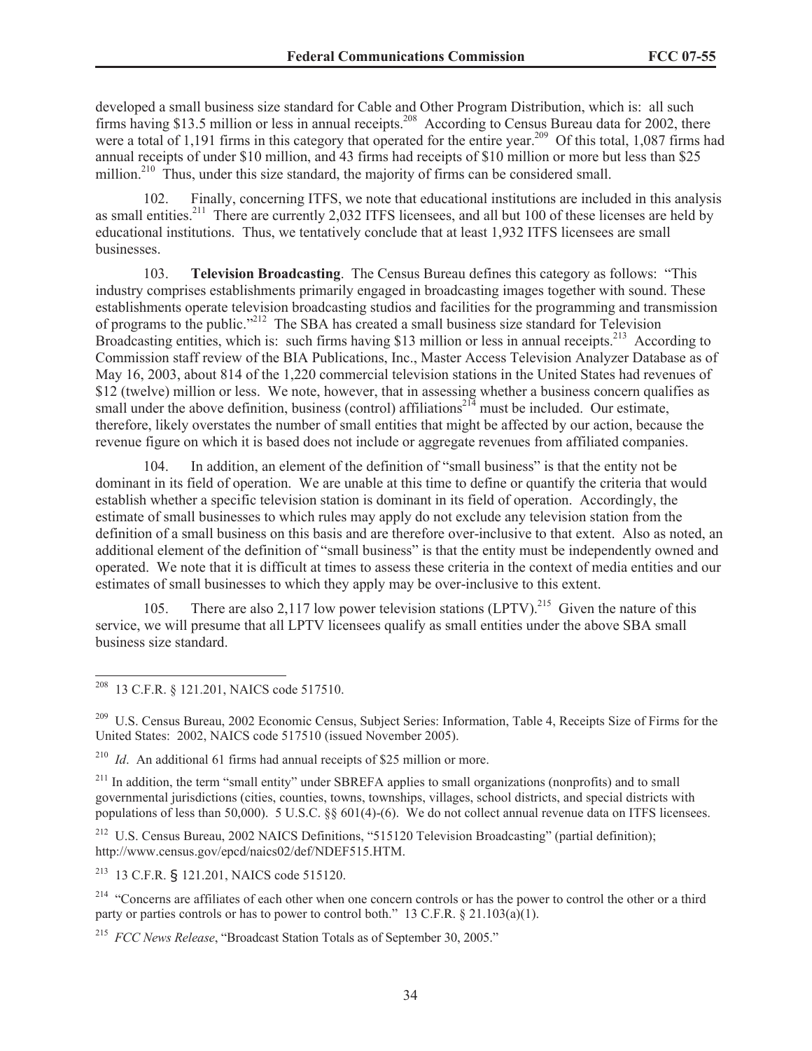developed a small business size standard for Cable and Other Program Distribution, which is: all such firms having $13.5 million or less in annual receipts.[208] According to Census Bureau data for 2002, there were a total of 1,191 firms in this category that operated for the entire year.[209] Of this total, 1,087 firms had annual receipts of under $10 million, and 43 firms had receipts of $10 million or more but less than $25 million.[210] Thus, under this size standard, the majority of firms can be considered small.

102. Finally, concerning ITFS, we note that educational institutions are included in this analysis as small entities.[211] There are currently 2,032 ITFS licensees, and all but 100 of these licenses are held by educational institutions. Thus, we tentatively conclude that at least 1,932 ITFS licensees are small businesses.

103. **Television Broadcasting**. The Census Bureau defines this category as follows: "This industry comprises establishments primarily engaged in broadcasting images together with sound. These establishments operate television broadcasting studios and facilities for the programming and transmission of programs to the public."[212] The SBA has created a small business size standard for Television Broadcasting entities, which is: such firms having $13 million or less in annual receipts.[213] According to Commission staff review of the BIA Publications, Inc., Master Access Television Analyzer Database as of May 16, 2003, about 814 of the 1,220 commercial television stations in the United States had revenues of $12 (twelve) million or less. We note, however, that in assessing whether a business concern qualifies as small under the above definition, business (control) affiliations[214] must be included. Our estimate, therefore, likely overstates the number of small entities that might be affected by our action, because the revenue figure on which it is based does not include or aggregate revenues from affiliated companies.

104. In addition, an element of the definition of "small business" is that the entity not be dominant in its field of operation. We are unable at this time to define or quantify the criteria that would establish whether a specific television station is dominant in its field of operation. Accordingly, the estimate of small businesses to which rules may apply do not exclude any television station from the definition of a small business on this basis and are therefore over-inclusive to that extent. Also as noted, an additional element of the definition of "small business" is that the entity must be independently owned and operated. We note that it is difficult at times to assess these criteria in the context of media entities and our estimates of small businesses to which they apply may be over-inclusive to this extent.

105. There are also 2,117 low power television stations (LPTV).[215] Given the nature of this service, we will presume that all LPTV licensees qualify as small entities under the above SBA small business size standard.

---

[208] 13 C.F.R. § 121.201, NAICS code 517510.

[209] U.S. Census Bureau, 2002 Economic Census, Subject Series: Information, Table 4, Receipts Size of Firms for the United States: 2002, NAICS code 517510 (issued November 2005).

[210] *Id*. An additional 61 firms had annual receipts of $25 million or more.

[211] In addition, the term "small entity" under SBREFA applies to small organizations (nonprofits) and to small governmental jurisdictions (cities, counties, towns, townships, villages, school districts, and special districts with populations of less than 50,000). 5 U.S.C. §§ 601(4)-(6). We do not collect annual revenue data on ITFS licensees.

[212] U.S. Census Bureau, 2002 NAICS Definitions, "515120 Television Broadcasting" (partial definition); http://www.census.gov/epcd/naics02/def/NDEF515.HTM.

[213] 13 C.F.R. § 121.201, NAICS code 515120.

[214] "Concerns are affiliates of each other when one concern controls or has the power to control the other or a third party or parties controls or has to power to control both." 13 C.F.R. § 21.103(a)(1).

[215] *FCC News Release*, "Broadcast Station Totals as of September 30, 2005."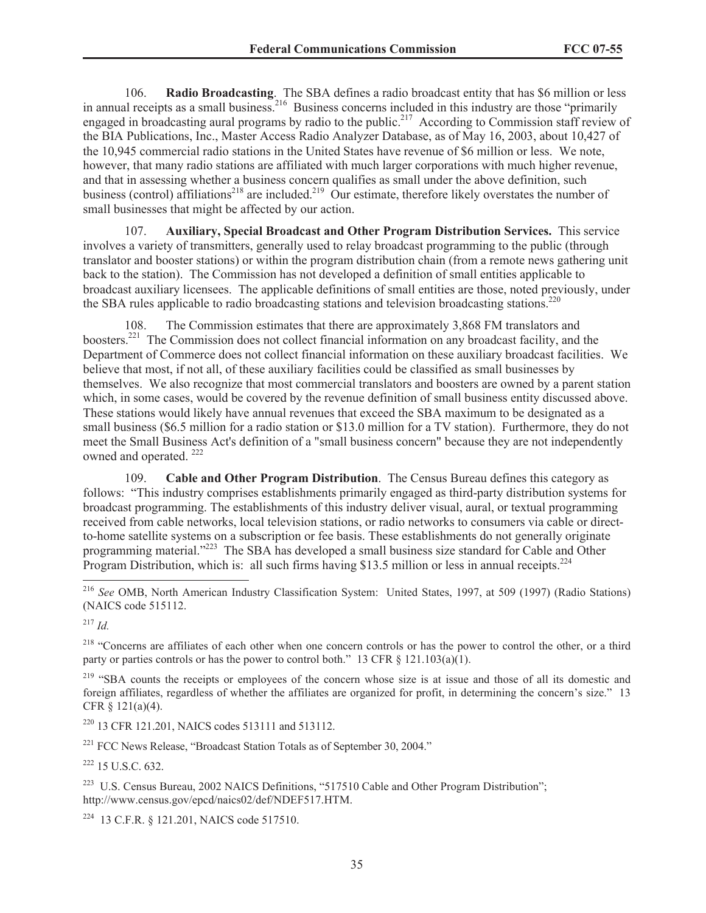106. **Radio Broadcasting**. The SBA defines a radio broadcast entity that has $6 million or less in annual receipts as a small business.[216] Business concerns included in this industry are those "primarily engaged in broadcasting aural programs by radio to the public.[217] According to Commission staff review of the BIA Publications, Inc., Master Access Radio Analyzer Database, as of May 16, 2003, about 10,427 of the 10,945 commercial radio stations in the United States have revenue of $6 million or less. We note, however, that many radio stations are affiliated with much larger corporations with much higher revenue, and that in assessing whether a business concern qualifies as small under the above definition, such business (control) affiliations[218] are included.[219] Our estimate, therefore likely overstates the number of small businesses that might be affected by our action.

107. **Auxiliary, Special Broadcast and Other Program Distribution Services.** This service involves a variety of transmitters, generally used to relay broadcast programming to the public (through translator and booster stations) or within the program distribution chain (from a remote news gathering unit back to the station). The Commission has not developed a definition of small entities applicable to broadcast auxiliary licensees. The applicable definitions of small entities are those, noted previously, under the SBA rules applicable to radio broadcasting stations and television broadcasting stations.[220]

108. The Commission estimates that there are approximately 3,868 FM translators and boosters.[221] The Commission does not collect financial information on any broadcast facility, and the Department of Commerce does not collect financial information on these auxiliary broadcast facilities. We believe that most, if not all, of these auxiliary facilities could be classified as small businesses by themselves. We also recognize that most commercial translators and boosters are owned by a parent station which, in some cases, would be covered by the revenue definition of small business entity discussed above. These stations would likely have annual revenues that exceed the SBA maximum to be designated as a small business ($6.5 million for a radio station or $13.0 million for a TV station). Furthermore, they do not meet the Small Business Act's definition of a "small business concern" because they are not independently owned and operated.[222]

109. **Cable and Other Program Distribution**. The Census Bureau defines this category as follows: "This industry comprises establishments primarily engaged as third-party distribution systems for broadcast programming. The establishments of this industry deliver visual, aural, or textual programming received from cable networks, local television stations, or radio networks to consumers via cable or direct-to-home satellite systems on a subscription or fee basis. These establishments do not generally originate programming material."[223] The SBA has developed a small business size standard for Cable and Other Program Distribution, which is: all such firms having $13.5 million or less in annual receipts.[224]

---

[216] *See* OMB, North American Industry Classification System: United States, 1997, at 509 (1997) (Radio Stations) (NAICS code 515112.

[217] *Id.*

[218] "Concerns are affiliates of each other when one concern controls or has the power to control the other, or a third party or parties controls or has the power to control both." 13 CFR § 121.103(a)(1).

[219] "SBA counts the receipts or employees of the concern whose size is at issue and those of all its domestic and foreign affiliates, regardless of whether the affiliates are organized for profit, in determining the concern's size." 13 CFR § 121(a)(4).

[220] 13 CFR 121.201, NAICS codes 513111 and 513112.

[221] FCC News Release, "Broadcast Station Totals as of September 30, 2004."

[222] 15 U.S.C. 632.

[223] U.S. Census Bureau, 2002 NAICS Definitions, "517510 Cable and Other Program Distribution"; http://www.census.gov/epcd/naics02/def/NDEF517.HTM.

[224] 13 C.F.R. § 121.201, NAICS code 517510.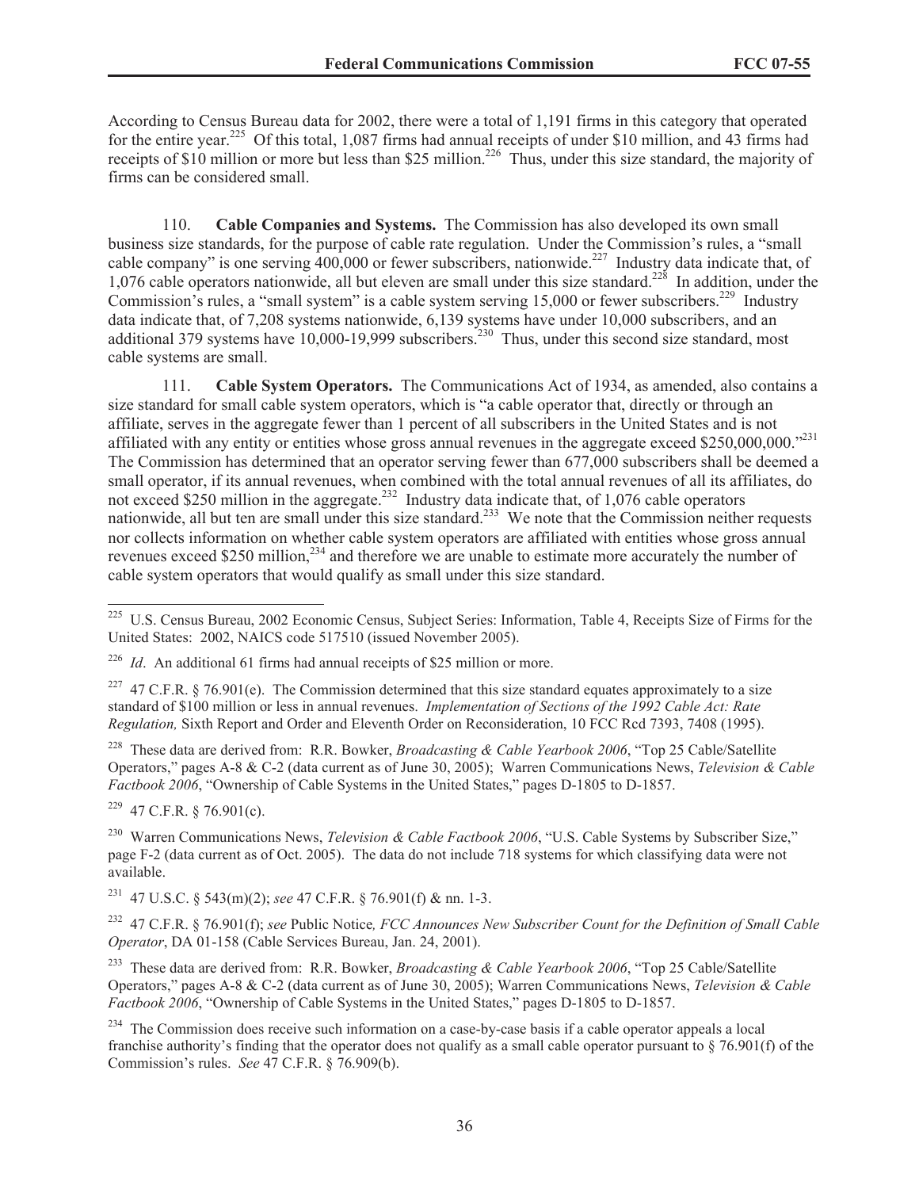According to Census Bureau data for 2002, there were a total of 1,191 firms in this category that operated for the entire year.[225] Of this total, 1,087 firms had annual receipts of under $10 million, and 43 firms had receipts of $10 million or more but less than $25 million.[226] Thus, under this size standard, the majority of firms can be considered small.

110. **Cable Companies and Systems.** The Commission has also developed its own small business size standards, for the purpose of cable rate regulation. Under the Commission's rules, a "small cable company" is one serving 400,000 or fewer subscribers, nationwide.[227] Industry data indicate that, of 1,076 cable operators nationwide, all but eleven are small under this size standard.[228] In addition, under the Commission's rules, a "small system" is a cable system serving 15,000 or fewer subscribers.[229] Industry data indicate that, of 7,208 systems nationwide, 6,139 systems have under 10,000 subscribers, and an additional 379 systems have 10,000-19,999 subscribers.[230] Thus, under this second size standard, most cable systems are small.

111. **Cable System Operators.** The Communications Act of 1934, as amended, also contains a size standard for small cable system operators, which is "a cable operator that, directly or through an affiliate, serves in the aggregate fewer than 1 percent of all subscribers in the United States and is not affiliated with any entity or entities whose gross annual revenues in the aggregate exceed $250,000,000."[231] The Commission has determined that an operator serving fewer than 677,000 subscribers shall be deemed a small operator, if its annual revenues, when combined with the total annual revenues of all its affiliates, do not exceed $250 million in the aggregate.[232] Industry data indicate that, of 1,076 cable operators nationwide, all but ten are small under this size standard.[233] We note that the Commission neither requests nor collects information on whether cable system operators are affiliated with entities whose gross annual revenues exceed $250 million,[234] and therefore we are unable to estimate more accurately the number of cable system operators that would qualify as small under this size standard.

---

[225] U.S. Census Bureau, 2002 Economic Census, Subject Series: Information, Table 4, Receipts Size of Firms for the United States: 2002, NAICS code 517510 (issued November 2005).

[226] *Id*. An additional 61 firms had annual receipts of $25 million or more.

[227] 47 C.F.R. § 76.901(e). The Commission determined that this size standard equates approximately to a size standard of $100 million or less in annual revenues. *Implementation of Sections of the 1992 Cable Act: Rate Regulation,* Sixth Report and Order and Eleventh Order on Reconsideration, 10 FCC Rcd 7393, 7408 (1995).

[228] These data are derived from: R.R. Bowker, *Broadcasting & Cable Yearbook 2006*, "Top 25 Cable/Satellite Operators," pages A-8 & C-2 (data current as of June 30, 2005); Warren Communications News, *Television & Cable Factbook 2006*, "Ownership of Cable Systems in the United States," pages D-1805 to D-1857.

[229] 47 C.F.R. § 76.901(c).

[230] Warren Communications News, *Television & Cable Factbook 2006*, "U.S. Cable Systems by Subscriber Size," page F-2 (data current as of Oct. 2005). The data do not include 718 systems for which classifying data were not available.

[231] 47 U.S.C. § 543(m)(2); *see* 47 C.F.R. § 76.901(f) & nn. 1-3.

[232] 47 C.F.R. § 76.901(f); *see* Public Notice*, FCC Announces New Subscriber Count for the Definition of Small Cable Operator*, DA 01-158 (Cable Services Bureau, Jan. 24, 2001).

[233] These data are derived from: R.R. Bowker, *Broadcasting & Cable Yearbook 2006*, "Top 25 Cable/Satellite Operators," pages A-8 & C-2 (data current as of June 30, 2005); Warren Communications News, *Television & Cable Factbook 2006*, "Ownership of Cable Systems in the United States," pages D-1805 to D-1857.

[234] The Commission does receive such information on a case-by-case basis if a cable operator appeals a local franchise authority's finding that the operator does not qualify as a small cable operator pursuant to § 76.901(f) of the Commission's rules. *See* 47 C.F.R. § 76.909(b).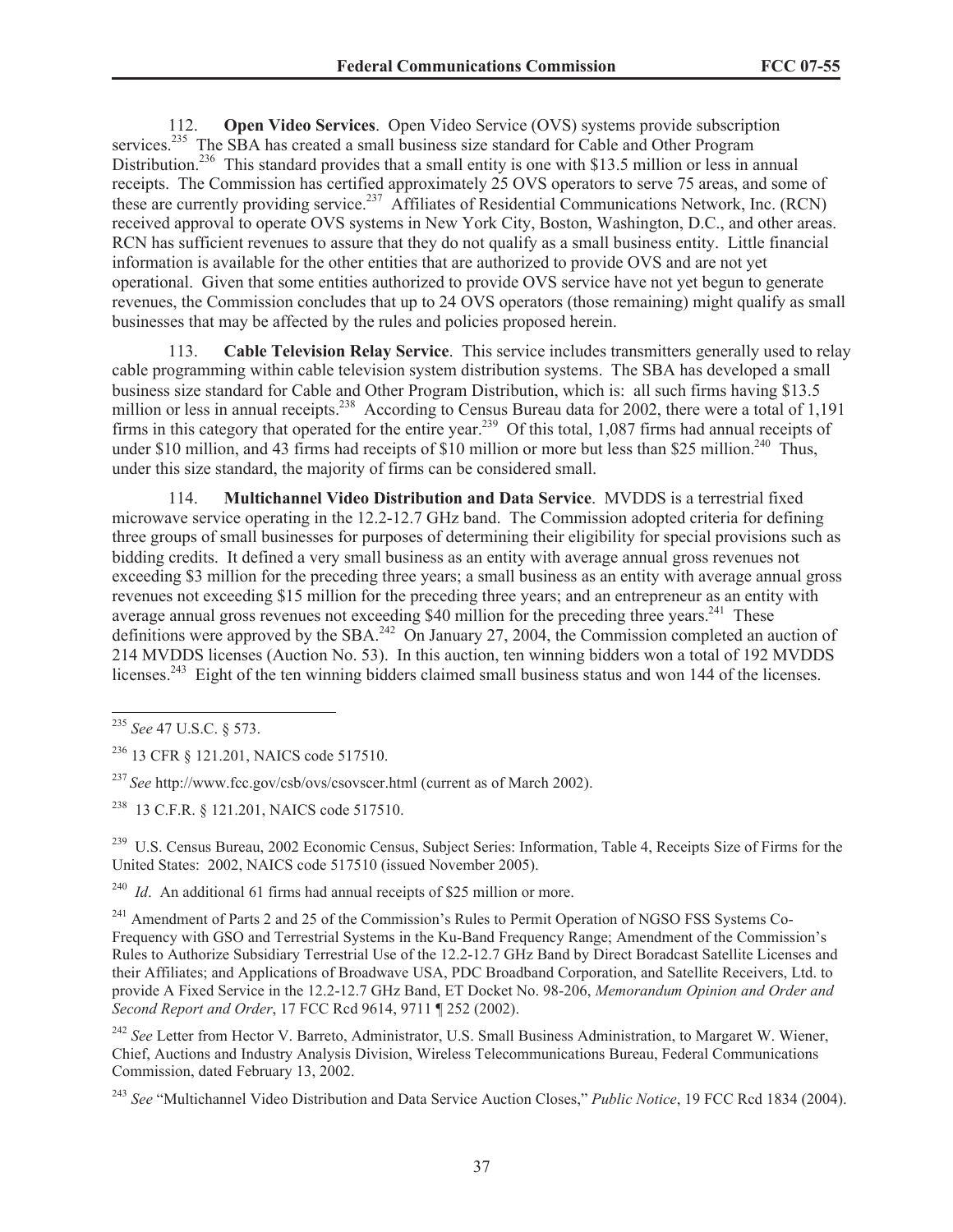112. **Open Video Services**. Open Video Service (OVS) systems provide subscription services.[235] The SBA has created a small business size standard for Cable and Other Program Distribution.[236] This standard provides that a small entity is one with $13.5 million or less in annual receipts. The Commission has certified approximately 25 OVS operators to serve 75 areas, and some of these are currently providing service.[237] Affiliates of Residential Communications Network, Inc. (RCN) received approval to operate OVS systems in New York City, Boston, Washington, D.C., and other areas. RCN has sufficient revenues to assure that they do not qualify as a small business entity. Little financial information is available for the other entities that are authorized to provide OVS and are not yet operational. Given that some entities authorized to provide OVS service have not yet begun to generate revenues, the Commission concludes that up to 24 OVS operators (those remaining) might qualify as small businesses that may be affected by the rules and policies proposed herein.

113. **Cable Television Relay Service**. This service includes transmitters generally used to relay cable programming within cable television system distribution systems. The SBA has developed a small business size standard for Cable and Other Program Distribution, which is: all such firms having $13.5 million or less in annual receipts.[238] According to Census Bureau data for 2002, there were a total of 1,191 firms in this category that operated for the entire year.[239] Of this total, 1,087 firms had annual receipts of under $10 million, and 43 firms had receipts of $10 million or more but less than $25 million.[240] Thus, under this size standard, the majority of firms can be considered small.

114. **Multichannel Video Distribution and Data Service**. MVDDS is a terrestrial fixed microwave service operating in the 12.2-12.7 GHz band. The Commission adopted criteria for defining three groups of small businesses for purposes of determining their eligibility for special provisions such as bidding credits. It defined a very small business as an entity with average annual gross revenues not exceeding $3 million for the preceding three years; a small business as an entity with average annual gross revenues not exceeding $15 million for the preceding three years; and an entrepreneur as an entity with average annual gross revenues not exceeding $40 million for the preceding three years.[241] These definitions were approved by the SBA.[242] On January 27, 2004, the Commission completed an auction of 214 MVDDS licenses (Auction No. 53). In this auction, ten winning bidders won a total of 192 MVDDS licenses.[243] Eight of the ten winning bidders claimed small business status and won 144 of the licenses.

---

[235] *See* 47 U.S.C. § 573.

[236] 13 CFR § 121.201, NAICS code 517510.

[237] *See* http://www.fcc.gov/csb/ovs/csovscer.html (current as of March 2002).

[238] 13 C.F.R. § 121.201, NAICS code 517510.

[239] U.S. Census Bureau, 2002 Economic Census, Subject Series: Information, Table 4, Receipts Size of Firms for the United States: 2002, NAICS code 517510 (issued November 2005).

[240] *Id*. An additional 61 firms had annual receipts of $25 million or more.

[241] Amendment of Parts 2 and 25 of the Commission's Rules to Permit Operation of NGSO FSS Systems Co-Frequency with GSO and Terrestrial Systems in the Ku-Band Frequency Range; Amendment of the Commission's Rules to Authorize Subsidiary Terrestrial Use of the 12.2-12.7 GHz Band by Direct Boradcast Satellite Licenses and their Affiliates; and Applications of Broadwave USA, PDC Broadband Corporation, and Satellite Receivers, Ltd. to provide A Fixed Service in the 12.2-12.7 GHz Band, ET Docket No. 98-206, *Memorandum Opinion and Order and Second Report and Order*, 17 FCC Rcd 9614, 9711 ¶ 252 (2002).

[242] *See* Letter from Hector V. Barreto, Administrator, U.S. Small Business Administration, to Margaret W. Wiener, Chief, Auctions and Industry Analysis Division, Wireless Telecommunications Bureau, Federal Communications Commission, dated February 13, 2002.

[243] *See* "Multichannel Video Distribution and Data Service Auction Closes," *Public Notice*, 19 FCC Rcd 1834 (2004).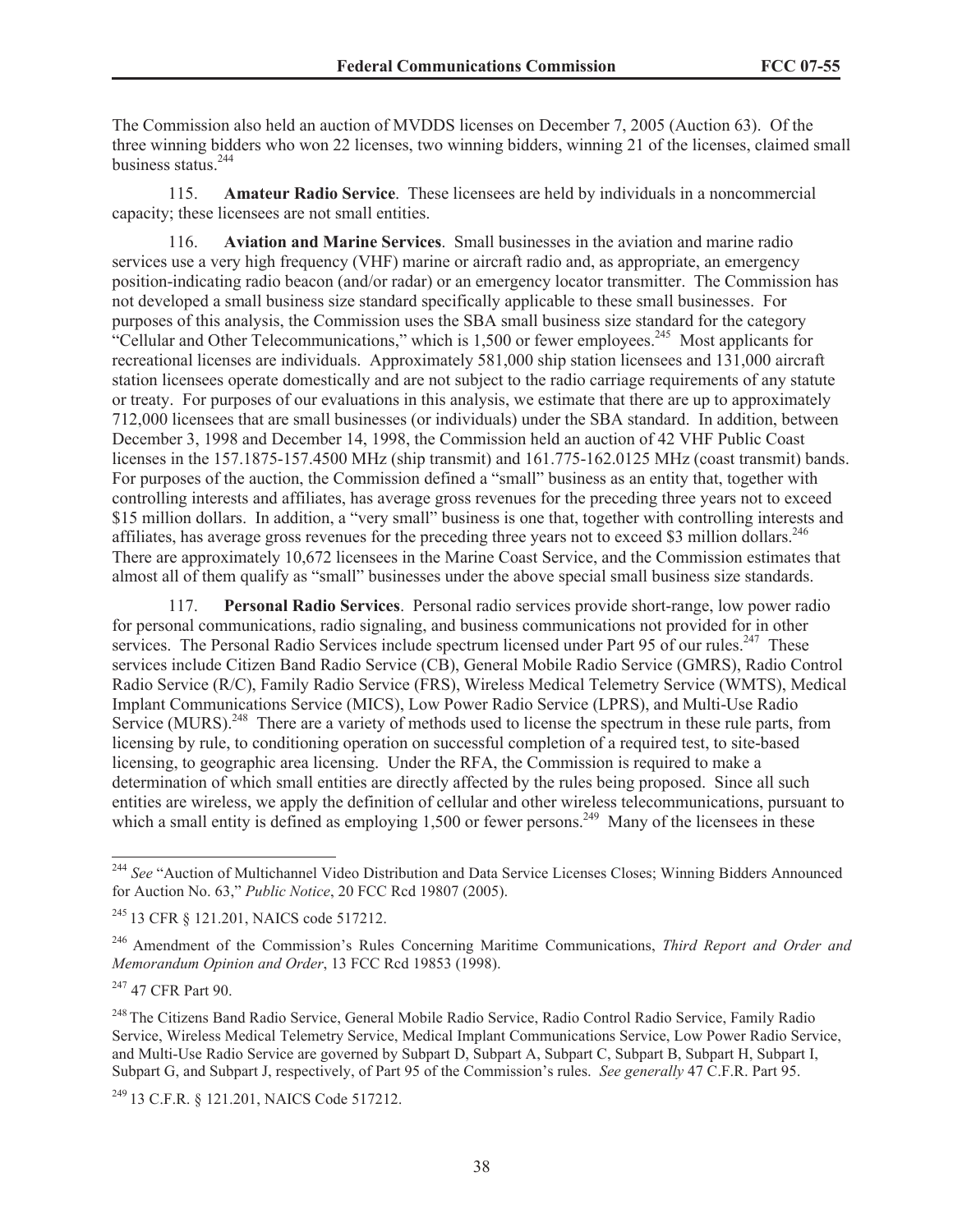The Commission also held an auction of MVDDS licenses on December 7, 2005 (Auction 63). Of the three winning bidders who won 22 licenses, two winning bidders, winning 21 of the licenses, claimed small business status.[244]

115. **Amateur Radio Service**. These licensees are held by individuals in a noncommercial capacity; these licensees are not small entities.

116. **Aviation and Marine Services**. Small businesses in the aviation and marine radio services use a very high frequency (VHF) marine or aircraft radio and, as appropriate, an emergency position-indicating radio beacon (and/or radar) or an emergency locator transmitter. The Commission has not developed a small business size standard specifically applicable to these small businesses. For purposes of this analysis, the Commission uses the SBA small business size standard for the category "Cellular and Other Telecommunications," which is 1,500 or fewer employees.[245] Most applicants for recreational licenses are individuals. Approximately 581,000 ship station licensees and 131,000 aircraft station licensees operate domestically and are not subject to the radio carriage requirements of any statute or treaty. For purposes of our evaluations in this analysis, we estimate that there are up to approximately 712,000 licensees that are small businesses (or individuals) under the SBA standard. In addition, between December 3, 1998 and December 14, 1998, the Commission held an auction of 42 VHF Public Coast licenses in the 157.1875-157.4500 MHz (ship transmit) and 161.775-162.0125 MHz (coast transmit) bands. For purposes of the auction, the Commission defined a "small" business as an entity that, together with controlling interests and affiliates, has average gross revenues for the preceding three years not to exceed \$15 million dollars. In addition, a "very small" business is one that, together with controlling interests and affiliates, has average gross revenues for the preceding three years not to exceed \$3 million dollars.[246] There are approximately 10,672 licensees in the Marine Coast Service, and the Commission estimates that almost all of them qualify as "small" businesses under the above special small business size standards.

117. **Personal Radio Services**. Personal radio services provide short-range, low power radio for personal communications, radio signaling, and business communications not provided for in other services. The Personal Radio Services include spectrum licensed under Part 95 of our rules.[247] These services include Citizen Band Radio Service (CB), General Mobile Radio Service (GMRS), Radio Control Radio Service (R/C), Family Radio Service (FRS), Wireless Medical Telemetry Service (WMTS), Medical Implant Communications Service (MICS), Low Power Radio Service (LPRS), and Multi-Use Radio Service (MURS).[248] There are a variety of methods used to license the spectrum in these rule parts, from licensing by rule, to conditioning operation on successful completion of a required test, to site-based licensing, to geographic area licensing. Under the RFA, the Commission is required to make a determination of which small entities are directly affected by the rules being proposed. Since all such entities are wireless, we apply the definition of cellular and other wireless telecommunications, pursuant to which a small entity is defined as employing 1,500 or fewer persons.[249] Many of the licensees in these

---

[244] *See* "Auction of Multichannel Video Distribution and Data Service Licenses Closes; Winning Bidders Announced for Auction No. 63," *Public Notice*, 20 FCC Rcd 19807 (2005).

[245] 13 CFR § 121.201, NAICS code 517212.

[246] Amendment of the Commission's Rules Concerning Maritime Communications, *Third Report and Order and Memorandum Opinion and Order*, 13 FCC Rcd 19853 (1998).

[247] 47 CFR Part 90.

[248] The Citizens Band Radio Service, General Mobile Radio Service, Radio Control Radio Service, Family Radio Service, Wireless Medical Telemetry Service, Medical Implant Communications Service, Low Power Radio Service, and Multi-Use Radio Service are governed by Subpart D, Subpart A, Subpart C, Subpart B, Subpart H, Subpart I, Subpart G, and Subpart J, respectively, of Part 95 of the Commission's rules. *See generally* 47 C.F.R. Part 95.

[249] 13 C.F.R. § 121.201, NAICS Code 517212.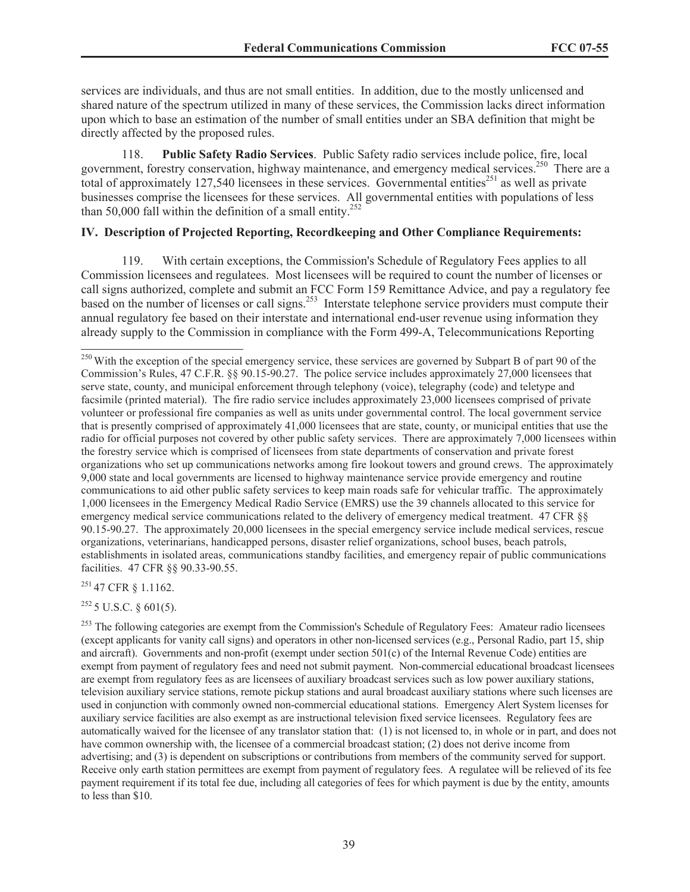services are individuals, and thus are not small entities. In addition, due to the mostly unlicensed and shared nature of the spectrum utilized in many of these services, the Commission lacks direct information upon which to base an estimation of the number of small entities under an SBA definition that might be directly affected by the proposed rules.

118. **Public Safety Radio Services**. Public Safety radio services include police, fire, local government, forestry conservation, highway maintenance, and emergency medical services.[250] There are a total of approximately 127,540 licensees in these services. Governmental entities[251] as well as private businesses comprise the licensees for these services. All governmental entities with populations of less than 50,000 fall within the definition of a small entity.[252]

**IV. Description of Projected Reporting, Recordkeeping and Other Compliance Requirements:**

119. With certain exceptions, the Commission's Schedule of Regulatory Fees applies to all Commission licensees and regulatees. Most licensees will be required to count the number of licenses or call signs authorized, complete and submit an FCC Form 159 Remittance Advice, and pay a regulatory fee based on the number of licenses or call signs.[253] Interstate telephone service providers must compute their annual regulatory fee based on their interstate and international end-user revenue using information they already supply to the Commission in compliance with the Form 499-A, Telecommunications Reporting

---

[250] With the exception of the special emergency service, these services are governed by Subpart B of part 90 of the Commission's Rules, 47 C.F.R. §§ 90.15-90.27. The police service includes approximately 27,000 licensees that serve state, county, and municipal enforcement through telephony (voice), telegraphy (code) and teletype and facsimile (printed material). The fire radio service includes approximately 23,000 licensees comprised of private volunteer or professional fire companies as well as units under governmental control. The local government service that is presently comprised of approximately 41,000 licensees that are state, county, or municipal entities that use the radio for official purposes not covered by other public safety services. There are approximately 7,000 licensees within the forestry service which is comprised of licensees from state departments of conservation and private forest organizations who set up communications networks among fire lookout towers and ground crews. The approximately 9,000 state and local governments are licensed to highway maintenance service provide emergency and routine communications to aid other public safety services to keep main roads safe for vehicular traffic. The approximately 1,000 licensees in the Emergency Medical Radio Service (EMRS) use the 39 channels allocated to this service for emergency medical service communications related to the delivery of emergency medical treatment. 47 CFR §§ 90.15-90.27. The approximately 20,000 licensees in the special emergency service include medical services, rescue organizations, veterinarians, handicapped persons, disaster relief organizations, school buses, beach patrols, establishments in isolated areas, communications standby facilities, and emergency repair of public communications facilities. 47 CFR §§ 90.33-90.55.

[251] 47 CFR § 1.1162.

[252] 5 U.S.C. § 601(5).

[253] The following categories are exempt from the Commission's Schedule of Regulatory Fees: Amateur radio licensees (except applicants for vanity call signs) and operators in other non-licensed services (e.g., Personal Radio, part 15, ship and aircraft). Governments and non-profit (exempt under section 501(c) of the Internal Revenue Code) entities are exempt from payment of regulatory fees and need not submit payment. Non-commercial educational broadcast licensees are exempt from regulatory fees as are licensees of auxiliary broadcast services such as low power auxiliary stations, television auxiliary service stations, remote pickup stations and aural broadcast auxiliary stations where such licenses are used in conjunction with commonly owned non-commercial educational stations. Emergency Alert System licenses for auxiliary service facilities are also exempt as are instructional television fixed service licensees. Regulatory fees are automatically waived for the licensee of any translator station that: (1) is not licensed to, in whole or in part, and does not have common ownership with, the licensee of a commercial broadcast station; (2) does not derive income from advertising; and (3) is dependent on subscriptions or contributions from members of the community served for support. Receive only earth station permittees are exempt from payment of regulatory fees. A regulatee will be relieved of its fee payment requirement if its total fee due, including all categories of fees for which payment is due by the entity, amounts to less than $10.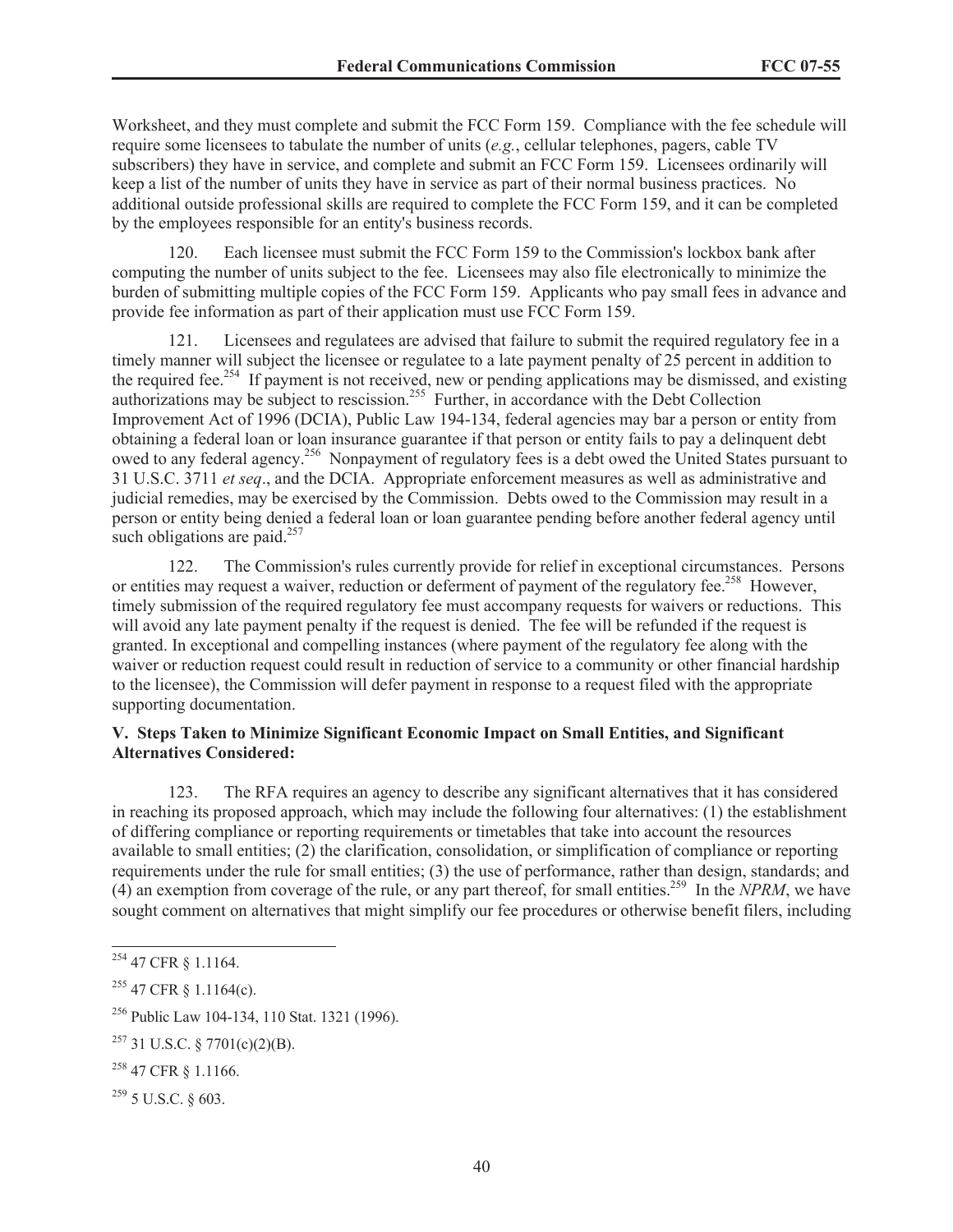Worksheet, and they must complete and submit the FCC Form 159. Compliance with the fee schedule will require some licensees to tabulate the number of units (*e.g.*, cellular telephones, pagers, cable TV subscribers) they have in service, and complete and submit an FCC Form 159. Licensees ordinarily will keep a list of the number of units they have in service as part of their normal business practices. No additional outside professional skills are required to complete the FCC Form 159, and it can be completed by the employees responsible for an entity's business records.

120. Each licensee must submit the FCC Form 159 to the Commission's lockbox bank after computing the number of units subject to the fee. Licensees may also file electronically to minimize the burden of submitting multiple copies of the FCC Form 159. Applicants who pay small fees in advance and provide fee information as part of their application must use FCC Form 159.

121. Licensees and regulatees are advised that failure to submit the required regulatory fee in a timely manner will subject the licensee or regulatee to a late payment penalty of 25 percent in addition to the required fee.[254] If payment is not received, new or pending applications may be dismissed, and existing authorizations may be subject to rescission.[255] Further, in accordance with the Debt Collection Improvement Act of 1996 (DCIA), Public Law 194-134, federal agencies may bar a person or entity from obtaining a federal loan or loan insurance guarantee if that person or entity fails to pay a delinquent debt owed to any federal agency.[256] Nonpayment of regulatory fees is a debt owed the United States pursuant to 31 U.S.C. 3711 *et seq*., and the DCIA. Appropriate enforcement measures as well as administrative and judicial remedies, may be exercised by the Commission. Debts owed to the Commission may result in a person or entity being denied a federal loan or loan guarantee pending before another federal agency until such obligations are paid.[257]

122. The Commission's rules currently provide for relief in exceptional circumstances. Persons or entities may request a waiver, reduction or deferment of payment of the regulatory fee.[258] However, timely submission of the required regulatory fee must accompany requests for waivers or reductions. This will avoid any late payment penalty if the request is denied. The fee will be refunded if the request is granted. In exceptional and compelling instances (where payment of the regulatory fee along with the waiver or reduction request could result in reduction of service to a community or other financial hardship to the licensee), the Commission will defer payment in response to a request filed with the appropriate supporting documentation.

**V. Steps Taken to Minimize Significant Economic Impact on Small Entities, and Significant Alternatives Considered:**

123. The RFA requires an agency to describe any significant alternatives that it has considered in reaching its proposed approach, which may include the following four alternatives: (1) the establishment of differing compliance or reporting requirements or timetables that take into account the resources available to small entities; (2) the clarification, consolidation, or simplification of compliance or reporting requirements under the rule for small entities; (3) the use of performance, rather than design, standards; and (4) an exemption from coverage of the rule, or any part thereof, for small entities.[259] In the *NPRM*, we have sought comment on alternatives that might simplify our fee procedures or otherwise benefit filers, including

---

[254] 47 CFR § 1.1164.

[255] 47 CFR § 1.1164(c).

[256] Public Law 104-134, 110 Stat. 1321 (1996).

[257] 31 U.S.C. § 7701(c)(2)(B).

[258] 47 CFR § 1.1166.

[259] 5 U.S.C. § 603.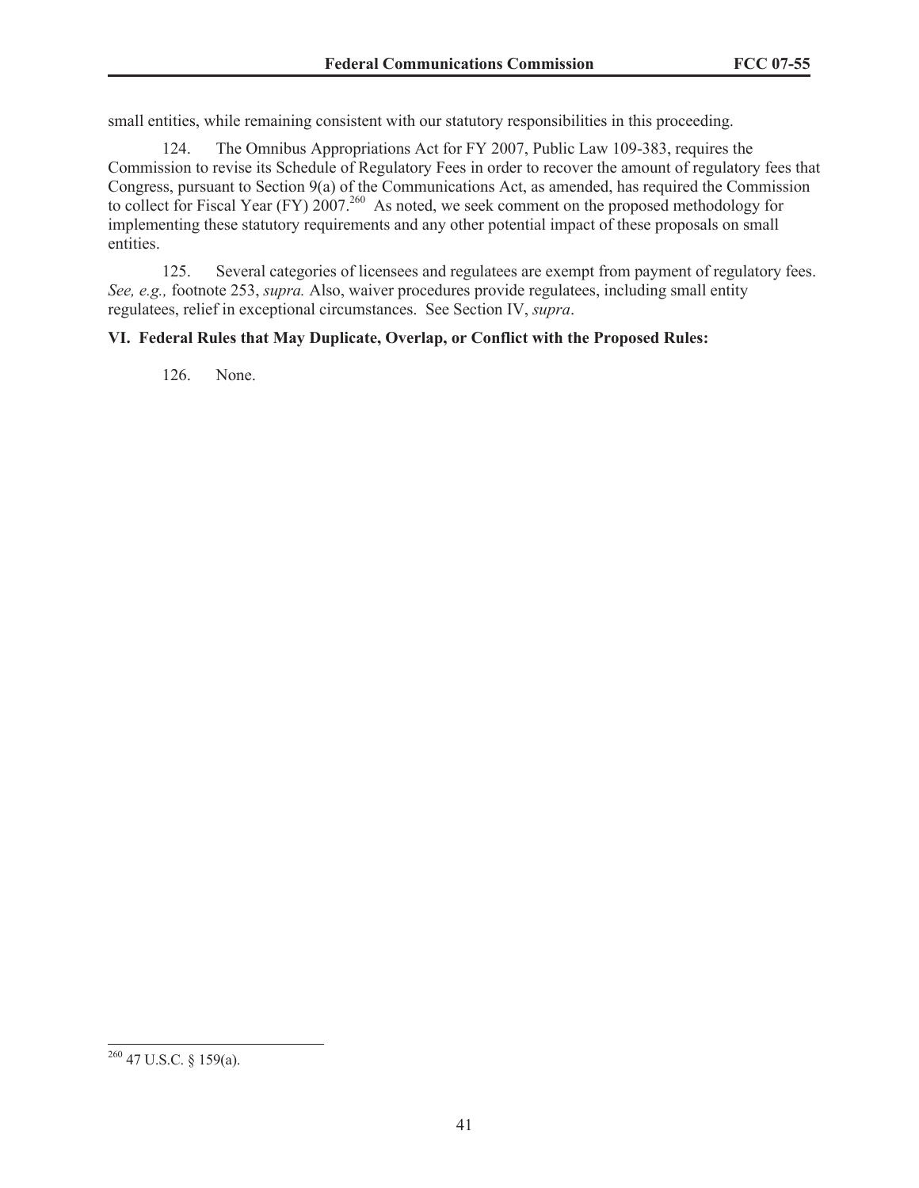small entities, while remaining consistent with our statutory responsibilities in this proceeding.

124. The Omnibus Appropriations Act for FY 2007, Public Law 109-383, requires the Commission to revise its Schedule of Regulatory Fees in order to recover the amount of regulatory fees that Congress, pursuant to Section 9(a) of the Communications Act, as amended, has required the Commission to collect for Fiscal Year (FY) 2007.[260] As noted, we seek comment on the proposed methodology for implementing these statutory requirements and any other potential impact of these proposals on small entities.

125. Several categories of licensees and regulatees are exempt from payment of regulatory fees. *See, e.g.,* footnote 253, *supra.* Also, waiver procedures provide regulatees, including small entity regulatees, relief in exceptional circumstances. See Section IV, *supra*.

### VI. Federal Rules that May Duplicate, Overlap, or Conflict with the Proposed Rules:

126. None.

---

[260] 47 U.S.C. § 159(a).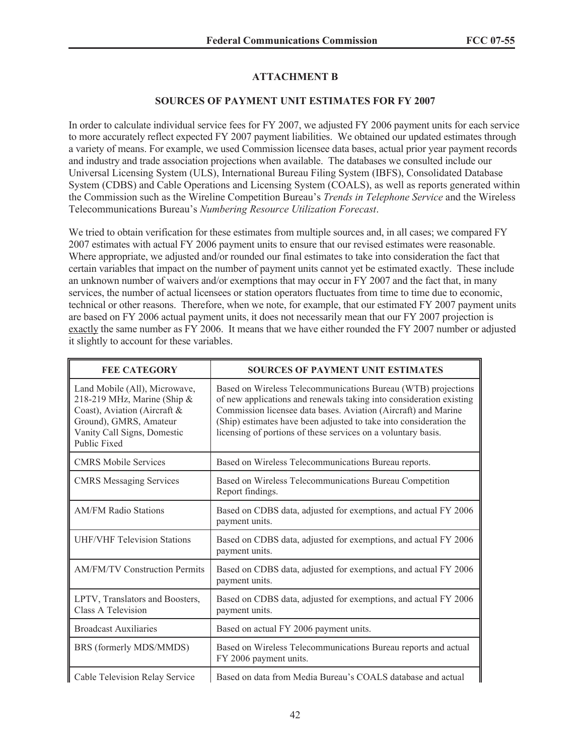## ATTACHMENT B

### SOURCES OF PAYMENT UNIT ESTIMATES FOR FY 2007

In order to calculate individual service fees for FY 2007, we adjusted FY 2006 payment units for each service to more accurately reflect expected FY 2007 payment liabilities. We obtained our updated estimates through a variety of means. For example, we used Commission licensee data bases, actual prior year payment records and industry and trade association projections when available. The databases we consulted include our Universal Licensing System (ULS), International Bureau Filing System (IBFS), Consolidated Database System (CDBS) and Cable Operations and Licensing System (COALS), as well as reports generated within the Commission such as the Wireline Competition Bureau's *Trends in Telephone Service* and the Wireless Telecommunications Bureau's *Numbering Resource Utilization Forecast*.

We tried to obtain verification for these estimates from multiple sources and, in all cases; we compared FY 2007 estimates with actual FY 2006 payment units to ensure that our revised estimates were reasonable. Where appropriate, we adjusted and/or rounded our final estimates to take into consideration the fact that certain variables that impact on the number of payment units cannot yet be estimated exactly. These include an unknown number of waivers and/or exemptions that may occur in FY 2007 and the fact that, in many services, the number of actual licensees or station operators fluctuates from time to time due to economic, technical or other reasons. Therefore, when we note, for example, that our estimated FY 2007 payment units are based on FY 2006 actual payment units, it does not necessarily mean that our FY 2007 projection is exactly the same number as FY 2006. It means that we have either rounded the FY 2007 number or adjusted it slightly to account for these variables.

| FEE CATEGORY | SOURCES OF PAYMENT UNIT ESTIMATES |
|---|---|
| Land Mobile (All), Microwave, 218-219 MHz, Marine (Ship & Coast), Aviation (Aircraft & Ground), GMRS, Amateur Vanity Call Signs, Domestic Public Fixed | Based on Wireless Telecommunications Bureau (WTB) projections of new applications and renewals taking into consideration existing Commission licensee data bases. Aviation (Aircraft) and Marine (Ship) estimates have been adjusted to take into consideration the licensing of portions of these services on a voluntary basis. |
| CMRS Mobile Services | Based on Wireless Telecommunications Bureau reports. |
| CMRS Messaging Services | Based on Wireless Telecommunications Bureau Competition Report findings. |
| AM/FM Radio Stations | Based on CDBS data, adjusted for exemptions, and actual FY 2006 payment units. |
| UHF/VHF Television Stations | Based on CDBS data, adjusted for exemptions, and actual FY 2006 payment units. |
| AM/FM/TV Construction Permits | Based on CDBS data, adjusted for exemptions, and actual FY 2006 payment units. |
| LPTV, Translators and Boosters, Class A Television | Based on CDBS data, adjusted for exemptions, and actual FY 2006 payment units. |
| Broadcast Auxiliaries | Based on actual FY 2006 payment units. |
| BRS (formerly MDS/MMDS) | Based on Wireless Telecommunications Bureau reports and actual FY 2006 payment units. |
| Cable Television Relay Service | Based on data from Media Bureau's COALS database and actual |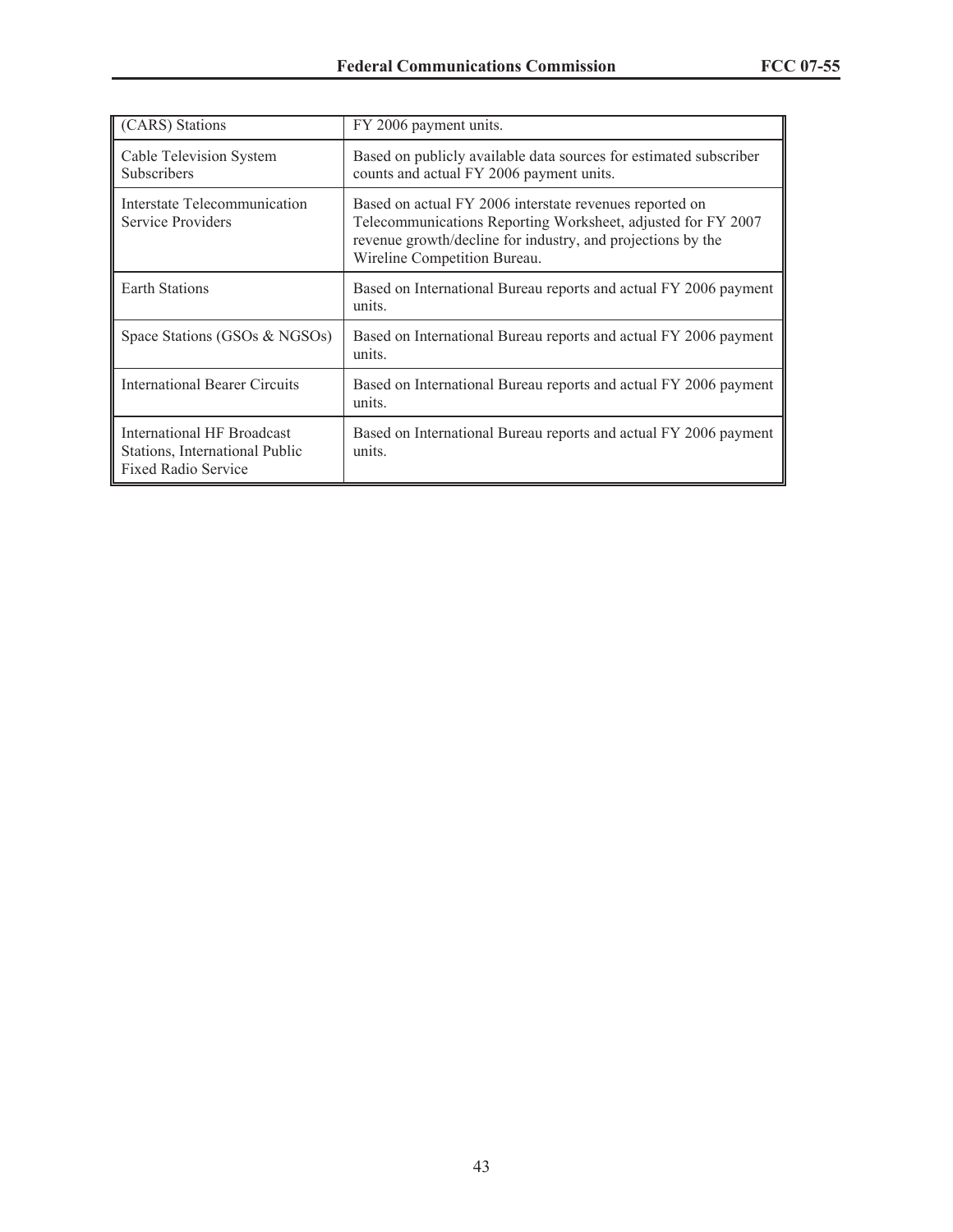| (CARS) Stations | FY 2006 payment units. |
|---|---|
| Cable Television System Subscribers | Based on publicly available data sources for estimated subscriber counts and actual FY 2006 payment units. |
| Interstate Telecommunication Service Providers | Based on actual FY 2006 interstate revenues reported on Telecommunications Reporting Worksheet, adjusted for FY 2007 revenue growth/decline for industry, and projections by the Wireline Competition Bureau. |
| Earth Stations | Based on International Bureau reports and actual FY 2006 payment units. |
| Space Stations (GSOs & NGSOs) | Based on International Bureau reports and actual FY 2006 payment units. |
| International Bearer Circuits | Based on International Bureau reports and actual FY 2006 payment units. |
| International HF Broadcast Stations, International Public Fixed Radio Service | Based on International Bureau reports and actual FY 2006 payment units. |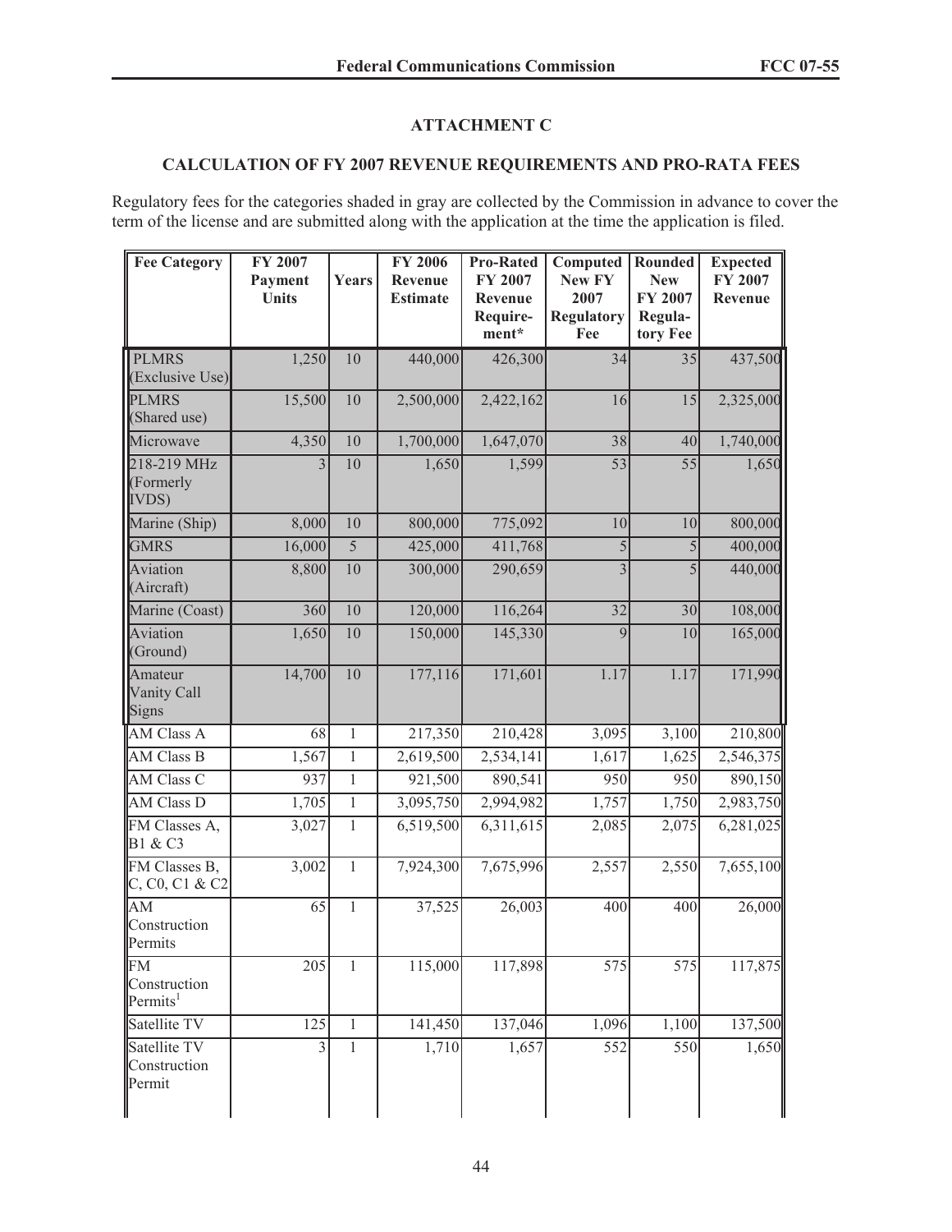## ATTACHMENT C

### CALCULATION OF FY 2007 REVENUE REQUIREMENTS AND PRO-RATA FEES

Regulatory fees for the categories shaded in gray are collected by the Commission in advance to cover the term of the license and are submitted along with the application at the time the application is filed.

| Fee Category | FY 2007 Payment Units | Years | FY 2006 Revenue Estimate | Pro-Rated FY 2007 Revenue Require-ment* | Computed New FY 2007 Regulatory Fee | Rounded New FY 2007 Regula-tory Fee | Expected FY 2007 Revenue |
|---|---|---|---|---|---|---|---|
| PLMRS (Exclusive Use) | 1,250 | 10 | 440,000 | 426,300 | 34 | 35 | 437,500 |
| PLMRS (Shared use) | 15,500 | 10 | 2,500,000 | 2,422,162 | 16 | 15 | 2,325,000 |
| Microwave | 4,350 | 10 | 1,700,000 | 1,647,070 | 38 | 40 | 1,740,000 |
| 218-219 MHz (Formerly IVDS) | 3 | 10 | 1,650 | 1,599 | 53 | 55 | 1,650 |
| Marine (Ship) | 8,000 | 10 | 800,000 | 775,092 | 10 | 10 | 800,000 |
| GMRS | 16,000 | 5 | 425,000 | 411,768 | 5 | 5 | 400,000 |
| Aviation (Aircraft) | 8,800 | 10 | 300,000 | 290,659 | 3 | 5 | 440,000 |
| Marine (Coast) | 360 | 10 | 120,000 | 116,264 | 32 | 30 | 108,000 |
| Aviation (Ground) | 1,650 | 10 | 150,000 | 145,330 | 9 | 10 | 165,000 |
| Amateur Vanity Call Signs | 14,700 | 10 | 177,116 | 171,601 | 1.17 | 1.17 | 171,990 |
| AM Class A | 68 | 1 | 217,350 | 210,428 | 3,095 | 3,100 | 210,800 |
| AM Class B | 1,567 | 1 | 2,619,500 | 2,534,141 | 1,617 | 1,625 | 2,546,375 |
| AM Class C | 937 | 1 | 921,500 | 890,541 | 950 | 950 | 890,150 |
| AM Class D | 1,705 | 1 | 3,095,750 | 2,994,982 | 1,757 | 1,750 | 2,983,750 |
| FM Classes A, B1 & C3 | 3,027 | 1 | 6,519,500 | 6,311,615 | 2,085 | 2,075 | 6,281,025 |
| FM Classes B, C, C0, C1 & C2 | 3,002 | 1 | 7,924,300 | 7,675,996 | 2,557 | 2,550 | 7,655,100 |
| AM Construction Permits | 65 | 1 | 37,525 | 26,003 | 400 | 400 | 26,000 |
| FM Construction Permits[1] | 205 | 1 | 115,000 | 117,898 | 575 | 575 | 117,875 |
| Satellite TV | 125 | 1 | 141,450 | 137,046 | 1,096 | 1,100 | 137,500 |
| Satellite TV Construction Permit | 3 | 1 | 1,710 | 1,657 | 552 | 550 | 1,650 |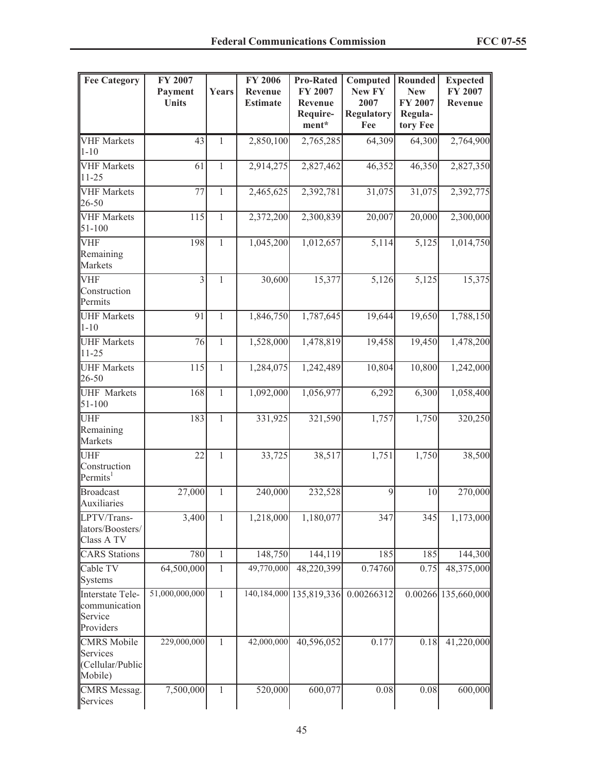| Fee Category | FY 2007 Payment Units | Years | FY 2006 Revenue Estimate | Pro-Rated FY 2007 Revenue Require-ment* | Computed New FY 2007 Regulatory Fee | Rounded New FY 2007 Regula-tory Fee | Expected FY 2007 Revenue |
|---|---|---|---|---|---|---|---|
| VHF Markets 1-10 | 43 | 1 | 2,850,100 | 2,765,285 | 64,309 | 64,300 | 2,764,900 |
| VHF Markets 11-25 | 61 | 1 | 2,914,275 | 2,827,462 | 46,352 | 46,350 | 2,827,350 |
| VHF Markets 26-50 | 77 | 1 | 2,465,625 | 2,392,781 | 31,075 | 31,075 | 2,392,775 |
| VHF Markets 51-100 | 115 | 1 | 2,372,200 | 2,300,839 | 20,007 | 20,000 | 2,300,000 |
| VHF Remaining Markets | 198 | 1 | 1,045,200 | 1,012,657 | 5,114 | 5,125 | 1,014,750 |
| VHF Construction Permits | 3 | 1 | 30,600 | 15,377 | 5,126 | 5,125 | 15,375 |
| UHF Markets 1-10 | 91 | 1 | 1,846,750 | 1,787,645 | 19,644 | 19,650 | 1,788,150 |
| UHF Markets 11-25 | 76 | 1 | 1,528,000 | 1,478,819 | 19,458 | 19,450 | 1,478,200 |
| UHF Markets 26-50 | 115 | 1 | 1,284,075 | 1,242,489 | 10,804 | 10,800 | 1,242,000 |
| UHF Markets 51-100 | 168 | 1 | 1,092,000 | 1,056,977 | 6,292 | 6,300 | 1,058,400 |
| UHF Remaining Markets | 183 | 1 | 331,925 | 321,590 | 1,757 | 1,750 | 320,250 |
| UHF Construction Permits[1] | 22 | 1 | 33,725 | 38,517 | 1,751 | 1,750 | 38,500 |
| Broadcast Auxiliaries | 27,000 | 1 | 240,000 | 232,528 | 9 | 10 | 270,000 |
| LPTV/Trans-lators/Boosters/ Class A TV | 3,400 | 1 | 1,218,000 | 1,180,077 | 347 | 345 | 1,173,000 |
| CARS Stations | 780 | 1 | 148,750 | 144,119 | 185 | 185 | 144,300 |
| Cable TV Systems | 64,500,000 | 1 | 49,770,000 | 48,220,399 | 0.74760 | 0.75 | 48,375,000 |
| Interstate Tele-communication Service Providers | 51,000,000,000 | 1 | 140,184,000 | 135,819,336 | 0.00266312 | 0.00266 | 135,660,000 |
| CMRS Mobile Services (Cellular/Public Mobile) | 229,000,000 | 1 | 42,000,000 | 40,596,052 | 0.177 | 0.18 | 41,220,000 |
| CMRS Messag. Services | 7,500,000 | 1 | 520,000 | 600,077 | 0.08 | 0.08 | 600,000 |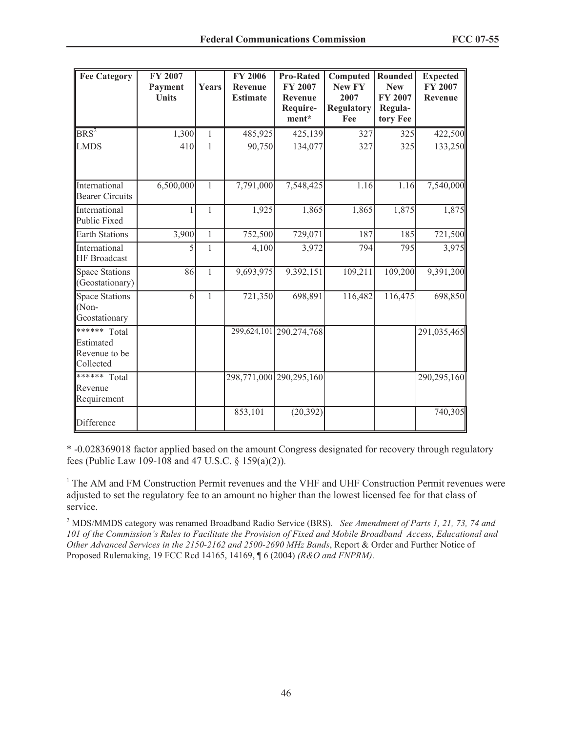| Fee Category | FY 2007 Payment Units | Years | FY 2006 Revenue Estimate | Pro-Rated FY 2007 Revenue Require-ment* | Computed New FY 2007 Regulatory Fee | Rounded New FY 2007 Regula-tory Fee | Expected FY 2007 Revenue |
|---|---|---|---|---|---|---|---|
| BRS[2] | 1,300 | 1 | 485,925 | 425,139 | 327 | 325 | 422,500 |
| LMDS | 410 | 1 | 90,750 | 134,077 | 327 | 325 | 133,250 |
| International Bearer Circuits | 6,500,000 | 1 | 7,791,000 | 7,548,425 | 1.16 | 1.16 | 7,540,000 |
| International Public Fixed | 1 | 1 | 1,925 | 1,865 | 1,865 | 1,875 | 1,875 |
| Earth Stations | 3,900 | 1 | 752,500 | 729,071 | 187 | 185 | 721,500 |
| International HF Broadcast | 5 | 1 | 4,100 | 3,972 | 794 | 795 | 3,975 |
| Space Stations (Geostationary) | 86 | 1 | 9,693,975 | 9,392,151 | 109,211 | 109,200 | 9,391,200 |
| Space Stations (Non-Geostationary | 6 | 1 | 721,350 | 698,891 | 116,482 | 116,475 | 698,850 |
| ****** Total Estimated Revenue to be Collected | | | 299,624,101 | 290,274,768 | | | 291,035,465 |
| ****** Total Revenue Requirement | | | 298,771,000 | 290,295,160 | | | 290,295,160 |
| Difference | | | 853,101 | (20,392) | | | 740,305 |

* -0.028369018 factor applied based on the amount Congress designated for recovery through regulatory fees (Public Law 109-108 and 47 U.S.C. § 159(a)(2)).

[1] The AM and FM Construction Permit revenues and the VHF and UHF Construction Permit revenues were adjusted to set the regulatory fee to an amount no higher than the lowest licensed fee for that class of service.

[2] MDS/MMDS category was renamed Broadband Radio Service (BRS). *See Amendment of Parts 1, 21, 73, 74 and 101 of the Commission's Rules to Facilitate the Provision of Fixed and Mobile Broadband Access, Educational and Other Advanced Services in the 2150-2162 and 2500-2690 MHz Bands*, Report & Order and Further Notice of Proposed Rulemaking, 19 FCC Rcd 14165, 14169, ¶ 6 (2004) *(R&O and FNPRM)*.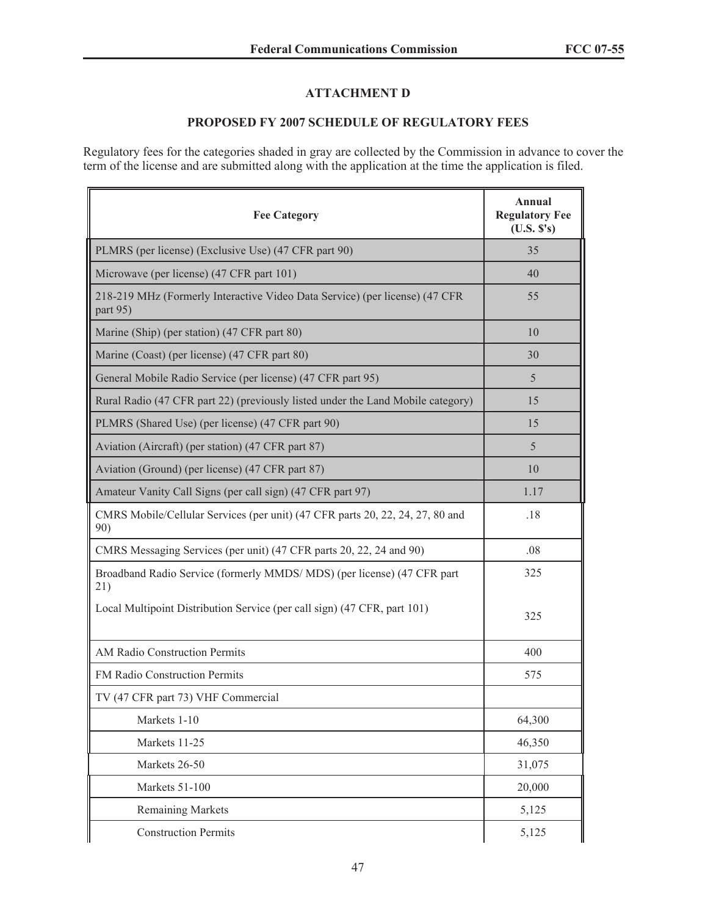## ATTACHMENT D

### PROPOSED FY 2007 SCHEDULE OF REGULATORY FEES

Regulatory fees for the categories shaded in gray are collected by the Commission in advance to cover the term of the license and are submitted along with the application at the time the application is filed.

| Fee Category | Annual Regulatory Fee (U.S. $'s) |
|---|---|
| PLMRS (per license) (Exclusive Use) (47 CFR part 90) | 35 |
| Microwave (per license) (47 CFR part 101) | 40 |
| 218-219 MHz (Formerly Interactive Video Data Service) (per license) (47 CFR part 95) | 55 |
| Marine (Ship) (per station) (47 CFR part 80) | 10 |
| Marine (Coast) (per license) (47 CFR part 80) | 30 |
| General Mobile Radio Service (per license) (47 CFR part 95) | 5 |
| Rural Radio (47 CFR part 22) (previously listed under the Land Mobile category) | 15 |
| PLMRS (Shared Use) (per license) (47 CFR part 90) | 15 |
| Aviation (Aircraft) (per station) (47 CFR part 87) | 5 |
| Aviation (Ground) (per license) (47 CFR part 87) | 10 |
| Amateur Vanity Call Signs (per call sign) (47 CFR part 97) | 1.17 |
| CMRS Mobile/Cellular Services (per unit) (47 CFR parts 20, 22, 24, 27, 80 and 90) | .18 |
| CMRS Messaging Services (per unit) (47 CFR parts 20, 22, 24 and 90) | .08 |
| Broadband Radio Service (formerly MMDS/ MDS) (per license) (47 CFR part 21)<br>Local Multipoint Distribution Service (per call sign) (47 CFR, part 101) | 325<br>325 |
| AM Radio Construction Permits | 400 |
| FM Radio Construction Permits | 575 |
| TV (47 CFR part 73) VHF Commercial | |
| Markets 1-10 | 64,300 |
| Markets 11-25 | 46,350 |
| Markets 26-50 | 31,075 |
| Markets 51-100 | 20,000 |
| Remaining Markets | 5,125 |
| Construction Permits | 5,125 |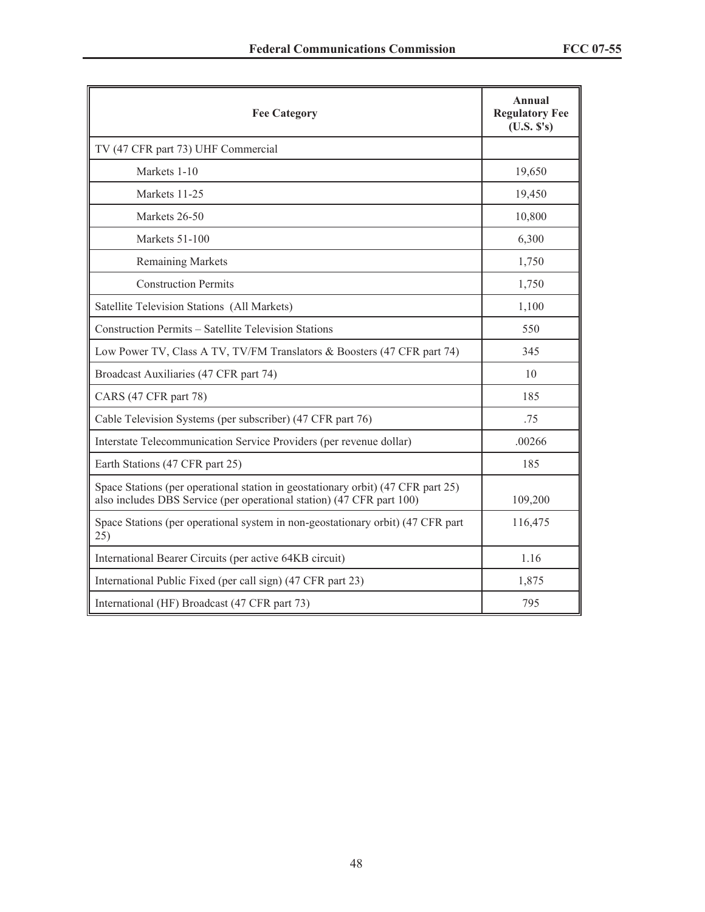| Fee Category | Annual Regulatory Fee (U.S. $'s) |
|---|---|
| TV (47 CFR part 73) UHF Commercial | |
| Markets 1-10 | 19,650 |
| Markets 11-25 | 19,450 |
| Markets 26-50 | 10,800 |
| Markets 51-100 | 6,300 |
| Remaining Markets | 1,750 |
| Construction Permits | 1,750 |
| Satellite Television Stations (All Markets) | 1,100 |
| Construction Permits – Satellite Television Stations | 550 |
| Low Power TV, Class A TV, TV/FM Translators & Boosters (47 CFR part 74) | 345 |
| Broadcast Auxiliaries (47 CFR part 74) | 10 |
| CARS (47 CFR part 78) | 185 |
| Cable Television Systems (per subscriber) (47 CFR part 76) | .75 |
| Interstate Telecommunication Service Providers (per revenue dollar) | .00266 |
| Earth Stations (47 CFR part 25) | 185 |
| Space Stations (per operational station in geostationary orbit) (47 CFR part 25) also includes DBS Service (per operational station) (47 CFR part 100) | 109,200 |
| Space Stations (per operational system in non-geostationary orbit) (47 CFR part 25) | 116,475 |
| International Bearer Circuits (per active 64KB circuit) | 1.16 |
| International Public Fixed (per call sign) (47 CFR part 23) | 1,875 |
| International (HF) Broadcast (47 CFR part 73) | 795 |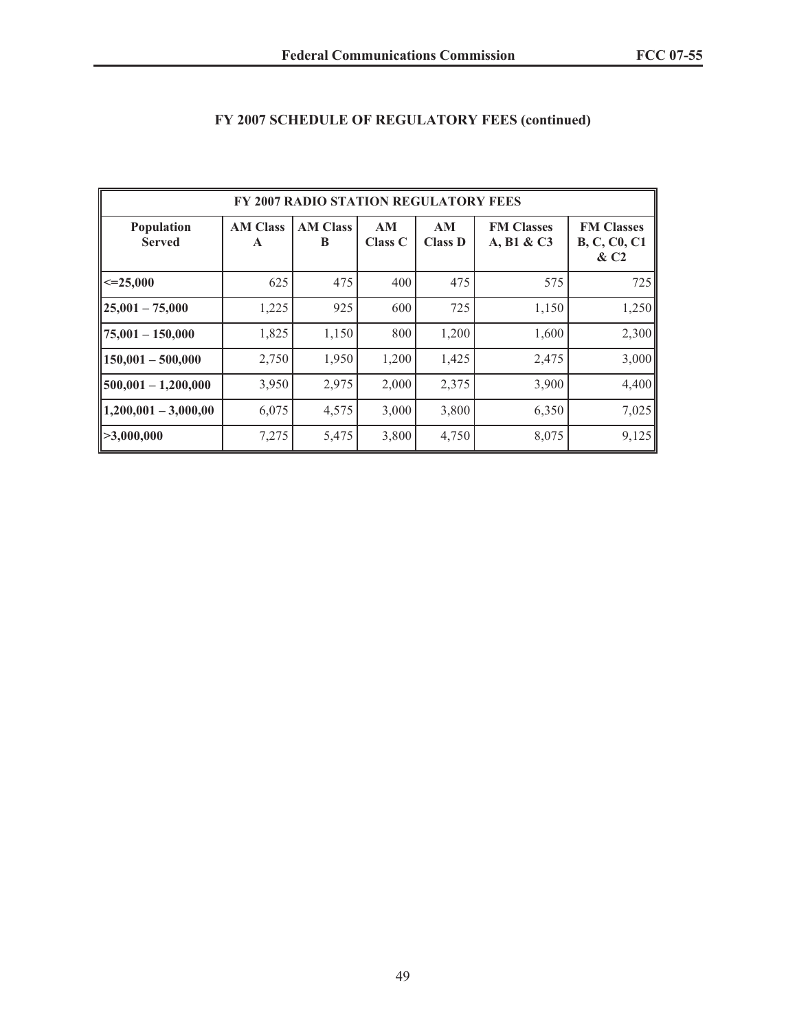## FY 2007 SCHEDULE OF REGULATORY FEES (continued)

| FY 2007 RADIO STATION REGULATORY FEES | | | | | | |
|---|---|---|---|---|---|---|
| **Population Served** | **AM Class A** | **AM Class B** | **AM Class C** | **AM Class D** | **FM Classes A, B1 & C3** | **FM Classes B, C, C0, C1 & C2** |
| **<=25,000** | 625 | 475 | 400 | 475 | 575 | 725 |
| **25,001 – 75,000** | 1,225 | 925 | 600 | 725 | 1,150 | 1,250 |
| **75,001 – 150,000** | 1,825 | 1,150 | 800 | 1,200 | 1,600 | 2,300 |
| **150,001 – 500,000** | 2,750 | 1,950 | 1,200 | 1,425 | 2,475 | 3,000 |
| **500,001 – 1,200,000** | 3,950 | 2,975 | 2,000 | 2,375 | 3,900 | 4,400 |
| **1,200,001 – 3,000,00** | 6,075 | 4,575 | 3,000 | 3,800 | 6,350 | 7,025 |
| **>3,000,000** | 7,275 | 5,475 | 3,800 | 4,750 | 8,075 | 9,125 |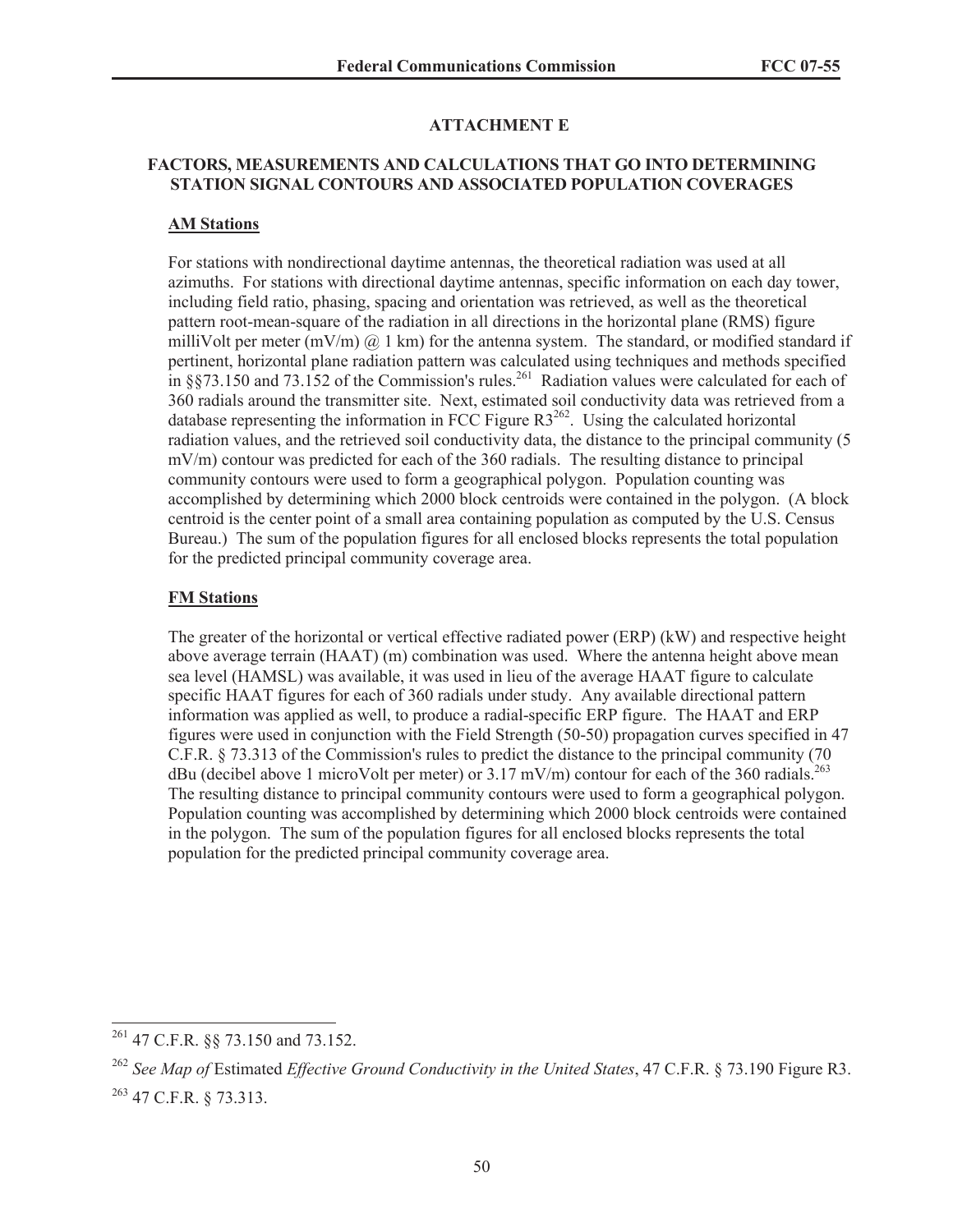# ATTACHMENT E

## FACTORS, MEASUREMENTS AND CALCULATIONS THAT GO INTO DETERMINING STATION SIGNAL CONTOURS AND ASSOCIATED POPULATION COVERAGES

### AM Stations

For stations with nondirectional daytime antennas, the theoretical radiation was used at all azimuths. For stations with directional daytime antennas, specific information on each day tower, including field ratio, phasing, spacing and orientation was retrieved, as well as the theoretical pattern root-mean-square of the radiation in all directions in the horizontal plane (RMS) figure milliVolt per meter (mV/m) @ 1 km) for the antenna system. The standard, or modified standard if pertinent, horizontal plane radiation pattern was calculated using techniques and methods specified in §§73.150 and 73.152 of the Commission's rules.[261] Radiation values were calculated for each of 360 radials around the transmitter site. Next, estimated soil conductivity data was retrieved from a database representing the information in FCC Figure R3[262]. Using the calculated horizontal radiation values, and the retrieved soil conductivity data, the distance to the principal community (5 mV/m) contour was predicted for each of the 360 radials. The resulting distance to principal community contours were used to form a geographical polygon. Population counting was accomplished by determining which 2000 block centroids were contained in the polygon. (A block centroid is the center point of a small area containing population as computed by the U.S. Census Bureau.) The sum of the population figures for all enclosed blocks represents the total population for the predicted principal community coverage area.

### FM Stations

The greater of the horizontal or vertical effective radiated power (ERP) (kW) and respective height above average terrain (HAAT) (m) combination was used. Where the antenna height above mean sea level (HAMSL) was available, it was used in lieu of the average HAAT figure to calculate specific HAAT figures for each of 360 radials under study. Any available directional pattern information was applied as well, to produce a radial-specific ERP figure. The HAAT and ERP figures were used in conjunction with the Field Strength (50-50) propagation curves specified in 47 C.F.R. § 73.313 of the Commission's rules to predict the distance to the principal community (70 dBu (decibel above 1 microVolt per meter) or 3.17 mV/m) contour for each of the 360 radials.[263] The resulting distance to principal community contours were used to form a geographical polygon. Population counting was accomplished by determining which 2000 block centroids were contained in the polygon. The sum of the population figures for all enclosed blocks represents the total population for the predicted principal community coverage area.

---

[261] 47 C.F.R. §§ 73.150 and 73.152.

[262] *See Map of* Estimated *Effective Ground Conductivity in the United States*, 47 C.F.R. § 73.190 Figure R3.

[263] 47 C.F.R. § 73.313.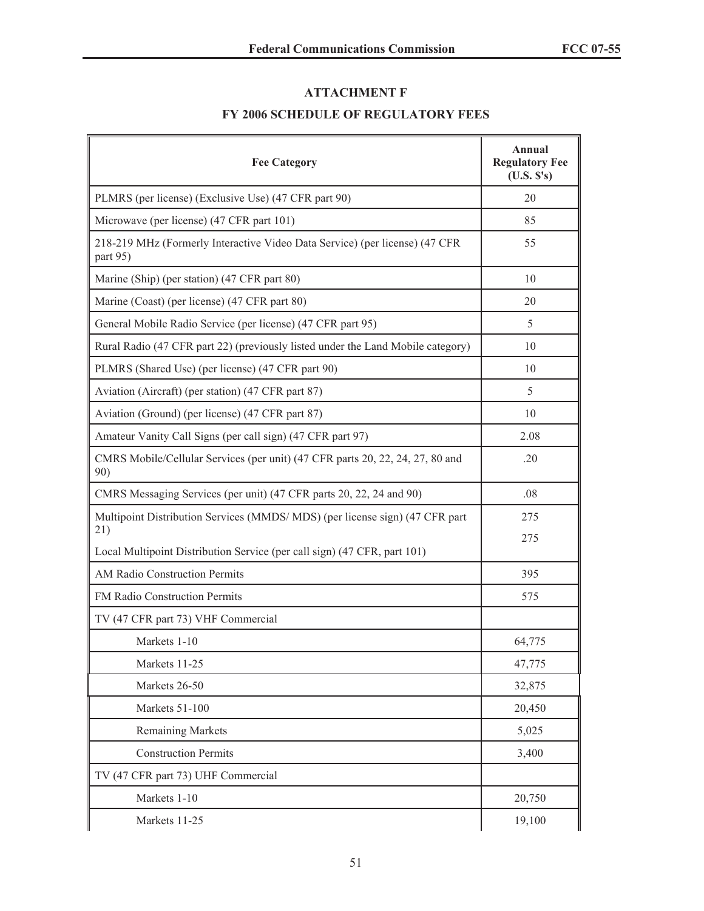## ATTACHMENT F

## FY 2006 SCHEDULE OF REGULATORY FEES

| Fee Category | Annual Regulatory Fee (U.S. $'s) |
|---|---|
| PLMRS (per license) (Exclusive Use) (47 CFR part 90) | 20 |
| Microwave (per license) (47 CFR part 101) | 85 |
| 218-219 MHz (Formerly Interactive Video Data Service) (per license) (47 CFR part 95) | 55 |
| Marine (Ship) (per station) (47 CFR part 80) | 10 |
| Marine (Coast) (per license) (47 CFR part 80) | 20 |
| General Mobile Radio Service (per license) (47 CFR part 95) | 5 |
| Rural Radio (47 CFR part 22) (previously listed under the Land Mobile category) | 10 |
| PLMRS (Shared Use) (per license) (47 CFR part 90) | 10 |
| Aviation (Aircraft) (per station) (47 CFR part 87) | 5 |
| Aviation (Ground) (per license) (47 CFR part 87) | 10 |
| Amateur Vanity Call Signs (per call sign) (47 CFR part 97) | 2.08 |
| CMRS Mobile/Cellular Services (per unit) (47 CFR parts 20, 22, 24, 27, 80 and 90) | .20 |
| CMRS Messaging Services (per unit) (47 CFR parts 20, 22, 24 and 90) | .08 |
| Multipoint Distribution Services (MMDS/ MDS) (per license sign) (47 CFR part 21)<br>Local Multipoint Distribution Service (per call sign) (47 CFR, part 101) | 275<br>275 |
| AM Radio Construction Permits | 395 |
| FM Radio Construction Permits | 575 |
| TV (47 CFR part 73) VHF Commercial | |
| Markets 1-10 | 64,775 |
| Markets 11-25 | 47,775 |
| Markets 26-50 | 32,875 |
| Markets 51-100 | 20,450 |
| Remaining Markets | 5,025 |
| Construction Permits | 3,400 |
| TV (47 CFR part 73) UHF Commercial | |
| Markets 1-10 | 20,750 |
| Markets 11-25 | 19,100 |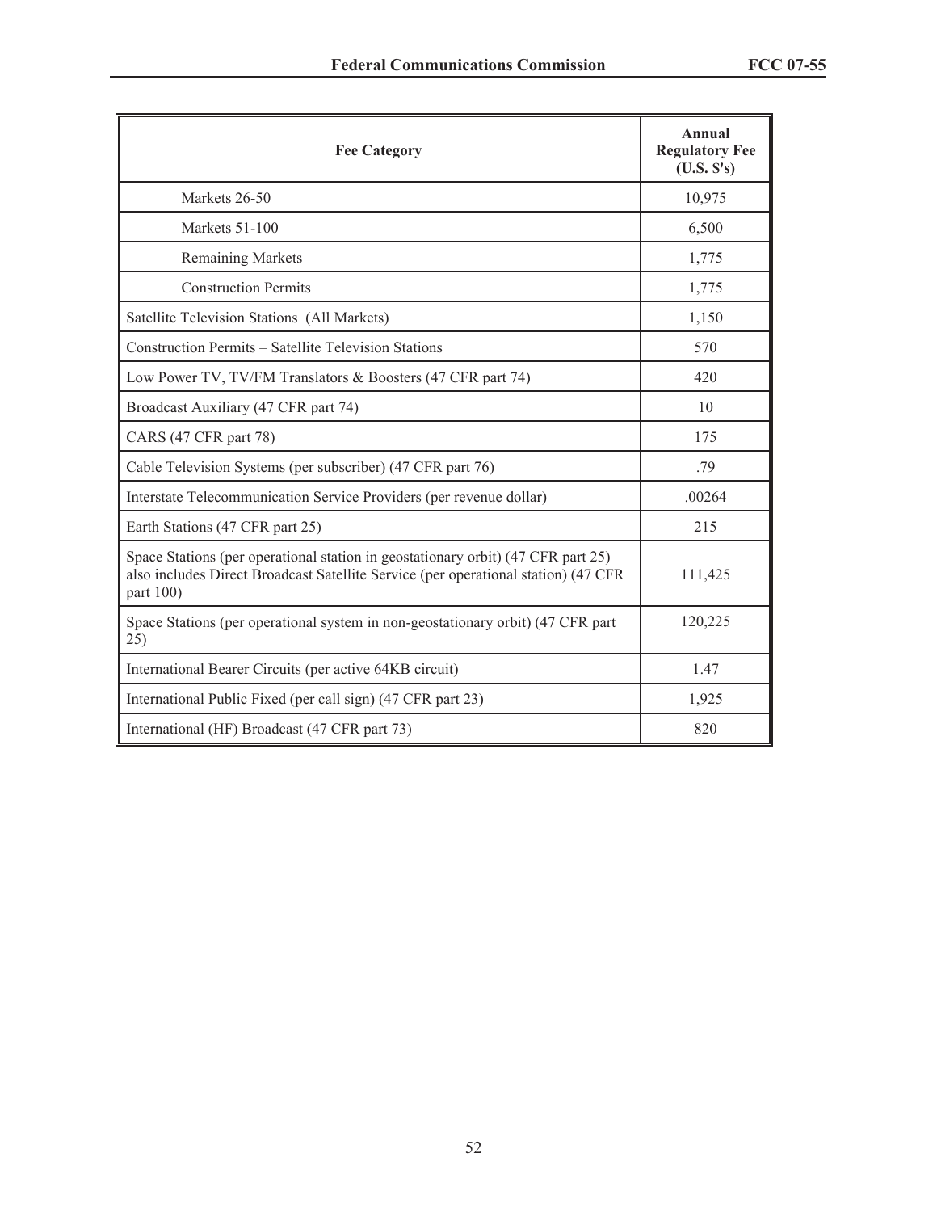| Fee Category | Annual Regulatory Fee (U.S. $'s) |
|---|---|
| Markets 26-50 | 10,975 |
| Markets 51-100 | 6,500 |
| Remaining Markets | 1,775 |
| Construction Permits | 1,775 |
| Satellite Television Stations (All Markets) | 1,150 |
| Construction Permits – Satellite Television Stations | 570 |
| Low Power TV, TV/FM Translators & Boosters (47 CFR part 74) | 420 |
| Broadcast Auxiliary (47 CFR part 74) | 10 |
| CARS (47 CFR part 78) | 175 |
| Cable Television Systems (per subscriber) (47 CFR part 76) | .79 |
| Interstate Telecommunication Service Providers (per revenue dollar) | .00264 |
| Earth Stations (47 CFR part 25) | 215 |
| Space Stations (per operational station in geostationary orbit) (47 CFR part 25) also includes Direct Broadcast Satellite Service (per operational station) (47 CFR part 100) | 111,425 |
| Space Stations (per operational system in non-geostationary orbit) (47 CFR part 25) | 120,225 |
| International Bearer Circuits (per active 64KB circuit) | 1.47 |
| International Public Fixed (per call sign) (47 CFR part 23) | 1,925 |
| International (HF) Broadcast (47 CFR part 73) | 820 |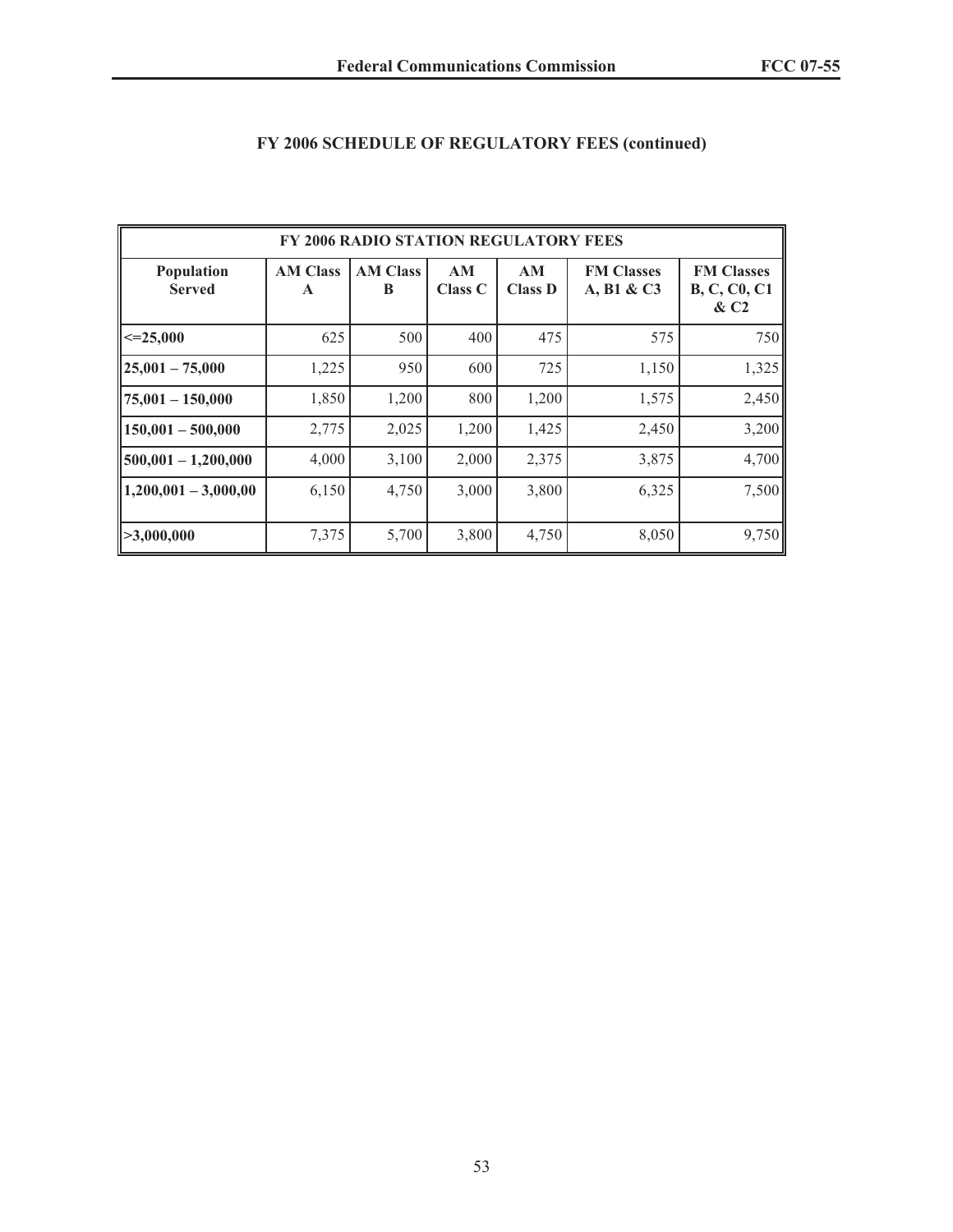## FY 2006 SCHEDULE OF REGULATORY FEES (continued)

| FY 2006 RADIO STATION REGULATORY FEES | | | | | | |
|---|---|---|---|---|---|---|
| **Population Served** | **AM Class A** | **AM Class B** | **AM Class C** | **AM Class D** | **FM Classes A, B1 & C3** | **FM Classes B, C, C0, C1 & C2** |
| **<=25,000** | 625 | 500 | 400 | 475 | 575 | 750 |
| **25,001 – 75,000** | 1,225 | 950 | 600 | 725 | 1,150 | 1,325 |
| **75,001 – 150,000** | 1,850 | 1,200 | 800 | 1,200 | 1,575 | 2,450 |
| **150,001 – 500,000** | 2,775 | 2,025 | 1,200 | 1,425 | 2,450 | 3,200 |
| **500,001 – 1,200,000** | 4,000 | 3,100 | 2,000 | 2,375 | 3,875 | 4,700 |
| **1,200,001 – 3,000,00** | 6,150 | 4,750 | 3,000 | 3,800 | 6,325 | 7,500 |
| **>3,000,000** | 7,375 | 5,700 | 3,800 | 4,750 | 8,050 | 9,750 |